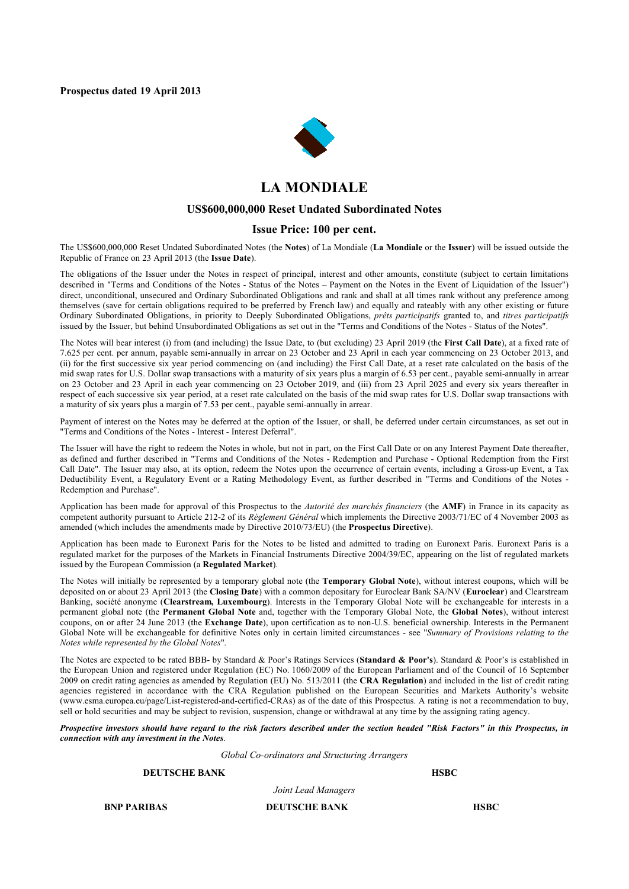**Prospectus dated 19 April 2013**

# LA MONDIALE

## US$600,000,000 Reset Undated Subordinated Notes

## Issue Price: 100 per cent.

The US$600,000,000 Reset Undated Subordinated Notes (the **Notes**) of La Mondiale (**La Mondiale** or the **Issuer**) will be issued outside the Republic of France on 23 April 2013 (the **Issue Date**).

The obligations of the Issuer under the Notes in respect of principal, interest and other amounts, constitute (subject to certain limitations described in "Terms and Conditions of the Notes - Status of the Notes – Payment on the Notes in the Event of Liquidation of the Issuer") direct, unconditional, unsecured and Ordinary Subordinated Obligations and rank and shall at all times rank without any preference among themselves (save for certain obligations required to be preferred by French law) and equally and rateably with any other existing or future Ordinary Subordinated Obligations, in priority to Deeply Subordinated Obligations, *prêts participatifs* granted to, and *titres participatifs* issued by the Issuer, but behind Unsubordinated Obligations as set out in the "Terms and Conditions of the Notes - Status of the Notes".

The Notes will bear interest (i) from (and including) the Issue Date, to (but excluding) 23 April 2019 (the **First Call Date**), at a fixed rate of 7.625 per cent. per annum, payable semi-annually in arrear on 23 October and 23 April in each year commencing on 23 October 2013, and (ii) for the first successive six year period commencing on (and including) the First Call Date, at a reset rate calculated on the basis of the mid swap rates for U.S. Dollar swap transactions with a maturity of six years plus a margin of 6.53 per cent., payable semi-annually in arrear on 23 October and 23 April in each year commencing on 23 October 2019, and (iii) from 23 April 2025 and every six years thereafter in respect of each successive six year period, at a reset rate calculated on the basis of the mid swap rates for U.S. Dollar swap transactions with a maturity of six years plus a margin of 7.53 per cent., payable semi-annually in arrear.

Payment of interest on the Notes may be deferred at the option of the Issuer, or shall, be deferred under certain circumstances, as set out in "Terms and Conditions of the Notes - Interest - Interest Deferral".

The Issuer will have the right to redeem the Notes in whole, but not in part, on the First Call Date or on any Interest Payment Date thereafter, as defined and further described in "Terms and Conditions of the Notes - Redemption and Purchase - Optional Redemption from the First Call Date". The Issuer may also, at its option, redeem the Notes upon the occurrence of certain events, including a Gross-up Event, a Tax Deductibility Event, a Regulatory Event or a Rating Methodology Event, as further described in "Terms and Conditions of the Notes - Redemption and Purchase".

Application has been made for approval of this Prospectus to the *Autorité des marchés financiers* (the **AMF**) in France in its capacity as competent authority pursuant to Article 212-2 of its *Règlement Général* which implements the Directive 2003/71/EC of 4 November 2003 as amended (which includes the amendments made by Directive 2010/73/EU) (the **Prospectus Directive**).

Application has been made to Euronext Paris for the Notes to be listed and admitted to trading on Euronext Paris. Euronext Paris is a regulated market for the purposes of the Markets in Financial Instruments Directive 2004/39/EC, appearing on the list of regulated markets issued by the European Commission (a **Regulated Market**).

The Notes will initially be represented by a temporary global note (the **Temporary Global Note**), without interest coupons, which will be deposited on or about 23 April 2013 (the **Closing Date**) with a common depositary for Euroclear Bank SA/NV (**Euroclear**) and Clearstream Banking, société anonyme (**Clearstream, Luxembourg**). Interests in the Temporary Global Note will be exchangeable for interests in a permanent global note (the **Permanent Global Note** and, together with the Temporary Global Note, the **Global Notes**), without interest coupons, on or after 24 June 2013 (the **Exchange Date**), upon certification as to non-U.S. beneficial ownership. Interests in the Permanent Global Note will be exchangeable for definitive Notes only in certain limited circumstances - see "*Summary of Provisions relating to the Notes while represented by the Global Notes*".

The Notes are expected to be rated BBB- by Standard & Poor's Ratings Services (**Standard & Poor's**). Standard & Poor's is established in the European Union and registered under Regulation (EC) No. 1060/2009 of the European Parliament and of the Council of 16 September 2009 on credit rating agencies as amended by Regulation (EU) No. 513/2011 (the **CRA Regulation**) and included in the list of credit rating agencies registered in accordance with the CRA Regulation published on the European Securities and Markets Authority's website (www.esma.europa.eu/page/List-registered-and-certified-CRAs) as of the date of this Prospectus. A rating is not a recommendation to buy, sell or hold securities and may be subject to revision, suspension, change or withdrawal at any time by the assigning rating agency.

***Prospective investors should have regard to the risk factors described under the section headed "Risk Factors" in this Prospectus, in connection with any investment in the Notes.***

*Global Co-ordinators and Structuring Arrangers*

**DEUTSCHE BANK** **HSBC**

*Joint Lead Managers*

**BNP PARIBAS** **DEUTSCHE BANK** **HSBC**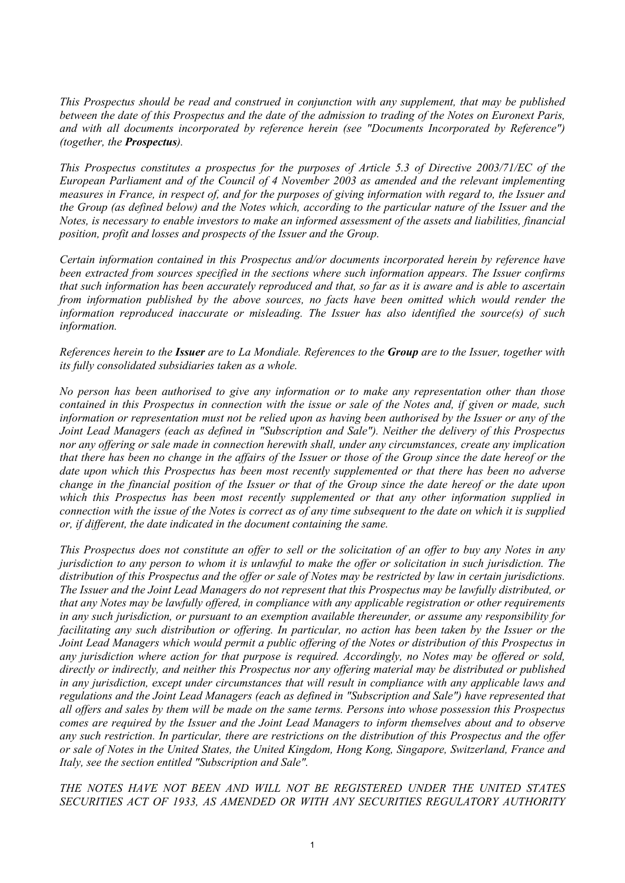*This Prospectus should be read and construed in conjunction with any supplement, that may be published between the date of this Prospectus and the date of the admission to trading of the Notes on Euronext Paris, and with all documents incorporated by reference herein (see "Documents Incorporated by Reference") (together, the **Prospectus**).*

*This Prospectus constitutes a prospectus for the purposes of Article 5.3 of Directive 2003/71/EC of the European Parliament and of the Council of 4 November 2003 as amended and the relevant implementing measures in France, in respect of, and for the purposes of giving information with regard to, the Issuer and the Group (as defined below) and the Notes which, according to the particular nature of the Issuer and the Notes, is necessary to enable investors to make an informed assessment of the assets and liabilities, financial position, profit and losses and prospects of the Issuer and the Group.*

*Certain information contained in this Prospectus and/or documents incorporated herein by reference have been extracted from sources specified in the sections where such information appears. The Issuer confirms that such information has been accurately reproduced and that, so far as it is aware and is able to ascertain from information published by the above sources, no facts have been omitted which would render the information reproduced inaccurate or misleading. The Issuer has also identified the source(s) of such information.*

*References herein to the **Issuer** are to La Mondiale. References to the **Group** are to the Issuer, together with its fully consolidated subsidiaries taken as a whole.*

*No person has been authorised to give any information or to make any representation other than those contained in this Prospectus in connection with the issue or sale of the Notes and, if given or made, such information or representation must not be relied upon as having been authorised by the Issuer or any of the Joint Lead Managers (each as defined in "Subscription and Sale"). Neither the delivery of this Prospectus nor any offering or sale made in connection herewith shall, under any circumstances, create any implication that there has been no change in the affairs of the Issuer or those of the Group since the date hereof or the date upon which this Prospectus has been most recently supplemented or that there has been no adverse change in the financial position of the Issuer or that of the Group since the date hereof or the date upon which this Prospectus has been most recently supplemented or that any other information supplied in connection with the issue of the Notes is correct as of any time subsequent to the date on which it is supplied or, if different, the date indicated in the document containing the same.*

*This Prospectus does not constitute an offer to sell or the solicitation of an offer to buy any Notes in any jurisdiction to any person to whom it is unlawful to make the offer or solicitation in such jurisdiction. The distribution of this Prospectus and the offer or sale of Notes may be restricted by law in certain jurisdictions. The Issuer and the Joint Lead Managers do not represent that this Prospectus may be lawfully distributed, or that any Notes may be lawfully offered, in compliance with any applicable registration or other requirements in any such jurisdiction, or pursuant to an exemption available thereunder, or assume any responsibility for facilitating any such distribution or offering. In particular, no action has been taken by the Issuer or the Joint Lead Managers which would permit a public offering of the Notes or distribution of this Prospectus in any jurisdiction where action for that purpose is required. Accordingly, no Notes may be offered or sold, directly or indirectly, and neither this Prospectus nor any offering material may be distributed or published in any jurisdiction, except under circumstances that will result in compliance with any applicable laws and regulations and the Joint Lead Managers (each as defined in "Subscription and Sale") have represented that all offers and sales by them will be made on the same terms. Persons into whose possession this Prospectus comes are required by the Issuer and the Joint Lead Managers to inform themselves about and to observe any such restriction. In particular, there are restrictions on the distribution of this Prospectus and the offer or sale of Notes in the United States, the United Kingdom, Hong Kong, Singapore, Switzerland, France and Italy, see the section entitled "Subscription and Sale".*

*THE NOTES HAVE NOT BEEN AND WILL NOT BE REGISTERED UNDER THE UNITED STATES SECURITIES ACT OF 1933, AS AMENDED OR WITH ANY SECURITIES REGULATORY AUTHORITY*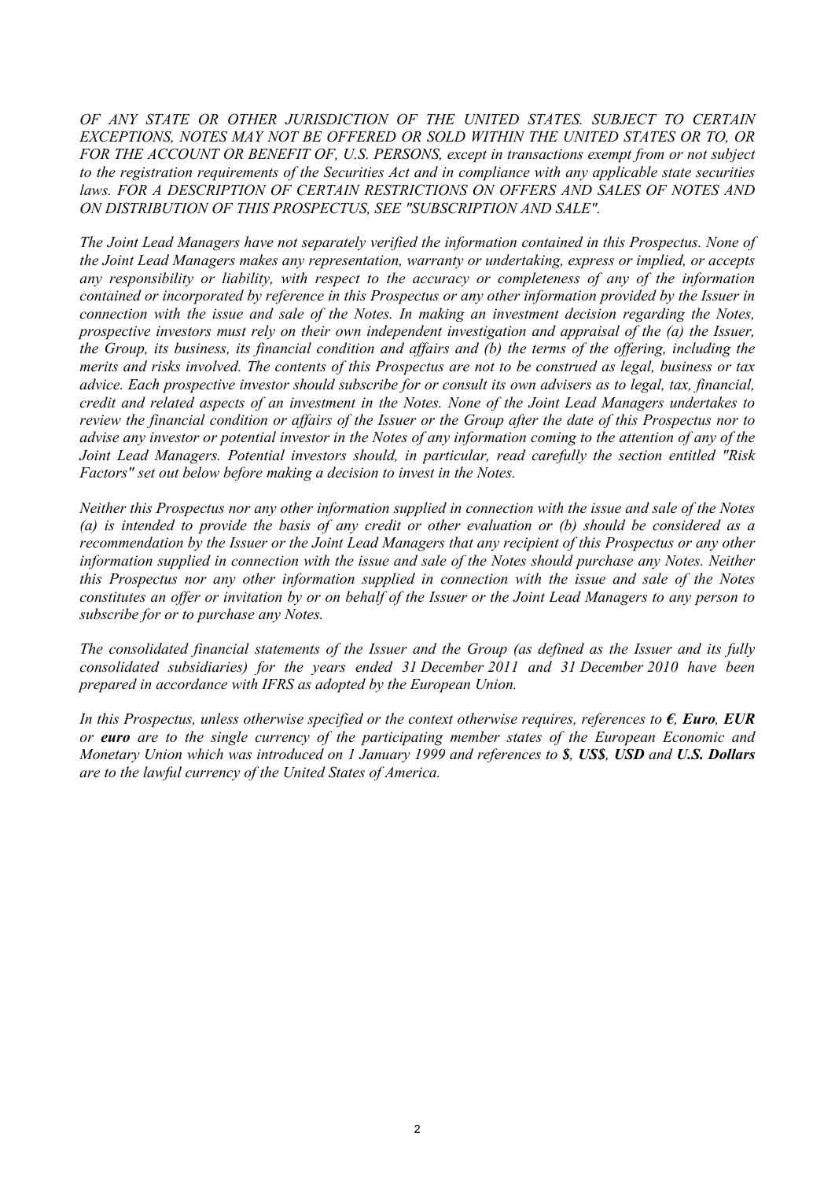*OF ANY STATE OR OTHER JURISDICTION OF THE UNITED STATES. SUBJECT TO CERTAIN EXCEPTIONS, NOTES MAY NOT BE OFFERED OR SOLD WITHIN THE UNITED STATES OR TO, OR FOR THE ACCOUNT OR BENEFIT OF, U.S. PERSONS, except in transactions exempt from or not subject to the registration requirements of the Securities Act and in compliance with any applicable state securities laws. FOR A DESCRIPTION OF CERTAIN RESTRICTIONS ON OFFERS AND SALES OF NOTES AND ON DISTRIBUTION OF THIS PROSPECTUS, SEE "SUBSCRIPTION AND SALE".*

*The Joint Lead Managers have not separately verified the information contained in this Prospectus. None of the Joint Lead Managers makes any representation, warranty or undertaking, express or implied, or accepts any responsibility or liability, with respect to the accuracy or completeness of any of the information contained or incorporated by reference in this Prospectus or any other information provided by the Issuer in connection with the issue and sale of the Notes. In making an investment decision regarding the Notes, prospective investors must rely on their own independent investigation and appraisal of the (a) the Issuer, the Group, its business, its financial condition and affairs and (b) the terms of the offering, including the merits and risks involved. The contents of this Prospectus are not to be construed as legal, business or tax advice. Each prospective investor should subscribe for or consult its own advisers as to legal, tax, financial, credit and related aspects of an investment in the Notes. None of the Joint Lead Managers undertakes to review the financial condition or affairs of the Issuer or the Group after the date of this Prospectus nor to advise any investor or potential investor in the Notes of any information coming to the attention of any of the Joint Lead Managers. Potential investors should, in particular, read carefully the section entitled "Risk Factors" set out below before making a decision to invest in the Notes.*

*Neither this Prospectus nor any other information supplied in connection with the issue and sale of the Notes (a) is intended to provide the basis of any credit or other evaluation or (b) should be considered as a recommendation by the Issuer or the Joint Lead Managers that any recipient of this Prospectus or any other information supplied in connection with the issue and sale of the Notes should purchase any Notes. Neither this Prospectus nor any other information supplied in connection with the issue and sale of the Notes constitutes an offer or invitation by or on behalf of the Issuer or the Joint Lead Managers to any person to subscribe for or to purchase any Notes.*

*The consolidated financial statements of the Issuer and the Group (as defined as the Issuer and its fully consolidated subsidiaries) for the years ended 31 December 2011 and 31 December 2010 have been prepared in accordance with IFRS as adopted by the European Union.*

*In this Prospectus, unless otherwise specified or the context otherwise requires, references to **€**, **Euro**, **EUR** or **euro** are to the single currency of the participating member states of the European Economic and Monetary Union which was introduced on 1 January 1999 and references to **$**, **US$**, **USD** and **U.S. Dollars** are to the lawful currency of the United States of America.*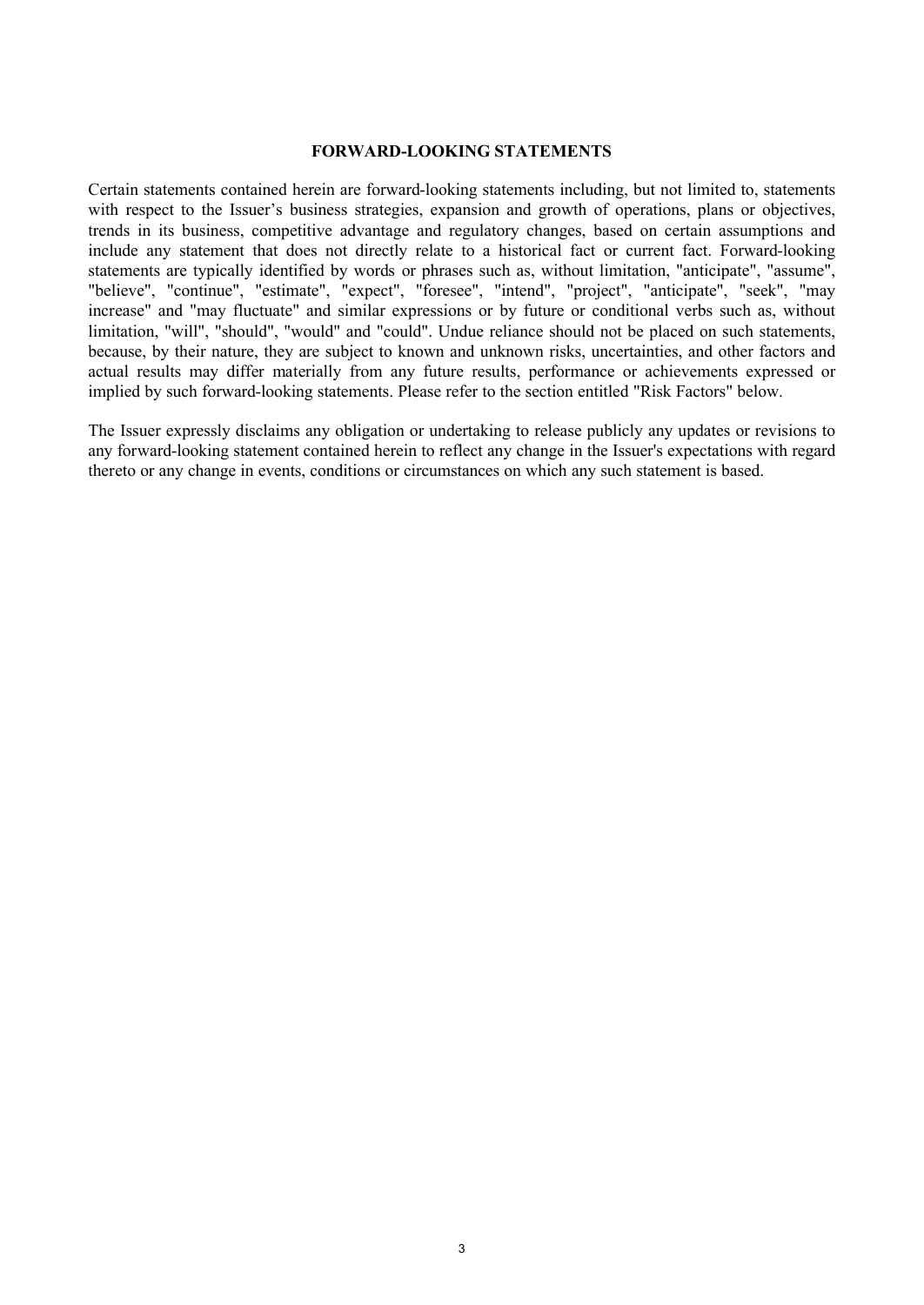## FORWARD-LOOKING STATEMENTS

Certain statements contained herein are forward-looking statements including, but not limited to, statements with respect to the Issuer’s business strategies, expansion and growth of operations, plans or objectives, trends in its business, competitive advantage and regulatory changes, based on certain assumptions and include any statement that does not directly relate to a historical fact or current fact. Forward-looking statements are typically identified by words or phrases such as, without limitation, "anticipate", "assume", "believe", "continue", "estimate", "expect", "foresee", "intend", "project", "anticipate", "seek", "may increase" and "may fluctuate" and similar expressions or by future or conditional verbs such as, without limitation, "will", "should", "would" and "could". Undue reliance should not be placed on such statements, because, by their nature, they are subject to known and unknown risks, uncertainties, and other factors and actual results may differ materially from any future results, performance or achievements expressed or implied by such forward-looking statements. Please refer to the section entitled "Risk Factors" below.

The Issuer expressly disclaims any obligation or undertaking to release publicly any updates or revisions to any forward-looking statement contained herein to reflect any change in the Issuer's expectations with regard thereto or any change in events, conditions or circumstances on which any such statement is based.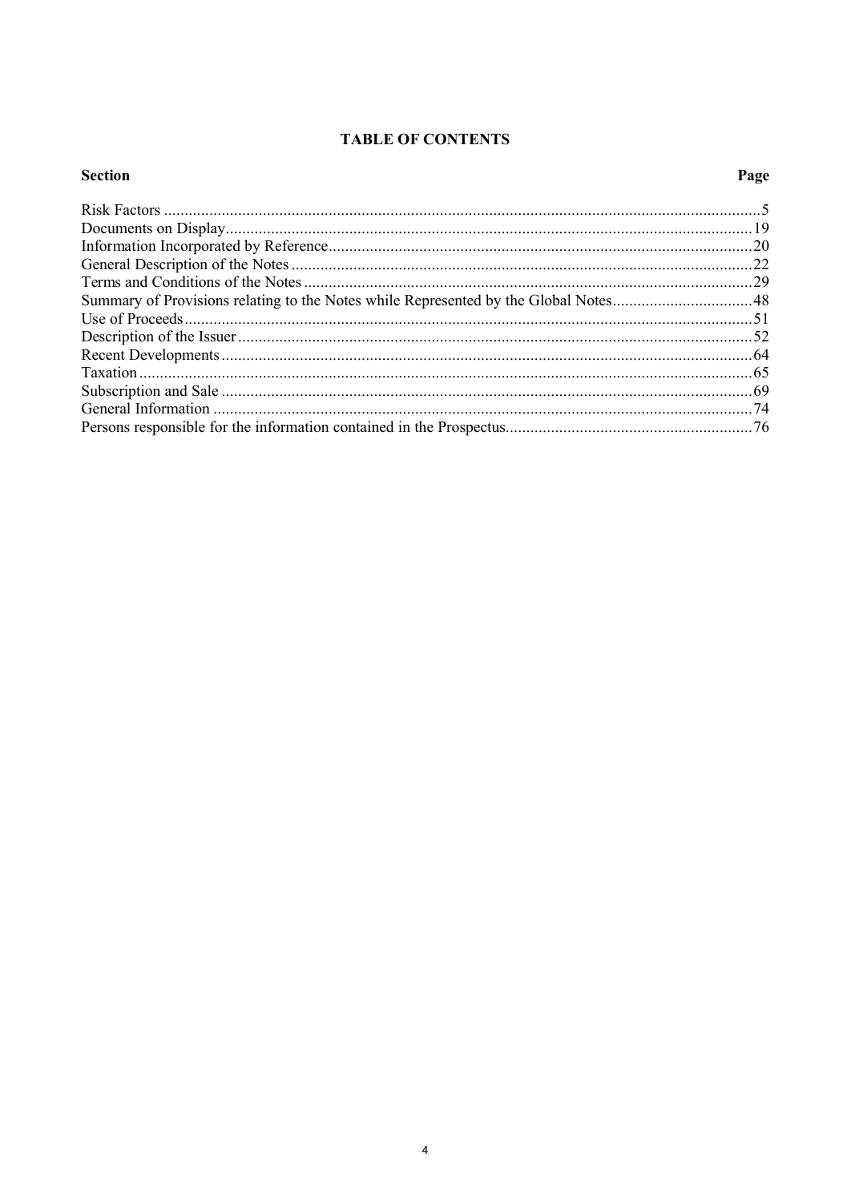# TABLE OF CONTENTS

| Section | Page |
|---|---|
| Risk Factors | 5 |
| Documents on Display | 19 |
| Information Incorporated by Reference | 20 |
| General Description of the Notes | 22 |
| Terms and Conditions of the Notes | 29 |
| Summary of Provisions relating to the Notes while Represented by the Global Notes | 48 |
| Use of Proceeds | 51 |
| Description of the Issuer | 52 |
| Recent Developments | 64 |
| Taxation | 65 |
| Subscription and Sale | 69 |
| General Information | 74 |
| Persons responsible for the information contained in the Prospectus | 76 |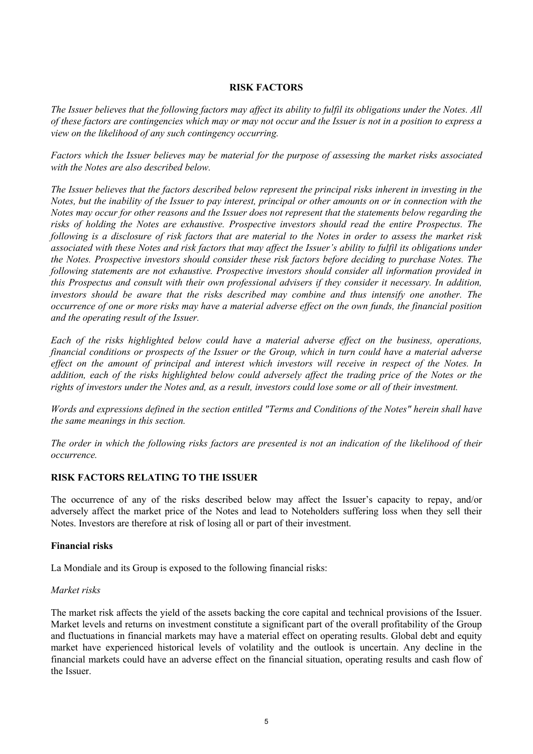## RISK FACTORS

*The Issuer believes that the following factors may affect its ability to fulfil its obligations under the Notes. All of these factors are contingencies which may or may not occur and the Issuer is not in a position to express a view on the likelihood of any such contingency occurring.*

*Factors which the Issuer believes may be material for the purpose of assessing the market risks associated with the Notes are also described below.*

*The Issuer believes that the factors described below represent the principal risks inherent in investing in the Notes, but the inability of the Issuer to pay interest, principal or other amounts on or in connection with the Notes may occur for other reasons and the Issuer does not represent that the statements below regarding the risks of holding the Notes are exhaustive. Prospective investors should read the entire Prospectus. The following is a disclosure of risk factors that are material to the Notes in order to assess the market risk associated with these Notes and risk factors that may affect the Issuer's ability to fulfil its obligations under the Notes. Prospective investors should consider these risk factors before deciding to purchase Notes. The following statements are not exhaustive. Prospective investors should consider all information provided in this Prospectus and consult with their own professional advisers if they consider it necessary. In addition, investors should be aware that the risks described may combine and thus intensify one another. The occurrence of one or more risks may have a material adverse effect on the own funds, the financial position and the operating result of the Issuer.*

*Each of the risks highlighted below could have a material adverse effect on the business, operations, financial conditions or prospects of the Issuer or the Group, which in turn could have a material adverse effect on the amount of principal and interest which investors will receive in respect of the Notes. In addition, each of the risks highlighted below could adversely affect the trading price of the Notes or the rights of investors under the Notes and, as a result, investors could lose some or all of their investment.*

*Words and expressions defined in the section entitled "Terms and Conditions of the Notes" herein shall have the same meanings in this section.*

*The order in which the following risks factors are presented is not an indication of the likelihood of their occurrence.*

### RISK FACTORS RELATING TO THE ISSUER

The occurrence of any of the risks described below may affect the Issuer's capacity to repay, and/or adversely affect the market price of the Notes and lead to Noteholders suffering loss when they sell their Notes. Investors are therefore at risk of losing all or part of their investment.

#### Financial risks

La Mondiale and its Group is exposed to the following financial risks:

*Market risks*

The market risk affects the yield of the assets backing the core capital and technical provisions of the Issuer. Market levels and returns on investment constitute a significant part of the overall profitability of the Group and fluctuations in financial markets may have a material effect on operating results. Global debt and equity market have experienced historical levels of volatility and the outlook is uncertain. Any decline in the financial markets could have an adverse effect on the financial situation, operating results and cash flow of the Issuer.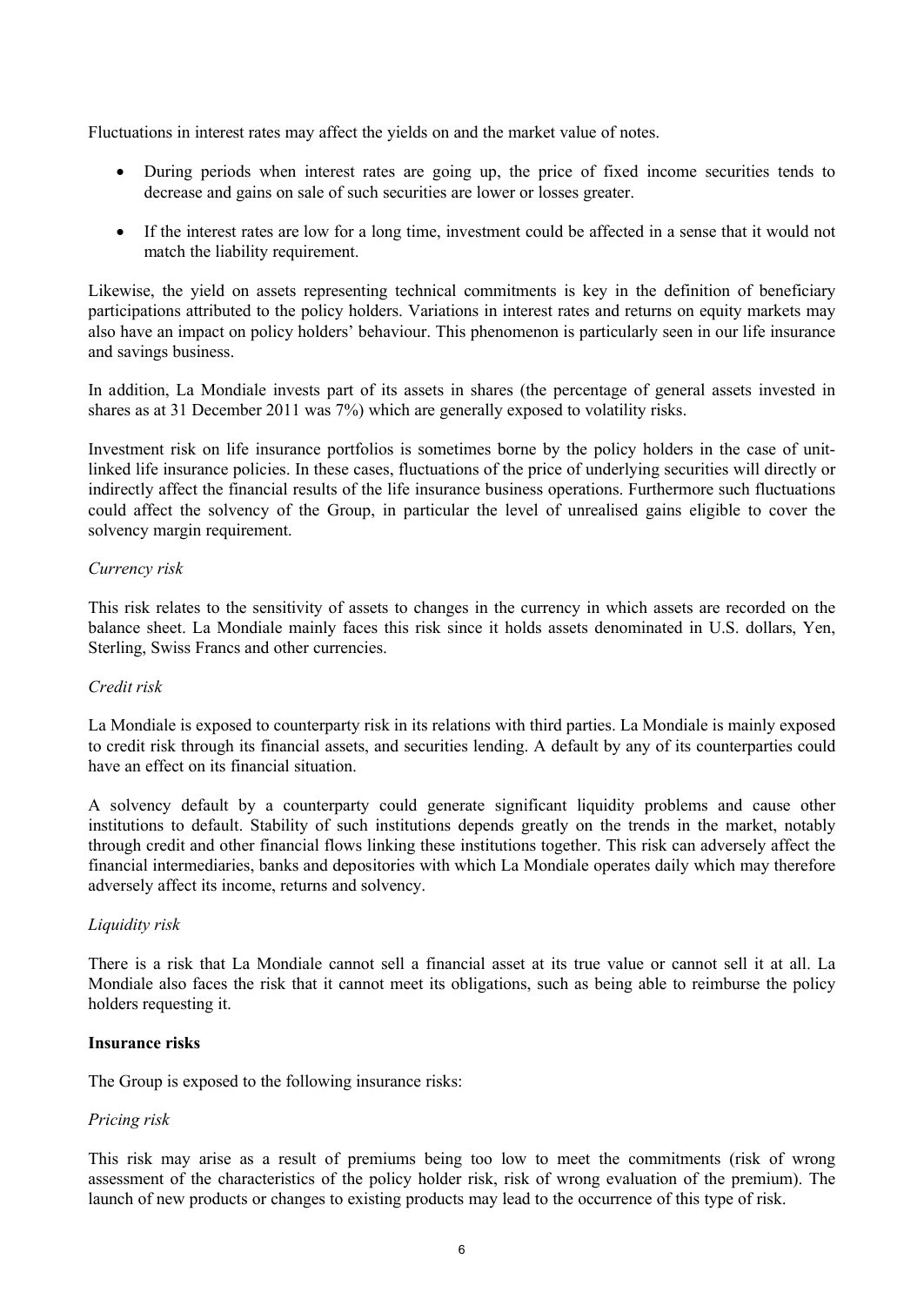Fluctuations in interest rates may affect the yields on and the market value of notes.

- During periods when interest rates are going up, the price of fixed income securities tends to decrease and gains on sale of such securities are lower or losses greater.
- If the interest rates are low for a long time, investment could be affected in a sense that it would not match the liability requirement.

Likewise, the yield on assets representing technical commitments is key in the definition of beneficiary participations attributed to the policy holders. Variations in interest rates and returns on equity markets may also have an impact on policy holders' behaviour. This phenomenon is particularly seen in our life insurance and savings business.

In addition, La Mondiale invests part of its assets in shares (the percentage of general assets invested in shares as at 31 December 2011 was 7%) which are generally exposed to volatility risks.

Investment risk on life insurance portfolios is sometimes borne by the policy holders in the case of unit-linked life insurance policies. In these cases, fluctuations of the price of underlying securities will directly or indirectly affect the financial results of the life insurance business operations. Furthermore such fluctuations could affect the solvency of the Group, in particular the level of unrealised gains eligible to cover the solvency margin requirement.

*Currency risk*

This risk relates to the sensitivity of assets to changes in the currency in which assets are recorded on the balance sheet. La Mondiale mainly faces this risk since it holds assets denominated in U.S. dollars, Yen, Sterling, Swiss Francs and other currencies.

*Credit risk*

La Mondiale is exposed to counterparty risk in its relations with third parties. La Mondiale is mainly exposed to credit risk through its financial assets, and securities lending. A default by any of its counterparties could have an effect on its financial situation.

A solvency default by a counterparty could generate significant liquidity problems and cause other institutions to default. Stability of such institutions depends greatly on the trends in the market, notably through credit and other financial flows linking these institutions together. This risk can adversely affect the financial intermediaries, banks and depositories with which La Mondiale operates daily which may therefore adversely affect its income, returns and solvency.

*Liquidity risk*

There is a risk that La Mondiale cannot sell a financial asset at its true value or cannot sell it at all. La Mondiale also faces the risk that it cannot meet its obligations, such as being able to reimburse the policy holders requesting it.

**Insurance risks**

The Group is exposed to the following insurance risks:

*Pricing risk*

This risk may arise as a result of premiums being too low to meet the commitments (risk of wrong assessment of the characteristics of the policy holder risk, risk of wrong evaluation of the premium). The launch of new products or changes to existing products may lead to the occurrence of this type of risk.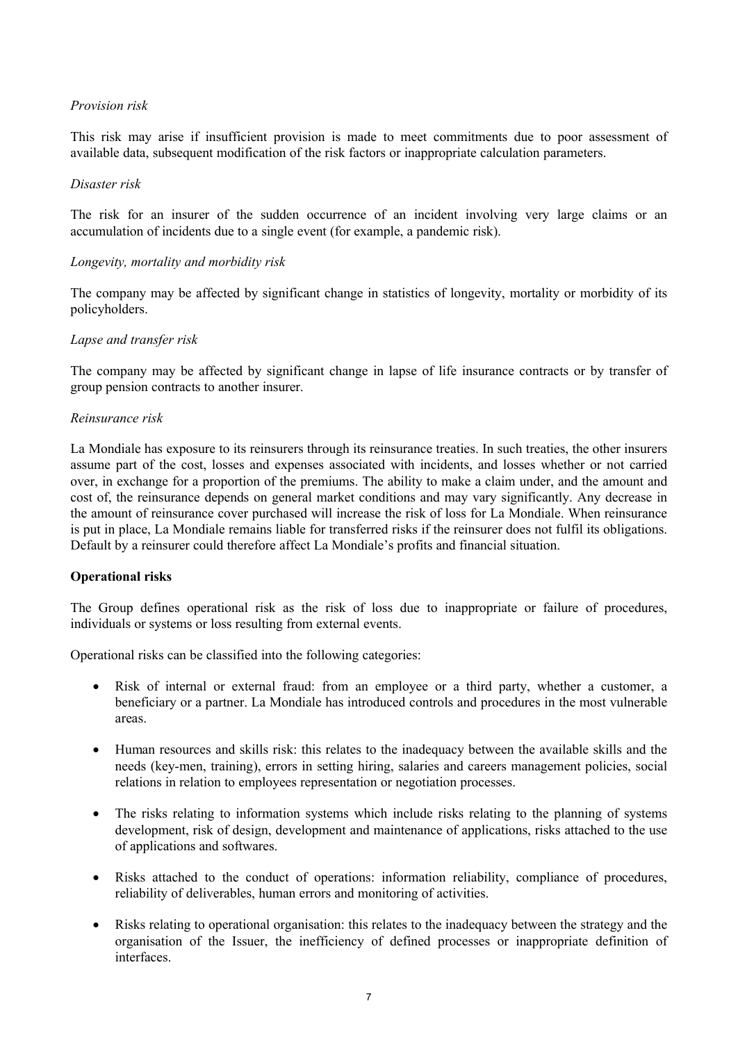*Provision risk*

This risk may arise if insufficient provision is made to meet commitments due to poor assessment of available data, subsequent modification of the risk factors or inappropriate calculation parameters.

*Disaster risk*

The risk for an insurer of the sudden occurrence of an incident involving very large claims or an accumulation of incidents due to a single event (for example, a pandemic risk).

*Longevity, mortality and morbidity risk*

The company may be affected by significant change in statistics of longevity, mortality or morbidity of its policyholders.

*Lapse and transfer risk*

The company may be affected by significant change in lapse of life insurance contracts or by transfer of group pension contracts to another insurer.

*Reinsurance risk*

La Mondiale has exposure to its reinsurers through its reinsurance treaties. In such treaties, the other insurers assume part of the cost, losses and expenses associated with incidents, and losses whether or not carried over, in exchange for a proportion of the premiums. The ability to make a claim under, and the amount and cost of, the reinsurance depends on general market conditions and may vary significantly. Any decrease in the amount of reinsurance cover purchased will increase the risk of loss for La Mondiale. When reinsurance is put in place, La Mondiale remains liable for transferred risks if the reinsurer does not fulfil its obligations. Default by a reinsurer could therefore affect La Mondiale's profits and financial situation.

**Operational risks**

The Group defines operational risk as the risk of loss due to inappropriate or failure of procedures, individuals or systems or loss resulting from external events.

Operational risks can be classified into the following categories:

- Risk of internal or external fraud: from an employee or a third party, whether a customer, a beneficiary or a partner. La Mondiale has introduced controls and procedures in the most vulnerable areas.

- Human resources and skills risk: this relates to the inadequacy between the available skills and the needs (key-men, training), errors in setting hiring, salaries and careers management policies, social relations in relation to employees representation or negotiation processes.

- The risks relating to information systems which include risks relating to the planning of systems development, risk of design, development and maintenance of applications, risks attached to the use of applications and softwares.

- Risks attached to the conduct of operations: information reliability, compliance of procedures, reliability of deliverables, human errors and monitoring of activities.

- Risks relating to operational organisation: this relates to the inadequacy between the strategy and the organisation of the Issuer, the inefficiency of defined processes or inappropriate definition of interfaces.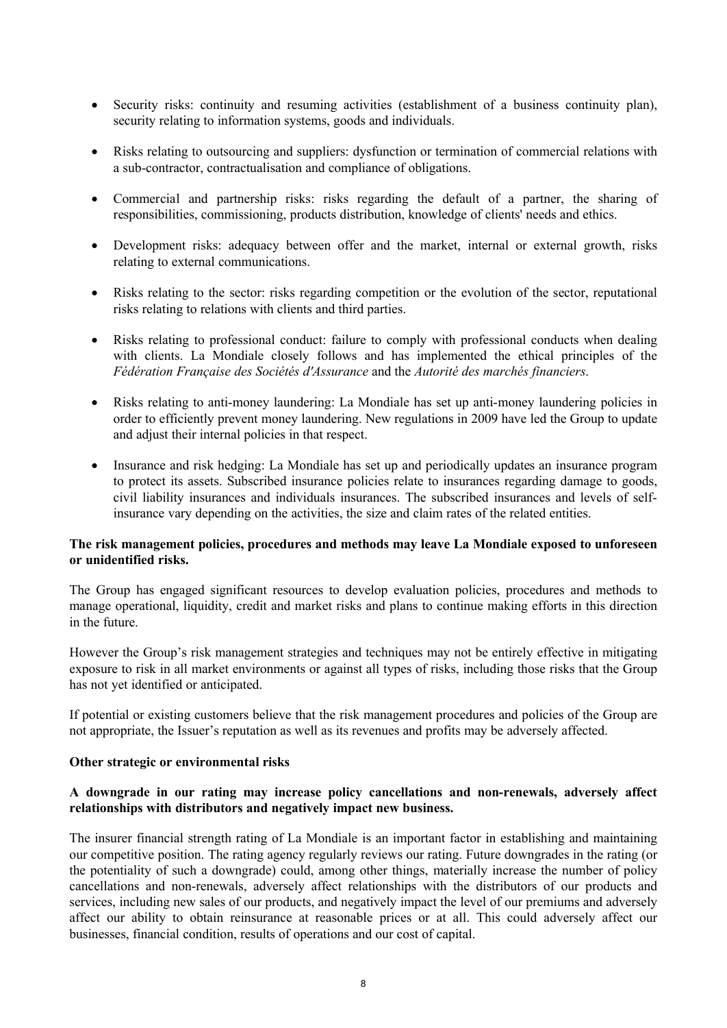- Security risks: continuity and resuming activities (establishment of a business continuity plan), security relating to information systems, goods and individuals.

- Risks relating to outsourcing and suppliers: dysfunction or termination of commercial relations with a sub-contractor, contractualisation and compliance of obligations.

- Commercial and partnership risks: risks regarding the default of a partner, the sharing of responsibilities, commissioning, products distribution, knowledge of clients' needs and ethics.

- Development risks: adequacy between offer and the market, internal or external growth, risks relating to external communications.

- Risks relating to the sector: risks regarding competition or the evolution of the sector, reputational risks relating to relations with clients and third parties.

- Risks relating to professional conduct: failure to comply with professional conducts when dealing with clients. La Mondiale closely follows and has implemented the ethical principles of the *Fédération Française des Sociétés d'Assurance* and the *Autorité des marchés financiers*.

- Risks relating to anti-money laundering: La Mondiale has set up anti-money laundering policies in order to efficiently prevent money laundering. New regulations in 2009 have led the Group to update and adjust their internal policies in that respect.

- Insurance and risk hedging: La Mondiale has set up and periodically updates an insurance program to protect its assets. Subscribed insurance policies relate to insurances regarding damage to goods, civil liability insurances and individuals insurances. The subscribed insurances and levels of self-insurance vary depending on the activities, the size and claim rates of the related entities.

**The risk management policies, procedures and methods may leave La Mondiale exposed to unforeseen or unidentified risks.**

The Group has engaged significant resources to develop evaluation policies, procedures and methods to manage operational, liquidity, credit and market risks and plans to continue making efforts in this direction in the future.

However the Group's risk management strategies and techniques may not be entirely effective in mitigating exposure to risk in all market environments or against all types of risks, including those risks that the Group has not yet identified or anticipated.

If potential or existing customers believe that the risk management procedures and policies of the Group are not appropriate, the Issuer's reputation as well as its revenues and profits may be adversely affected.

**Other strategic or environmental risks**

**A downgrade in our rating may increase policy cancellations and non-renewals, adversely affect relationships with distributors and negatively impact new business.**

The insurer financial strength rating of La Mondiale is an important factor in establishing and maintaining our competitive position. The rating agency regularly reviews our rating. Future downgrades in the rating (or the potentiality of such a downgrade) could, among other things, materially increase the number of policy cancellations and non-renewals, adversely affect relationships with the distributors of our products and services, including new sales of our products, and negatively impact the level of our premiums and adversely affect our ability to obtain reinsurance at reasonable prices or at all. This could adversely affect our businesses, financial condition, results of operations and our cost of capital.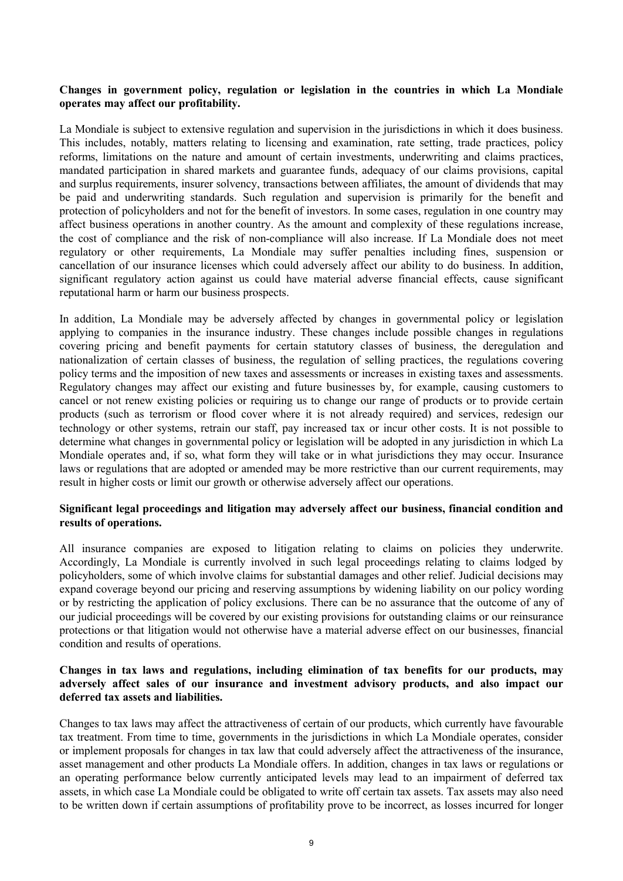**Changes in government policy, regulation or legislation in the countries in which La Mondiale operates may affect our profitability.**

La Mondiale is subject to extensive regulation and supervision in the jurisdictions in which it does business. This includes, notably, matters relating to licensing and examination, rate setting, trade practices, policy reforms, limitations on the nature and amount of certain investments, underwriting and claims practices, mandated participation in shared markets and guarantee funds, adequacy of our claims provisions, capital and surplus requirements, insurer solvency, transactions between affiliates, the amount of dividends that may be paid and underwriting standards. Such regulation and supervision is primarily for the benefit and protection of policyholders and not for the benefit of investors. In some cases, regulation in one country may affect business operations in another country. As the amount and complexity of these regulations increase, the cost of compliance and the risk of non-compliance will also increase. If La Mondiale does not meet regulatory or other requirements, La Mondiale may suffer penalties including fines, suspension or cancellation of our insurance licenses which could adversely affect our ability to do business. In addition, significant regulatory action against us could have material adverse financial effects, cause significant reputational harm or harm our business prospects.

In addition, La Mondiale may be adversely affected by changes in governmental policy or legislation applying to companies in the insurance industry. These changes include possible changes in regulations covering pricing and benefit payments for certain statutory classes of business, the deregulation and nationalization of certain classes of business, the regulation of selling practices, the regulations covering policy terms and the imposition of new taxes and assessments or increases in existing taxes and assessments. Regulatory changes may affect our existing and future businesses by, for example, causing customers to cancel or not renew existing policies or requiring us to change our range of products or to provide certain products (such as terrorism or flood cover where it is not already required) and services, redesign our technology or other systems, retrain our staff, pay increased tax or incur other costs. It is not possible to determine what changes in governmental policy or legislation will be adopted in any jurisdiction in which La Mondiale operates and, if so, what form they will take or in what jurisdictions they may occur. Insurance laws or regulations that are adopted or amended may be more restrictive than our current requirements, may result in higher costs or limit our growth or otherwise adversely affect our operations.

**Significant legal proceedings and litigation may adversely affect our business, financial condition and results of operations.**

All insurance companies are exposed to litigation relating to claims on policies they underwrite. Accordingly, La Mondiale is currently involved in such legal proceedings relating to claims lodged by policyholders, some of which involve claims for substantial damages and other relief. Judicial decisions may expand coverage beyond our pricing and reserving assumptions by widening liability on our policy wording or by restricting the application of policy exclusions. There can be no assurance that the outcome of any of our judicial proceedings will be covered by our existing provisions for outstanding claims or our reinsurance protections or that litigation would not otherwise have a material adverse effect on our businesses, financial condition and results of operations.

**Changes in tax laws and regulations, including elimination of tax benefits for our products, may adversely affect sales of our insurance and investment advisory products, and also impact our deferred tax assets and liabilities.**

Changes to tax laws may affect the attractiveness of certain of our products, which currently have favourable tax treatment. From time to time, governments in the jurisdictions in which La Mondiale operates, consider or implement proposals for changes in tax law that could adversely affect the attractiveness of the insurance, asset management and other products La Mondiale offers. In addition, changes in tax laws or regulations or an operating performance below currently anticipated levels may lead to an impairment of deferred tax assets, in which case La Mondiale could be obligated to write off certain tax assets. Tax assets may also need to be written down if certain assumptions of profitability prove to be incorrect, as losses incurred for longer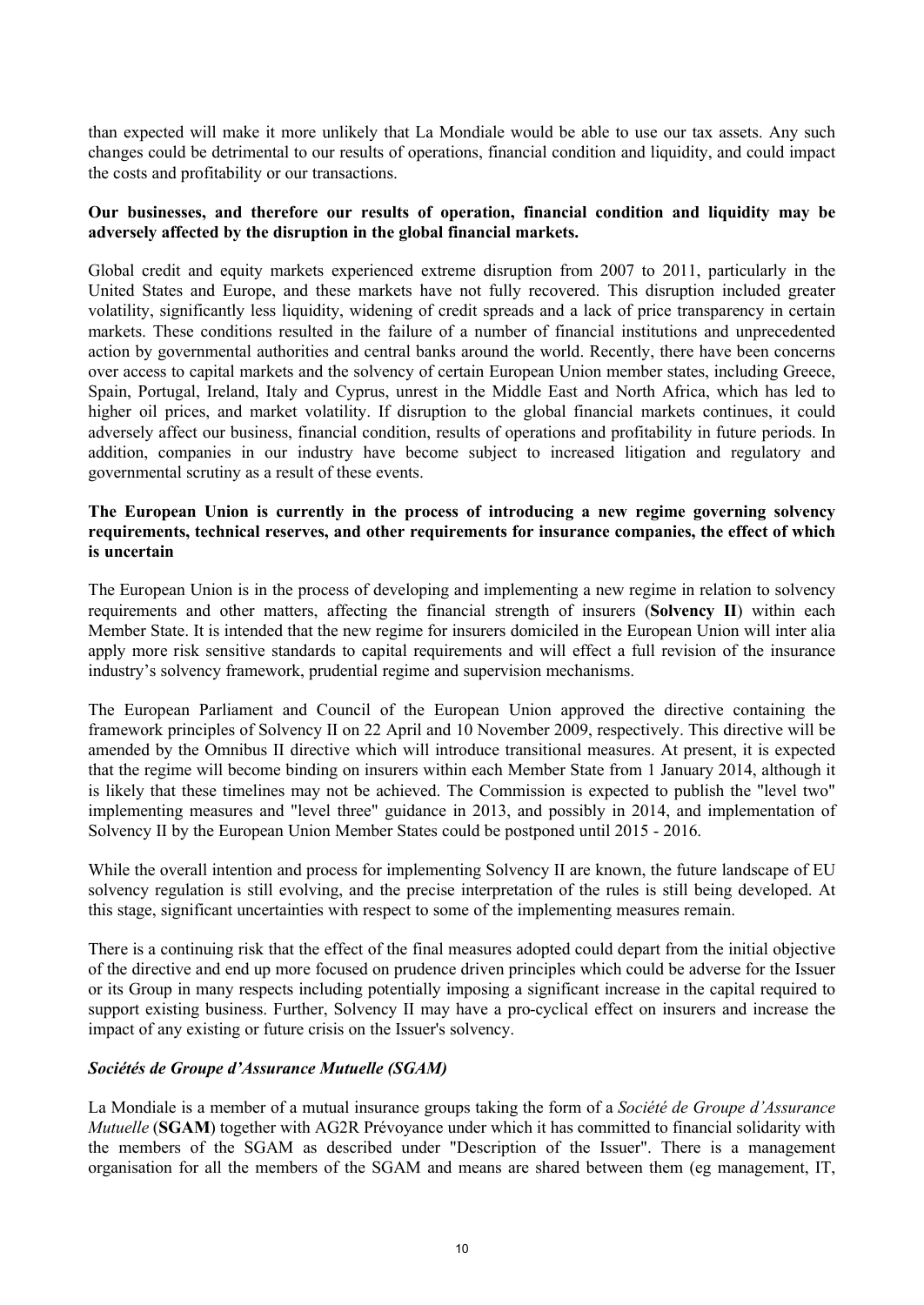than expected will make it more unlikely that La Mondiale would be able to use our tax assets. Any such changes could be detrimental to our results of operations, financial condition and liquidity, and could impact the costs and profitability or our transactions.

**Our businesses, and therefore our results of operation, financial condition and liquidity may be adversely affected by the disruption in the global financial markets.**

Global credit and equity markets experienced extreme disruption from 2007 to 2011, particularly in the United States and Europe, and these markets have not fully recovered. This disruption included greater volatility, significantly less liquidity, widening of credit spreads and a lack of price transparency in certain markets. These conditions resulted in the failure of a number of financial institutions and unprecedented action by governmental authorities and central banks around the world. Recently, there have been concerns over access to capital markets and the solvency of certain European Union member states, including Greece, Spain, Portugal, Ireland, Italy and Cyprus, unrest in the Middle East and North Africa, which has led to higher oil prices, and market volatility. If disruption to the global financial markets continues, it could adversely affect our business, financial condition, results of operations and profitability in future periods. In addition, companies in our industry have become subject to increased litigation and regulatory and governmental scrutiny as a result of these events.

**The European Union is currently in the process of introducing a new regime governing solvency requirements, technical reserves, and other requirements for insurance companies, the effect of which is uncertain**

The European Union is in the process of developing and implementing a new regime in relation to solvency requirements and other matters, affecting the financial strength of insurers (**Solvency II**) within each Member State. It is intended that the new regime for insurers domiciled in the European Union will inter alia apply more risk sensitive standards to capital requirements and will effect a full revision of the insurance industry's solvency framework, prudential regime and supervision mechanisms.

The European Parliament and Council of the European Union approved the directive containing the framework principles of Solvency II on 22 April and 10 November 2009, respectively. This directive will be amended by the Omnibus II directive which will introduce transitional measures. At present, it is expected that the regime will become binding on insurers within each Member State from 1 January 2014, although it is likely that these timelines may not be achieved. The Commission is expected to publish the "level two" implementing measures and "level three" guidance in 2013, and possibly in 2014, and implementation of Solvency II by the European Union Member States could be postponed until 2015 - 2016.

While the overall intention and process for implementing Solvency II are known, the future landscape of EU solvency regulation is still evolving, and the precise interpretation of the rules is still being developed. At this stage, significant uncertainties with respect to some of the implementing measures remain.

There is a continuing risk that the effect of the final measures adopted could depart from the initial objective of the directive and end up more focused on prudence driven principles which could be adverse for the Issuer or its Group in many respects including potentially imposing a significant increase in the capital required to support existing business. Further, Solvency II may have a pro-cyclical effect on insurers and increase the impact of any existing or future crisis on the Issuer's solvency.

***Sociétés de Groupe d'Assurance Mutuelle (SGAM)***

La Mondiale is a member of a mutual insurance groups taking the form of a *Société de Groupe d'Assurance Mutuelle* (**SGAM**) together with AG2R Prévoyance under which it has committed to financial solidarity with the members of the SGAM as described under "Description of the Issuer". There is a management organisation for all the members of the SGAM and means are shared between them (eg management, IT,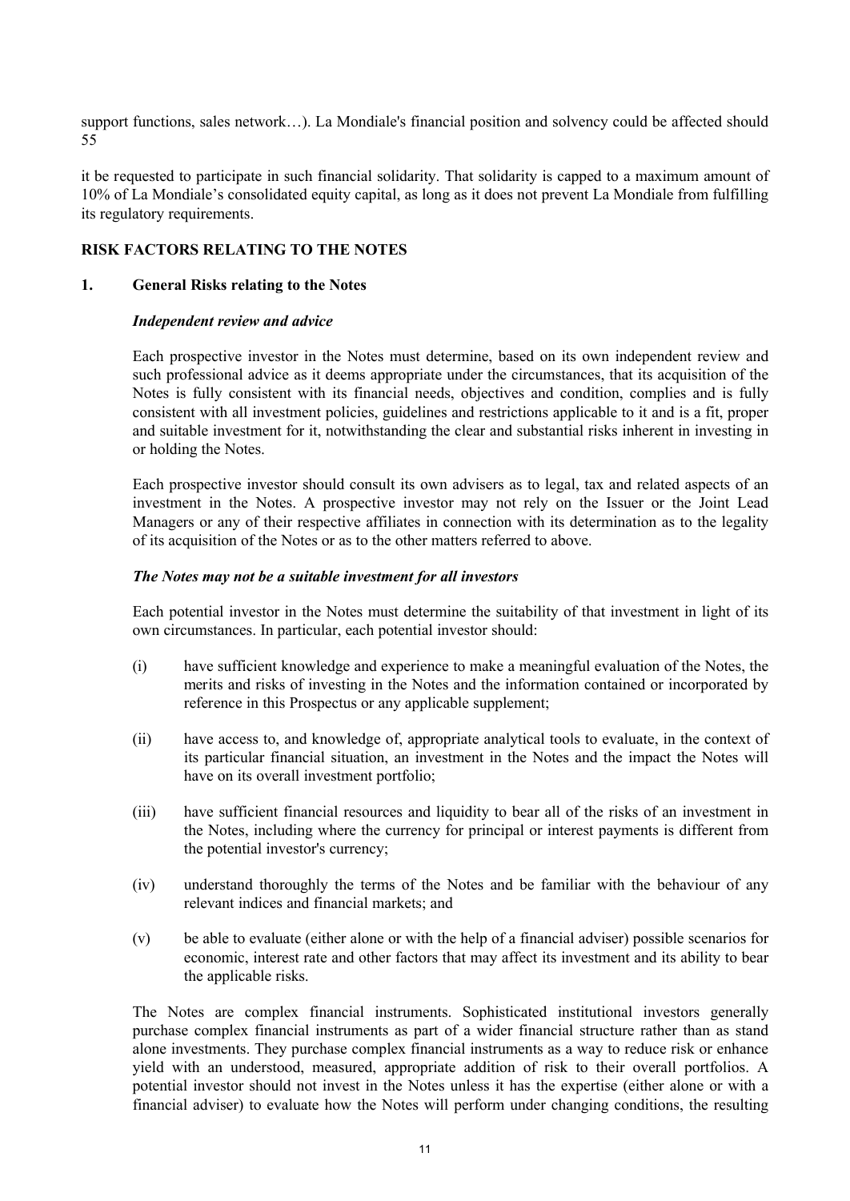support functions, sales network…). La Mondiale's financial position and solvency could be affected should it be requested to participate in such financial solidarity. That solidarity is capped to a maximum amount of 10% of La Mondiale's consolidated equity capital, as long as it does not prevent La Mondiale from fulfilling its regulatory requirements.

## RISK FACTORS RELATING TO THE NOTES

### 1. General Risks relating to the Notes

***Independent review and advice***

Each prospective investor in the Notes must determine, based on its own independent review and such professional advice as it deems appropriate under the circumstances, that its acquisition of the Notes is fully consistent with its financial needs, objectives and condition, complies and is fully consistent with all investment policies, guidelines and restrictions applicable to it and is a fit, proper and suitable investment for it, notwithstanding the clear and substantial risks inherent in investing in or holding the Notes.

Each prospective investor should consult its own advisers as to legal, tax and related aspects of an investment in the Notes. A prospective investor may not rely on the Issuer or the Joint Lead Managers or any of their respective affiliates in connection with its determination as to the legality of its acquisition of the Notes or as to the other matters referred to above.

***The Notes may not be a suitable investment for all investors***

Each potential investor in the Notes must determine the suitability of that investment in light of its own circumstances. In particular, each potential investor should:

(i) have sufficient knowledge and experience to make a meaningful evaluation of the Notes, the merits and risks of investing in the Notes and the information contained or incorporated by reference in this Prospectus or any applicable supplement;

(ii) have access to, and knowledge of, appropriate analytical tools to evaluate, in the context of its particular financial situation, an investment in the Notes and the impact the Notes will have on its overall investment portfolio;

(iii) have sufficient financial resources and liquidity to bear all of the risks of an investment in the Notes, including where the currency for principal or interest payments is different from the potential investor's currency;

(iv) understand thoroughly the terms of the Notes and be familiar with the behaviour of any relevant indices and financial markets; and

(v) be able to evaluate (either alone or with the help of a financial adviser) possible scenarios for economic, interest rate and other factors that may affect its investment and its ability to bear the applicable risks.

The Notes are complex financial instruments. Sophisticated institutional investors generally purchase complex financial instruments as part of a wider financial structure rather than as stand alone investments. They purchase complex financial instruments as a way to reduce risk or enhance yield with an understood, measured, appropriate addition of risk to their overall portfolios. A potential investor should not invest in the Notes unless it has the expertise (either alone or with a financial adviser) to evaluate how the Notes will perform under changing conditions, the resulting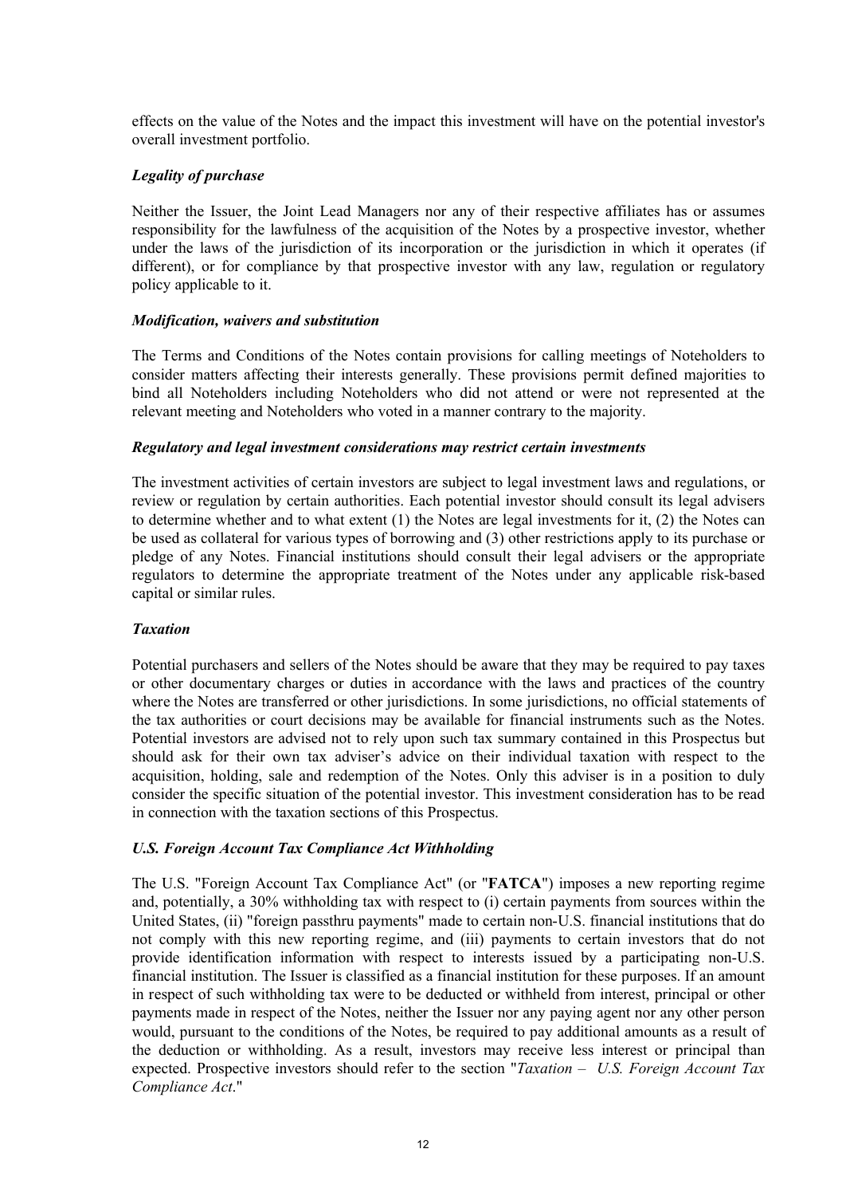effects on the value of the Notes and the impact this investment will have on the potential investor's overall investment portfolio.

***Legality of purchase***

Neither the Issuer, the Joint Lead Managers nor any of their respective affiliates has or assumes responsibility for the lawfulness of the acquisition of the Notes by a prospective investor, whether under the laws of the jurisdiction of its incorporation or the jurisdiction in which it operates (if different), or for compliance by that prospective investor with any law, regulation or regulatory policy applicable to it.

***Modification, waivers and substitution***

The Terms and Conditions of the Notes contain provisions for calling meetings of Noteholders to consider matters affecting their interests generally. These provisions permit defined majorities to bind all Noteholders including Noteholders who did not attend or were not represented at the relevant meeting and Noteholders who voted in a manner contrary to the majority.

***Regulatory and legal investment considerations may restrict certain investments***

The investment activities of certain investors are subject to legal investment laws and regulations, or review or regulation by certain authorities. Each potential investor should consult its legal advisers to determine whether and to what extent (1) the Notes are legal investments for it, (2) the Notes can be used as collateral for various types of borrowing and (3) other restrictions apply to its purchase or pledge of any Notes. Financial institutions should consult their legal advisers or the appropriate regulators to determine the appropriate treatment of the Notes under any applicable risk-based capital or similar rules.

***Taxation***

Potential purchasers and sellers of the Notes should be aware that they may be required to pay taxes or other documentary charges or duties in accordance with the laws and practices of the country where the Notes are transferred or other jurisdictions. In some jurisdictions, no official statements of the tax authorities or court decisions may be available for financial instruments such as the Notes. Potential investors are advised not to rely upon such tax summary contained in this Prospectus but should ask for their own tax adviser's advice on their individual taxation with respect to the acquisition, holding, sale and redemption of the Notes. Only this adviser is in a position to duly consider the specific situation of the potential investor. This investment consideration has to be read in connection with the taxation sections of this Prospectus.

***U.S. Foreign Account Tax Compliance Act Withholding***

The U.S. "Foreign Account Tax Compliance Act" (or "**FATCA**") imposes a new reporting regime and, potentially, a 30% withholding tax with respect to (i) certain payments from sources within the United States, (ii) "foreign passthru payments" made to certain non-U.S. financial institutions that do not comply with this new reporting regime, and (iii) payments to certain investors that do not provide identification information with respect to interests issued by a participating non-U.S. financial institution. The Issuer is classified as a financial institution for these purposes. If an amount in respect of such withholding tax were to be deducted or withheld from interest, principal or other payments made in respect of the Notes, neither the Issuer nor any paying agent nor any other person would, pursuant to the conditions of the Notes, be required to pay additional amounts as a result of the deduction or withholding. As a result, investors may receive less interest or principal than expected. Prospective investors should refer to the section "*Taxation – U.S. Foreign Account Tax Compliance Act*."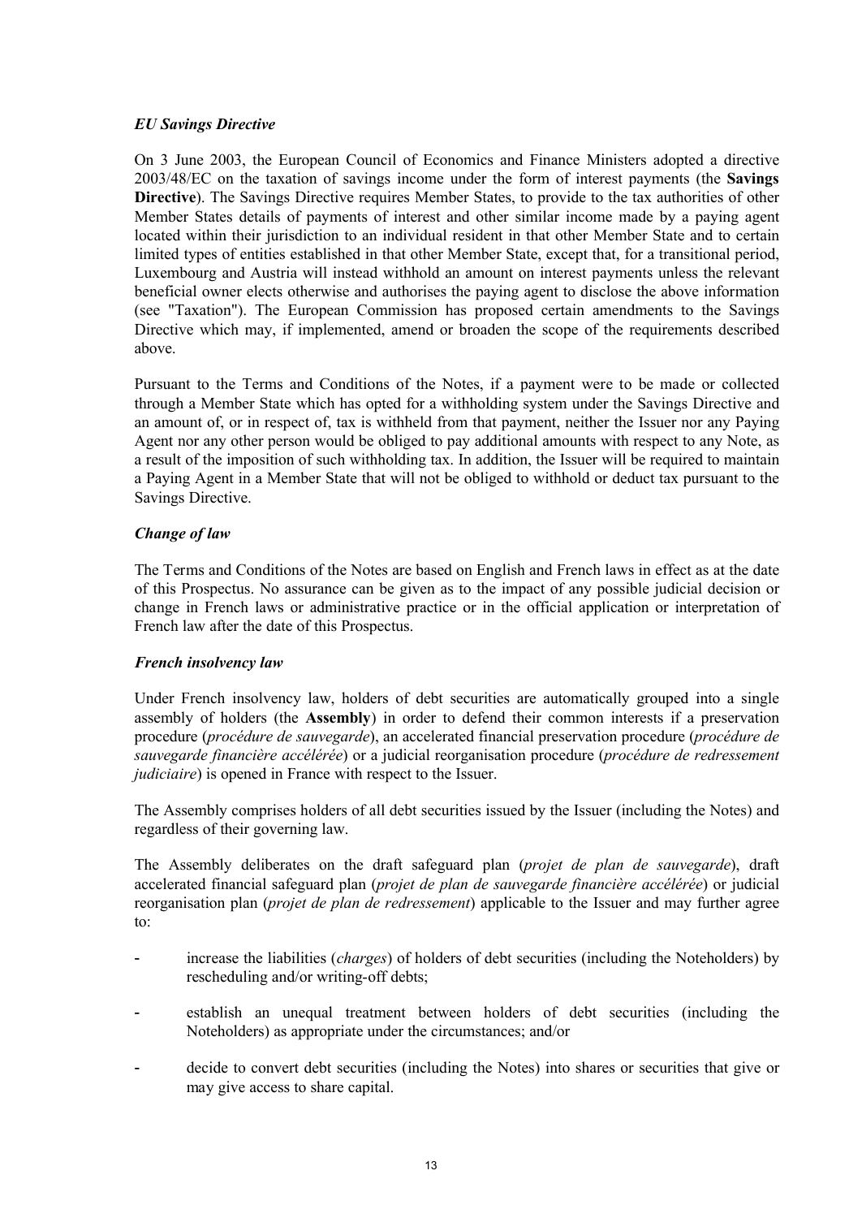### *EU Savings Directive*

On 3 June 2003, the European Council of Economics and Finance Ministers adopted a directive 2003/48/EC on the taxation of savings income under the form of interest payments (the **Savings Directive**). The Savings Directive requires Member States, to provide to the tax authorities of other Member States details of payments of interest and other similar income made by a paying agent located within their jurisdiction to an individual resident in that other Member State and to certain limited types of entities established in that other Member State, except that, for a transitional period, Luxembourg and Austria will instead withhold an amount on interest payments unless the relevant beneficial owner elects otherwise and authorises the paying agent to disclose the above information (see "Taxation"). The European Commission has proposed certain amendments to the Savings Directive which may, if implemented, amend or broaden the scope of the requirements described above.

Pursuant to the Terms and Conditions of the Notes, if a payment were to be made or collected through a Member State which has opted for a withholding system under the Savings Directive and an amount of, or in respect of, tax is withheld from that payment, neither the Issuer nor any Paying Agent nor any other person would be obliged to pay additional amounts with respect to any Note, as a result of the imposition of such withholding tax. In addition, the Issuer will be required to maintain a Paying Agent in a Member State that will not be obliged to withhold or deduct tax pursuant to the Savings Directive.

### *Change of law*

The Terms and Conditions of the Notes are based on English and French laws in effect as at the date of this Prospectus. No assurance can be given as to the impact of any possible judicial decision or change in French laws or administrative practice or in the official application or interpretation of French law after the date of this Prospectus.

### *French insolvency law*

Under French insolvency law, holders of debt securities are automatically grouped into a single assembly of holders (the **Assembly**) in order to defend their common interests if a preservation procedure (*procédure de sauvegarde*), an accelerated financial preservation procedure (*procédure de sauvegarde financière accélérée*) or a judicial reorganisation procedure (*procédure de redressement judiciaire*) is opened in France with respect to the Issuer.

The Assembly comprises holders of all debt securities issued by the Issuer (including the Notes) and regardless of their governing law.

The Assembly deliberates on the draft safeguard plan (*projet de plan de sauvegarde*), draft accelerated financial safeguard plan (*projet de plan de sauvegarde financière accélérée*) or judicial reorganisation plan (*projet de plan de redressement*) applicable to the Issuer and may further agree to:

- increase the liabilities (*charges*) of holders of debt securities (including the Noteholders) by rescheduling and/or writing-off debts;
- establish an unequal treatment between holders of debt securities (including the Noteholders) as appropriate under the circumstances; and/or
- decide to convert debt securities (including the Notes) into shares or securities that give or may give access to share capital.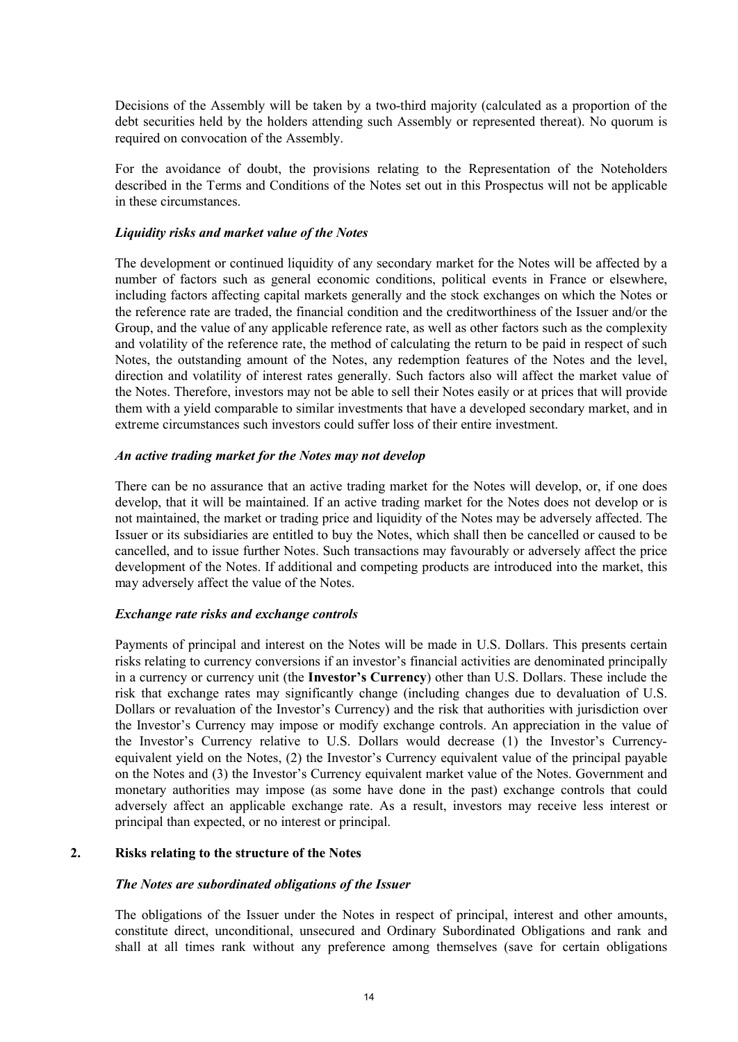Decisions of the Assembly will be taken by a two-third majority (calculated as a proportion of the debt securities held by the holders attending such Assembly or represented thereat). No quorum is required on convocation of the Assembly.

For the avoidance of doubt, the provisions relating to the Representation of the Noteholders described in the Terms and Conditions of the Notes set out in this Prospectus will not be applicable in these circumstances.

***Liquidity risks and market value of the Notes***

The development or continued liquidity of any secondary market for the Notes will be affected by a number of factors such as general economic conditions, political events in France or elsewhere, including factors affecting capital markets generally and the stock exchanges on which the Notes or the reference rate are traded, the financial condition and the creditworthiness of the Issuer and/or the Group, and the value of any applicable reference rate, as well as other factors such as the complexity and volatility of the reference rate, the method of calculating the return to be paid in respect of such Notes, the outstanding amount of the Notes, any redemption features of the Notes and the level, direction and volatility of interest rates generally. Such factors also will affect the market value of the Notes. Therefore, investors may not be able to sell their Notes easily or at prices that will provide them with a yield comparable to similar investments that have a developed secondary market, and in extreme circumstances such investors could suffer loss of their entire investment.

***An active trading market for the Notes may not develop***

There can be no assurance that an active trading market for the Notes will develop, or, if one does develop, that it will be maintained. If an active trading market for the Notes does not develop or is not maintained, the market or trading price and liquidity of the Notes may be adversely affected. The Issuer or its subsidiaries are entitled to buy the Notes, which shall then be cancelled or caused to be cancelled, and to issue further Notes. Such transactions may favourably or adversely affect the price development of the Notes. If additional and competing products are introduced into the market, this may adversely affect the value of the Notes.

***Exchange rate risks and exchange controls***

Payments of principal and interest on the Notes will be made in U.S. Dollars. This presents certain risks relating to currency conversions if an investor's financial activities are denominated principally in a currency or currency unit (the **Investor's Currency**) other than U.S. Dollars. These include the risk that exchange rates may significantly change (including changes due to devaluation of U.S. Dollars or revaluation of the Investor's Currency) and the risk that authorities with jurisdiction over the Investor's Currency may impose or modify exchange controls. An appreciation in the value of the Investor's Currency relative to U.S. Dollars would decrease (1) the Investor's Currency-equivalent yield on the Notes, (2) the Investor's Currency equivalent value of the principal payable on the Notes and (3) the Investor's Currency equivalent market value of the Notes. Government and monetary authorities may impose (as some have done in the past) exchange controls that could adversely affect an applicable exchange rate. As a result, investors may receive less interest or principal than expected, or no interest or principal.

## 2. Risks relating to the structure of the Notes

***The Notes are subordinated obligations of the Issuer***

The obligations of the Issuer under the Notes in respect of principal, interest and other amounts, constitute direct, unconditional, unsecured and Ordinary Subordinated Obligations and rank and shall at all times rank without any preference among themselves (save for certain obligations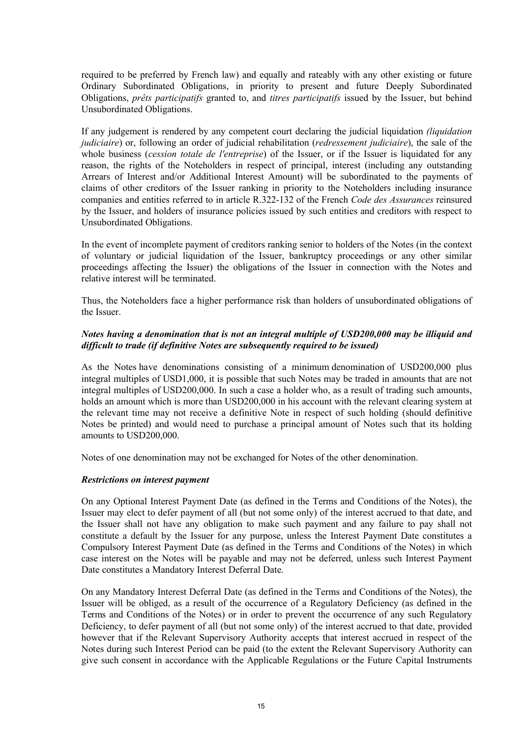required to be preferred by French law) and equally and rateably with any other existing or future Ordinary Subordinated Obligations, in priority to present and future Deeply Subordinated Obligations, *prêts participatifs* granted to, and *titres participatifs* issued by the Issuer, but behind Unsubordinated Obligations.

If any judgement is rendered by any competent court declaring the judicial liquidation *(liquidation judiciaire*) or, following an order of judicial rehabilitation (*redressement judiciaire*), the sale of the whole business (*cession totale de l'entreprise*) of the Issuer, or if the Issuer is liquidated for any reason, the rights of the Noteholders in respect of principal, interest (including any outstanding Arrears of Interest and/or Additional Interest Amount) will be subordinated to the payments of claims of other creditors of the Issuer ranking in priority to the Noteholders including insurance companies and entities referred to in article R.322-132 of the French *Code des Assurances* reinsured by the Issuer, and holders of insurance policies issued by such entities and creditors with respect to Unsubordinated Obligations.

In the event of incomplete payment of creditors ranking senior to holders of the Notes (in the context of voluntary or judicial liquidation of the Issuer, bankruptcy proceedings or any other similar proceedings affecting the Issuer) the obligations of the Issuer in connection with the Notes and relative interest will be terminated.

Thus, the Noteholders face a higher performance risk than holders of unsubordinated obligations of the Issuer.

***Notes having a denomination that is not an integral multiple of USD200,000 may be illiquid and difficult to trade (if definitive Notes are subsequently required to be issued)***

As the Notes have denominations consisting of a minimum denomination of USD200,000 plus integral multiples of USD1,000, it is possible that such Notes may be traded in amounts that are not integral multiples of USD200,000. In such a case a holder who, as a result of trading such amounts, holds an amount which is more than USD200,000 in his account with the relevant clearing system at the relevant time may not receive a definitive Note in respect of such holding (should definitive Notes be printed) and would need to purchase a principal amount of Notes such that its holding amounts to USD200,000.

Notes of one denomination may not be exchanged for Notes of the other denomination.

***Restrictions on interest payment***

On any Optional Interest Payment Date (as defined in the Terms and Conditions of the Notes), the Issuer may elect to defer payment of all (but not some only) of the interest accrued to that date, and the Issuer shall not have any obligation to make such payment and any failure to pay shall not constitute a default by the Issuer for any purpose, unless the Interest Payment Date constitutes a Compulsory Interest Payment Date (as defined in the Terms and Conditions of the Notes) in which case interest on the Notes will be payable and may not be deferred, unless such Interest Payment Date constitutes a Mandatory Interest Deferral Date.

On any Mandatory Interest Deferral Date (as defined in the Terms and Conditions of the Notes), the Issuer will be obliged, as a result of the occurrence of a Regulatory Deficiency (as defined in the Terms and Conditions of the Notes) or in order to prevent the occurrence of any such Regulatory Deficiency, to defer payment of all (but not some only) of the interest accrued to that date, provided however that if the Relevant Supervisory Authority accepts that interest accrued in respect of the Notes during such Interest Period can be paid (to the extent the Relevant Supervisory Authority can give such consent in accordance with the Applicable Regulations or the Future Capital Instruments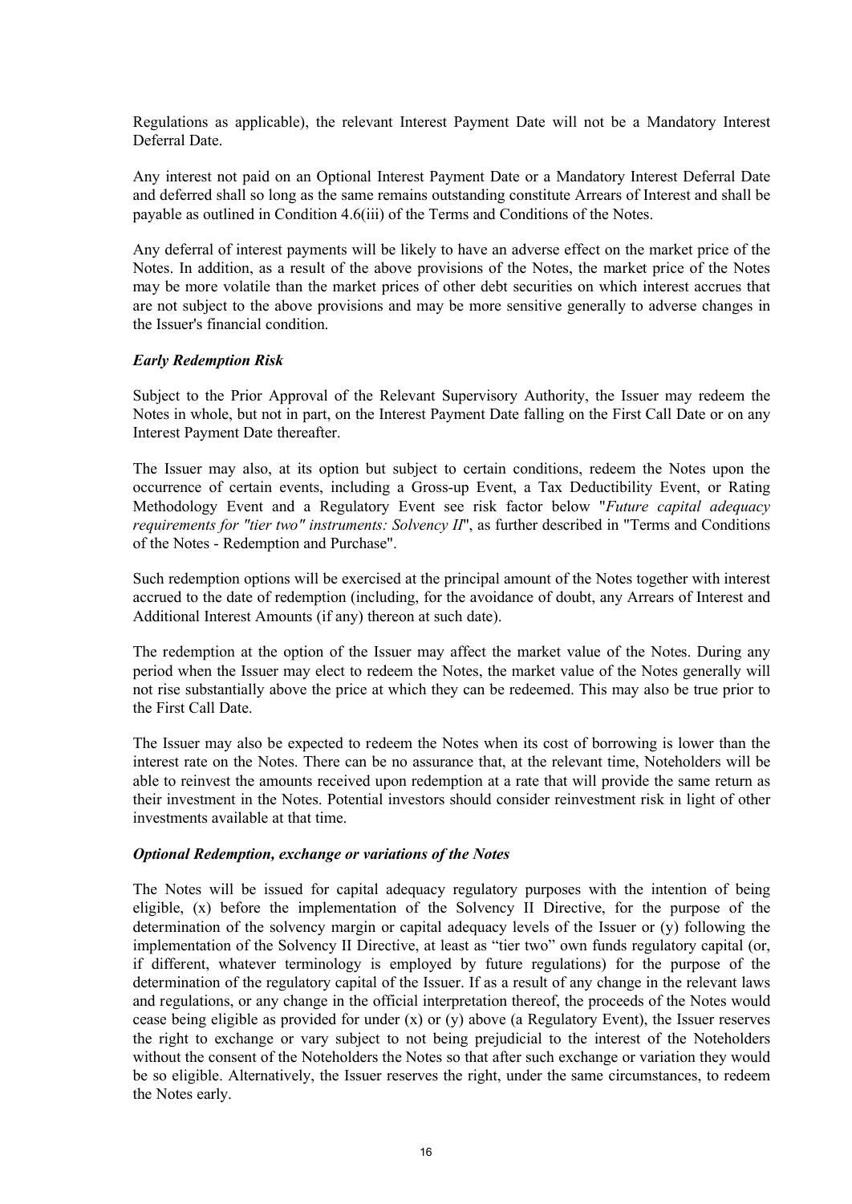Regulations as applicable), the relevant Interest Payment Date will not be a Mandatory Interest Deferral Date.

Any interest not paid on an Optional Interest Payment Date or a Mandatory Interest Deferral Date and deferred shall so long as the same remains outstanding constitute Arrears of Interest and shall be payable as outlined in Condition 4.6(iii) of the Terms and Conditions of the Notes.

Any deferral of interest payments will be likely to have an adverse effect on the market price of the Notes. In addition, as a result of the above provisions of the Notes, the market price of the Notes may be more volatile than the market prices of other debt securities on which interest accrues that are not subject to the above provisions and may be more sensitive generally to adverse changes in the Issuer's financial condition.

***Early Redemption Risk***

Subject to the Prior Approval of the Relevant Supervisory Authority, the Issuer may redeem the Notes in whole, but not in part, on the Interest Payment Date falling on the First Call Date or on any Interest Payment Date thereafter.

The Issuer may also, at its option but subject to certain conditions, redeem the Notes upon the occurrence of certain events, including a Gross-up Event, a Tax Deductibility Event, or Rating Methodology Event and a Regulatory Event see risk factor below "*Future capital adequacy requirements for "tier two" instruments: Solvency II*", as further described in "Terms and Conditions of the Notes - Redemption and Purchase".

Such redemption options will be exercised at the principal amount of the Notes together with interest accrued to the date of redemption (including, for the avoidance of doubt, any Arrears of Interest and Additional Interest Amounts (if any) thereon at such date).

The redemption at the option of the Issuer may affect the market value of the Notes. During any period when the Issuer may elect to redeem the Notes, the market value of the Notes generally will not rise substantially above the price at which they can be redeemed. This may also be true prior to the First Call Date.

The Issuer may also be expected to redeem the Notes when its cost of borrowing is lower than the interest rate on the Notes. There can be no assurance that, at the relevant time, Noteholders will be able to reinvest the amounts received upon redemption at a rate that will provide the same return as their investment in the Notes. Potential investors should consider reinvestment risk in light of other investments available at that time.

***Optional Redemption, exchange or variations of the Notes***

The Notes will be issued for capital adequacy regulatory purposes with the intention of being eligible, (x) before the implementation of the Solvency II Directive, for the purpose of the determination of the solvency margin or capital adequacy levels of the Issuer or (y) following the implementation of the Solvency II Directive, at least as "tier two" own funds regulatory capital (or, if different, whatever terminology is employed by future regulations) for the purpose of the determination of the regulatory capital of the Issuer. If as a result of any change in the relevant laws and regulations, or any change in the official interpretation thereof, the proceeds of the Notes would cease being eligible as provided for under (x) or (y) above (a Regulatory Event), the Issuer reserves the right to exchange or vary subject to not being prejudicial to the interest of the Noteholders without the consent of the Noteholders the Notes so that after such exchange or variation they would be so eligible. Alternatively, the Issuer reserves the right, under the same circumstances, to redeem the Notes early.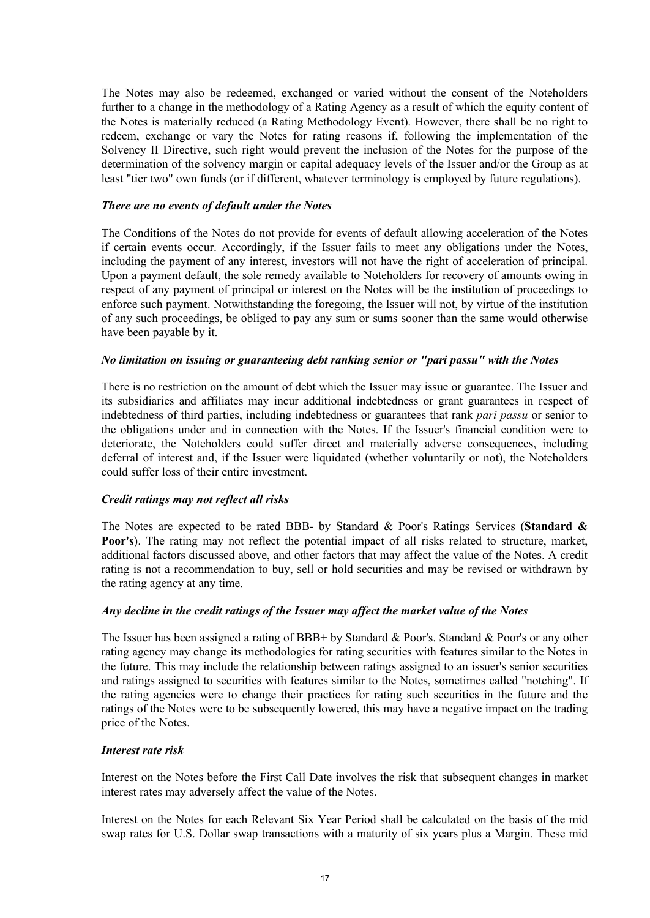The Notes may also be redeemed, exchanged or varied without the consent of the Noteholders further to a change in the methodology of a Rating Agency as a result of which the equity content of the Notes is materially reduced (a Rating Methodology Event). However, there shall be no right to redeem, exchange or vary the Notes for rating reasons if, following the implementation of the Solvency II Directive, such right would prevent the inclusion of the Notes for the purpose of the determination of the solvency margin or capital adequacy levels of the Issuer and/or the Group as at least "tier two" own funds (or if different, whatever terminology is employed by future regulations).

***There are no events of default under the Notes***

The Conditions of the Notes do not provide for events of default allowing acceleration of the Notes if certain events occur. Accordingly, if the Issuer fails to meet any obligations under the Notes, including the payment of any interest, investors will not have the right of acceleration of principal. Upon a payment default, the sole remedy available to Noteholders for recovery of amounts owing in respect of any payment of principal or interest on the Notes will be the institution of proceedings to enforce such payment. Notwithstanding the foregoing, the Issuer will not, by virtue of the institution of any such proceedings, be obliged to pay any sum or sums sooner than the same would otherwise have been payable by it.

***No limitation on issuing or guaranteeing debt ranking senior or "pari passu" with the Notes***

There is no restriction on the amount of debt which the Issuer may issue or guarantee. The Issuer and its subsidiaries and affiliates may incur additional indebtedness or grant guarantees in respect of indebtedness of third parties, including indebtedness or guarantees that rank *pari passu* or senior to the obligations under and in connection with the Notes. If the Issuer's financial condition were to deteriorate, the Noteholders could suffer direct and materially adverse consequences, including deferral of interest and, if the Issuer were liquidated (whether voluntarily or not), the Noteholders could suffer loss of their entire investment.

***Credit ratings may not reflect all risks***

The Notes are expected to be rated BBB- by Standard & Poor's Ratings Services (**Standard & Poor's**). The rating may not reflect the potential impact of all risks related to structure, market, additional factors discussed above, and other factors that may affect the value of the Notes. A credit rating is not a recommendation to buy, sell or hold securities and may be revised or withdrawn by the rating agency at any time.

***Any decline in the credit ratings of the Issuer may affect the market value of the Notes***

The Issuer has been assigned a rating of BBB+ by Standard & Poor's. Standard & Poor's or any other rating agency may change its methodologies for rating securities with features similar to the Notes in the future. This may include the relationship between ratings assigned to an issuer's senior securities and ratings assigned to securities with features similar to the Notes, sometimes called "notching". If the rating agencies were to change their practices for rating such securities in the future and the ratings of the Notes were to be subsequently lowered, this may have a negative impact on the trading price of the Notes.

***Interest rate risk***

Interest on the Notes before the First Call Date involves the risk that subsequent changes in market interest rates may adversely affect the value of the Notes.

Interest on the Notes for each Relevant Six Year Period shall be calculated on the basis of the mid swap rates for U.S. Dollar swap transactions with a maturity of six years plus a Margin. These mid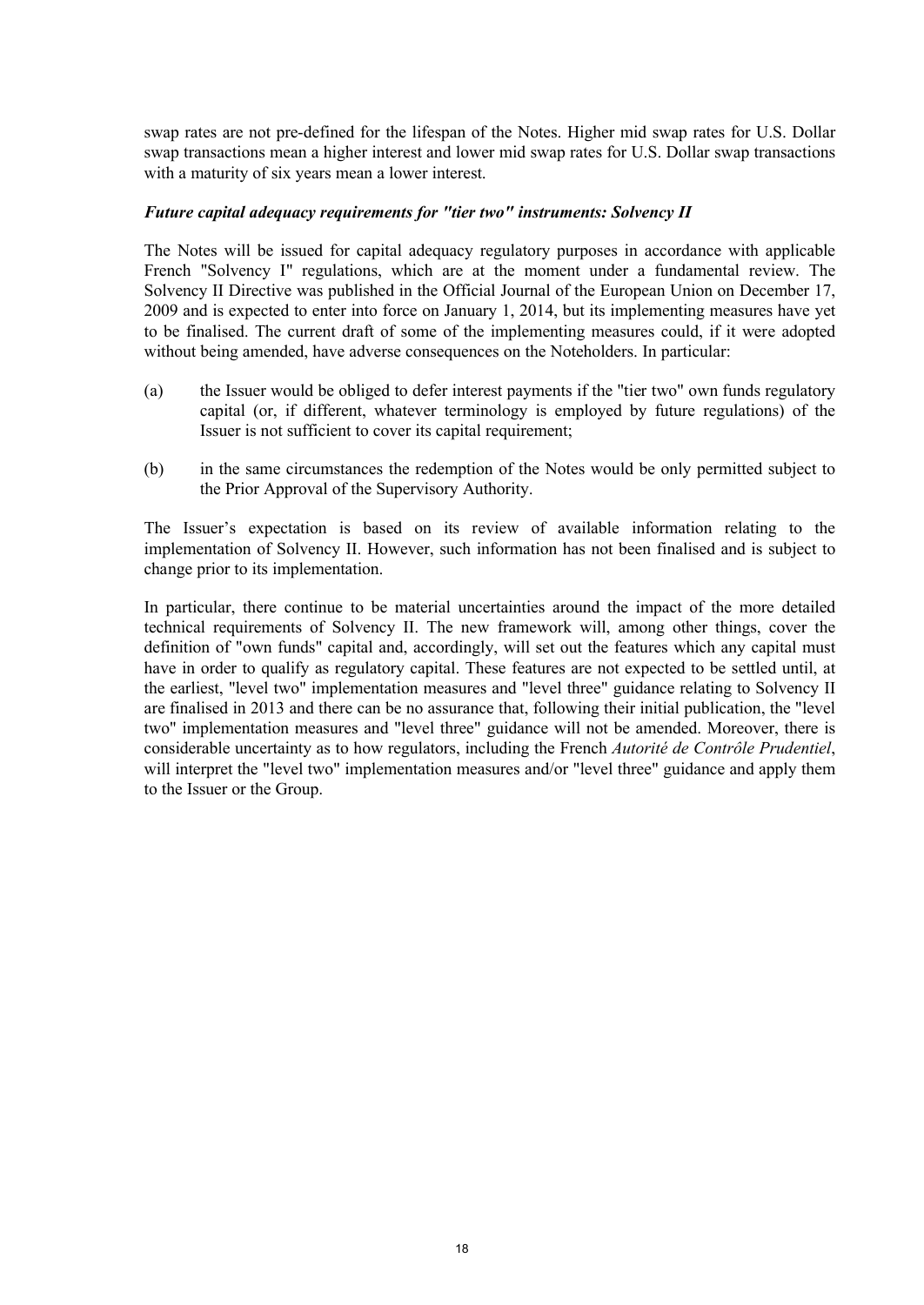swap rates are not pre-defined for the lifespan of the Notes. Higher mid swap rates for U.S. Dollar swap transactions mean a higher interest and lower mid swap rates for U.S. Dollar swap transactions with a maturity of six years mean a lower interest.

***Future capital adequacy requirements for "tier two" instruments: Solvency II***

The Notes will be issued for capital adequacy regulatory purposes in accordance with applicable French "Solvency I" regulations, which are at the moment under a fundamental review. The Solvency II Directive was published in the Official Journal of the European Union on December 17, 2009 and is expected to enter into force on January 1, 2014, but its implementing measures have yet to be finalised. The current draft of some of the implementing measures could, if it were adopted without being amended, have adverse consequences on the Noteholders. In particular:

(a) the Issuer would be obliged to defer interest payments if the "tier two" own funds regulatory capital (or, if different, whatever terminology is employed by future regulations) of the Issuer is not sufficient to cover its capital requirement;

(b) in the same circumstances the redemption of the Notes would be only permitted subject to the Prior Approval of the Supervisory Authority.

The Issuer's expectation is based on its review of available information relating to the implementation of Solvency II. However, such information has not been finalised and is subject to change prior to its implementation.

In particular, there continue to be material uncertainties around the impact of the more detailed technical requirements of Solvency II. The new framework will, among other things, cover the definition of "own funds" capital and, accordingly, will set out the features which any capital must have in order to qualify as regulatory capital. These features are not expected to be settled until, at the earliest, "level two" implementation measures and "level three" guidance relating to Solvency II are finalised in 2013 and there can be no assurance that, following their initial publication, the "level two" implementation measures and "level three" guidance will not be amended. Moreover, there is considerable uncertainty as to how regulators, including the French *Autorité de Contrôle Prudentiel*, will interpret the "level two" implementation measures and/or "level three" guidance and apply them to the Issuer or the Group.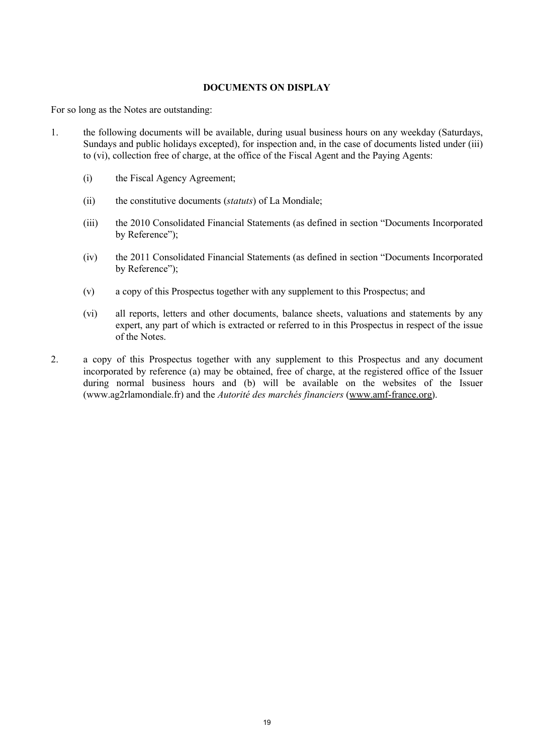## DOCUMENTS ON DISPLAY

For so long as the Notes are outstanding:

1. the following documents will be available, during usual business hours on any weekday (Saturdays, Sundays and public holidays excepted), for inspection and, in the case of documents listed under (iii) to (vi), collection free of charge, at the office of the Fiscal Agent and the Paying Agents:

   (i) the Fiscal Agency Agreement;

   (ii) the constitutive documents (*statuts*) of La Mondiale;

   (iii) the 2010 Consolidated Financial Statements (as defined in section "Documents Incorporated by Reference");

   (iv) the 2011 Consolidated Financial Statements (as defined in section "Documents Incorporated by Reference");

   (v) a copy of this Prospectus together with any supplement to this Prospectus; and

   (vi) all reports, letters and other documents, balance sheets, valuations and statements by any expert, any part of which is extracted or referred to in this Prospectus in respect of the issue of the Notes.

2. a copy of this Prospectus together with any supplement to this Prospectus and any document incorporated by reference (a) may be obtained, free of charge, at the registered office of the Issuer during normal business hours and (b) will be available on the websites of the Issuer (www.ag2rlamondiale.fr) and the *Autorité des marchés financiers* (www.amf-france.org).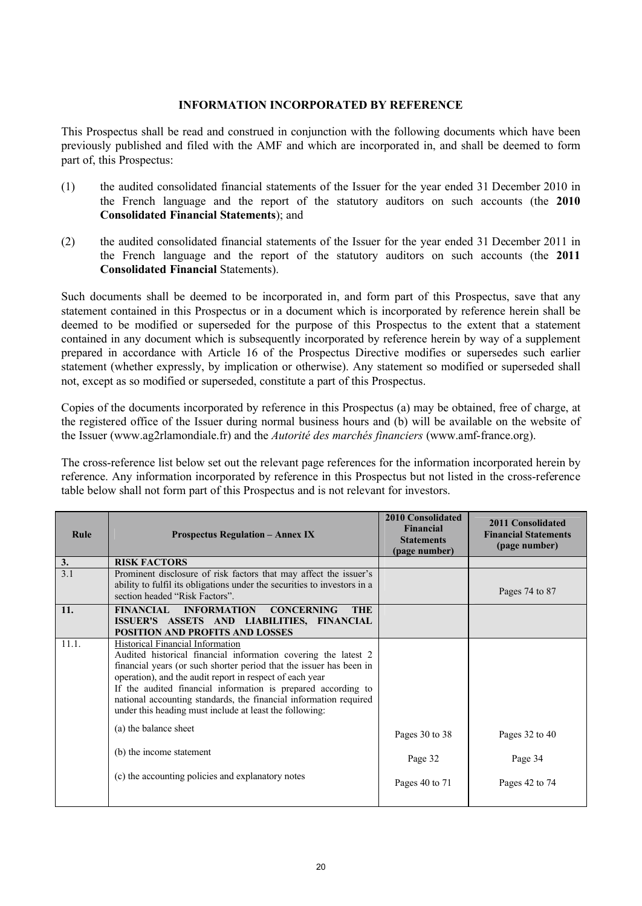## INFORMATION INCORPORATED BY REFERENCE

This Prospectus shall be read and construed in conjunction with the following documents which have been previously published and filed with the AMF and which are incorporated in, and shall be deemed to form part of, this Prospectus:

(1) the audited consolidated financial statements of the Issuer for the year ended 31 December 2010 in the French language and the report of the statutory auditors on such accounts (the **2010 Consolidated Financial Statements**); and

(2) the audited consolidated financial statements of the Issuer for the year ended 31 December 2011 in the French language and the report of the statutory auditors on such accounts (the **2011 Consolidated Financial** Statements).

Such documents shall be deemed to be incorporated in, and form part of this Prospectus, save that any statement contained in this Prospectus or in a document which is incorporated by reference herein shall be deemed to be modified or superseded for the purpose of this Prospectus to the extent that a statement contained in any document which is subsequently incorporated by reference herein by way of a supplement prepared in accordance with Article 16 of the Prospectus Directive modifies or supersedes such earlier statement (whether expressly, by implication or otherwise). Any statement so modified or superseded shall not, except as so modified or superseded, constitute a part of this Prospectus.

Copies of the documents incorporated by reference in this Prospectus (a) may be obtained, free of charge, at the registered office of the Issuer during normal business hours and (b) will be available on the website of the Issuer (www.ag2rlamondiale.fr) and the *Autorité des marchés financiers* (www.amf-france.org).

The cross-reference list below set out the relevant page references for the information incorporated herein by reference. Any information incorporated by reference in this Prospectus but not listed in the cross-reference table below shall not form part of this Prospectus and is not relevant for investors.

| Rule | Prospectus Regulation – Annex IX | 2010 Consolidated Financial Statements (page number) | 2011 Consolidated Financial Statements (page number) |
|---|---|---|---|
| **3.** | **RISK FACTORS** | | |
| 3.1 | Prominent disclosure of risk factors that may affect the issuer's ability to fulfil its obligations under the securities to investors in a section headed "Risk Factors". | | Pages 74 to 87 |
| **11.** | **FINANCIAL INFORMATION CONCERNING THE ISSUER'S ASSETS AND LIABILITIES, FINANCIAL POSITION AND PROFITS AND LOSSES** | | |
| 11.1. | Historical Financial Information<br>Audited historical financial information covering the latest 2 financial years (or such shorter period that the issuer has been in operation), and the audit report in respect of each year<br>If the audited financial information is prepared according to national accounting standards, the financial information required under this heading must include at least the following: | | |
| | (a) the balance sheet | Pages 30 to 38 | Pages 32 to 40 |
| | (b) the income statement | Page 32 | Page 34 |
| | (c) the accounting policies and explanatory notes | Pages 40 to 71 | Pages 42 to 74 |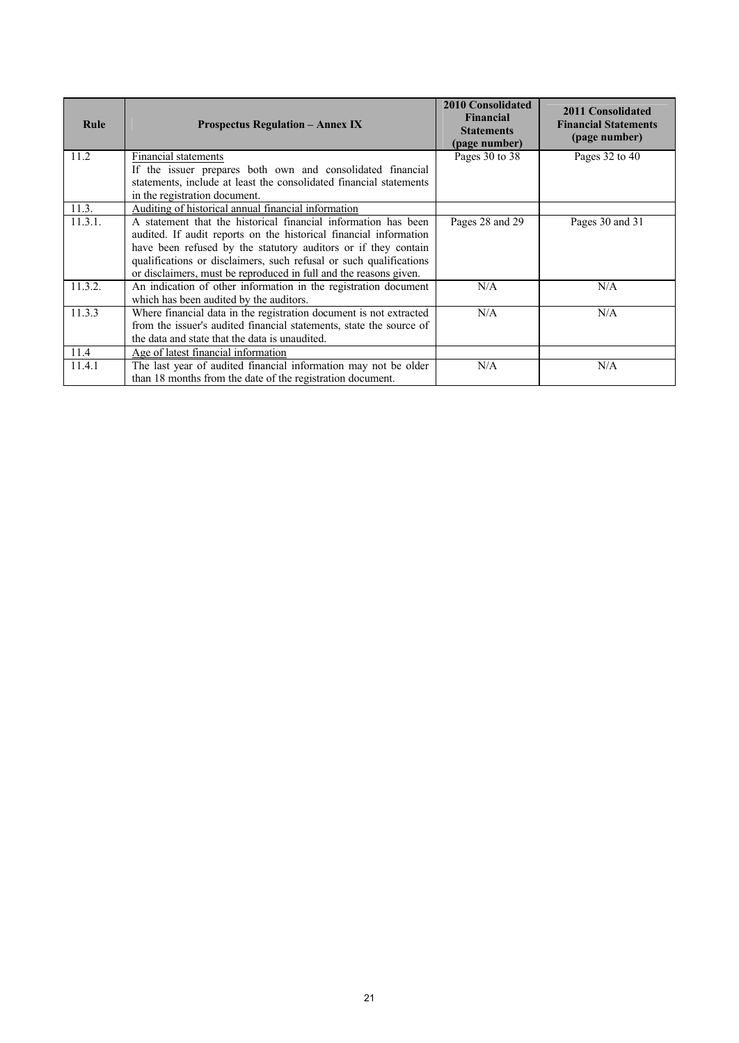| Rule | Prospectus Regulation – Annex IX | 2010 Consolidated Financial Statements (page number) | 2011 Consolidated Financial Statements (page number) |
|---|---|---|---|
| 11.2 | Financial statements<br>If the issuer prepares both own and consolidated financial statements, include at least the consolidated financial statements in the registration document. | Pages 30 to 38 | Pages 32 to 40 |
| 11.3. | Auditing of historical annual financial information | | |
| 11.3.1. | A statement that the historical financial information has been audited. If audit reports on the historical financial information have been refused by the statutory auditors or if they contain qualifications or disclaimers, such refusal or such qualifications or disclaimers, must be reproduced in full and the reasons given. | Pages 28 and 29 | Pages 30 and 31 |
| 11.3.2. | An indication of other information in the registration document which has been audited by the auditors. | N/A | N/A |
| 11.3.3 | Where financial data in the registration document is not extracted from the issuer's audited financial statements, state the source of the data and state that the data is unaudited. | N/A | N/A |
| 11.4 | Age of latest financial information | | |
| 11.4.1 | The last year of audited financial information may not be older than 18 months from the date of the registration document. | N/A | N/A |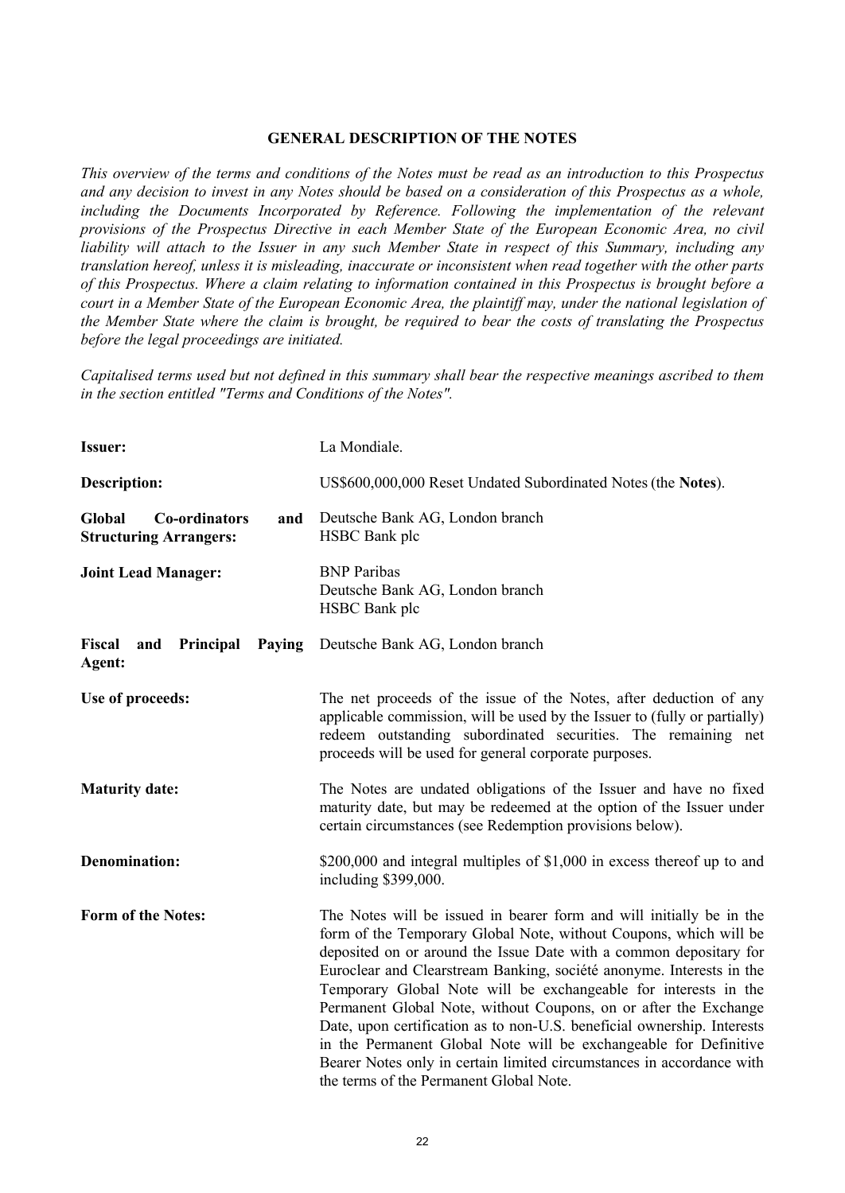## GENERAL DESCRIPTION OF THE NOTES

*This overview of the terms and conditions of the Notes must be read as an introduction to this Prospectus and any decision to invest in any Notes should be based on a consideration of this Prospectus as a whole, including the Documents Incorporated by Reference. Following the implementation of the relevant provisions of the Prospectus Directive in each Member State of the European Economic Area, no civil liability will attach to the Issuer in any such Member State in respect of this Summary, including any translation hereof, unless it is misleading, inaccurate or inconsistent when read together with the other parts of this Prospectus. Where a claim relating to information contained in this Prospectus is brought before a court in a Member State of the European Economic Area, the plaintiff may, under the national legislation of the Member State where the claim is brought, be required to bear the costs of translating the Prospectus before the legal proceedings are initiated.*

*Capitalised terms used but not defined in this summary shall bear the respective meanings ascribed to them in the section entitled "Terms and Conditions of the Notes".*

| | |
|---|---|
| **Issuer:** | La Mondiale. |
| **Description:** | US$600,000,000 Reset Undated Subordinated Notes (the **Notes**). |
| **Global Co-ordinators and Structuring Arrangers:** | Deutsche Bank AG, London branch<br>HSBC Bank plc |
| **Joint Lead Manager:** | BNP Paribas<br>Deutsche Bank AG, London branch<br>HSBC Bank plc |
| **Fiscal and Principal Paying Agent:** | Deutsche Bank AG, London branch |
| **Use of proceeds:** | The net proceeds of the issue of the Notes, after deduction of any applicable commission, will be used by the Issuer to (fully or partially) redeem outstanding subordinated securities. The remaining net proceeds will be used for general corporate purposes. |
| **Maturity date:** | The Notes are undated obligations of the Issuer and have no fixed maturity date, but may be redeemed at the option of the Issuer under certain circumstances (see Redemption provisions below). |
| **Denomination:** | $200,000 and integral multiples of $1,000 in excess thereof up to and including $399,000. |
| **Form of the Notes:** | The Notes will be issued in bearer form and will initially be in the form of the Temporary Global Note, without Coupons, which will be deposited on or around the Issue Date with a common depositary for Euroclear and Clearstream Banking, société anonyme. Interests in the Temporary Global Note will be exchangeable for interests in the Permanent Global Note, without Coupons, on or after the Exchange Date, upon certification as to non-U.S. beneficial ownership. Interests in the Permanent Global Note will be exchangeable for Definitive Bearer Notes only in certain limited circumstances in accordance with the terms of the Permanent Global Note. |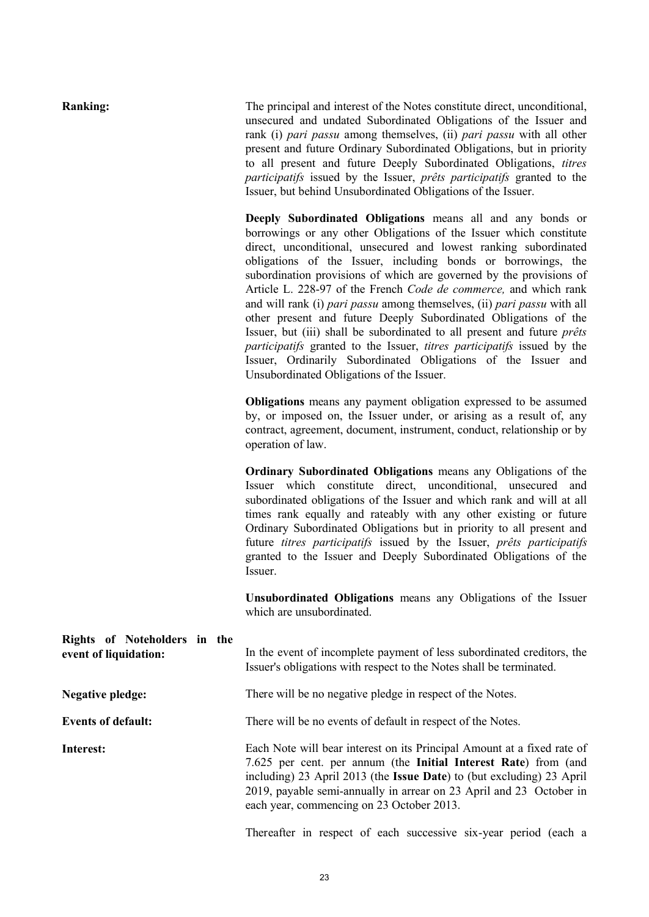**Ranking:** The principal and interest of the Notes constitute direct, unconditional, unsecured and undated Subordinated Obligations of the Issuer and rank (i) *pari passu* among themselves, (ii) *pari passu* with all other present and future Ordinary Subordinated Obligations, but in priority to all present and future Deeply Subordinated Obligations, *titres participatifs* issued by the Issuer, *prêts participatifs* granted to the Issuer, but behind Unsubordinated Obligations of the Issuer.

**Deeply Subordinated Obligations** means all and any bonds or borrowings or any other Obligations of the Issuer which constitute direct, unconditional, unsecured and lowest ranking subordinated obligations of the Issuer, including bonds or borrowings, the subordination provisions of which are governed by the provisions of Article L. 228-97 of the French *Code de commerce,* and which rank and will rank (i) *pari passu* among themselves, (ii) *pari passu* with all other present and future Deeply Subordinated Obligations of the Issuer, but (iii) shall be subordinated to all present and future *prêts participatifs* granted to the Issuer, *titres participatifs* issued by the Issuer, Ordinarily Subordinated Obligations of the Issuer and Unsubordinated Obligations of the Issuer.

**Obligations** means any payment obligation expressed to be assumed by, or imposed on, the Issuer under, or arising as a result of, any contract, agreement, document, instrument, conduct, relationship or by operation of law.

**Ordinary Subordinated Obligations** means any Obligations of the Issuer which constitute direct, unconditional, unsecured and subordinated obligations of the Issuer and which rank and will at all times rank equally and rateably with any other existing or future Ordinary Subordinated Obligations but in priority to all present and future *titres participatifs* issued by the Issuer, *prêts participatifs* granted to the Issuer and Deeply Subordinated Obligations of the Issuer.

**Unsubordinated Obligations** means any Obligations of the Issuer which are unsubordinated.

**Rights of Noteholders in the event of liquidation:** In the event of incomplete payment of less subordinated creditors, the Issuer's obligations with respect to the Notes shall be terminated.

**Negative pledge:** There will be no negative pledge in respect of the Notes.

**Events of default:** There will be no events of default in respect of the Notes.

**Interest:** Each Note will bear interest on its Principal Amount at a fixed rate of 7.625 per cent. per annum (the **Initial Interest Rate**) from (and including) 23 April 2013 (the **Issue Date**) to (but excluding) 23 April 2019, payable semi-annually in arrear on 23 April and 23 October in each year, commencing on 23 October 2013.

Thereafter in respect of each successive six-year period (each a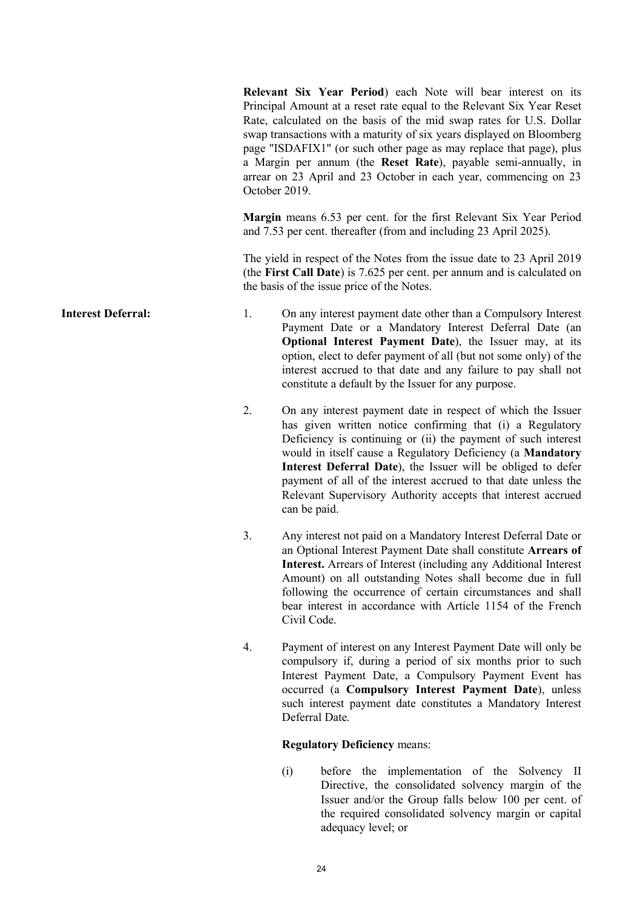**Relevant Six Year Period**) each Note will bear interest on its Principal Amount at a reset rate equal to the Relevant Six Year Reset Rate, calculated on the basis of the mid swap rates for U.S. Dollar swap transactions with a maturity of six years displayed on Bloomberg page "ISDAFIX1" (or such other page as may replace that page), plus a Margin per annum (the **Reset Rate**), payable semi-annually, in arrear on 23 April and 23 October in each year, commencing on 23 October 2019.

**Margin** means 6.53 per cent. for the first Relevant Six Year Period and 7.53 per cent. thereafter (from and including 23 April 2025).

The yield in respect of the Notes from the issue date to 23 April 2019 (the **First Call Date**) is 7.625 per cent. per annum and is calculated on the basis of the issue price of the Notes.

**Interest Deferral:**

1. On any interest payment date other than a Compulsory Interest Payment Date or a Mandatory Interest Deferral Date (an **Optional Interest Payment Date**), the Issuer may, at its option, elect to defer payment of all (but not some only) of the interest accrued to that date and any failure to pay shall not constitute a default by the Issuer for any purpose.

2. On any interest payment date in respect of which the Issuer has given written notice confirming that (i) a Regulatory Deficiency is continuing or (ii) the payment of such interest would in itself cause a Regulatory Deficiency (a **Mandatory Interest Deferral Date**), the Issuer will be obliged to defer payment of all of the interest accrued to that date unless the Relevant Supervisory Authority accepts that interest accrued can be paid.

3. Any interest not paid on a Mandatory Interest Deferral Date or an Optional Interest Payment Date shall constitute **Arrears of Interest.** Arrears of Interest (including any Additional Interest Amount) on all outstanding Notes shall become due in full following the occurrence of certain circumstances and shall bear interest in accordance with Article 1154 of the French Civil Code.

4. Payment of interest on any Interest Payment Date will only be compulsory if, during a period of six months prior to such Interest Payment Date, a Compulsory Payment Event has occurred (a **Compulsory Interest Payment Date**), unless such interest payment date constitutes a Mandatory Interest Deferral Date.

   **Regulatory Deficiency** means:

   (i) before the implementation of the Solvency II Directive, the consolidated solvency margin of the Issuer and/or the Group falls below 100 per cent. of the required consolidated solvency margin or capital adequacy level; or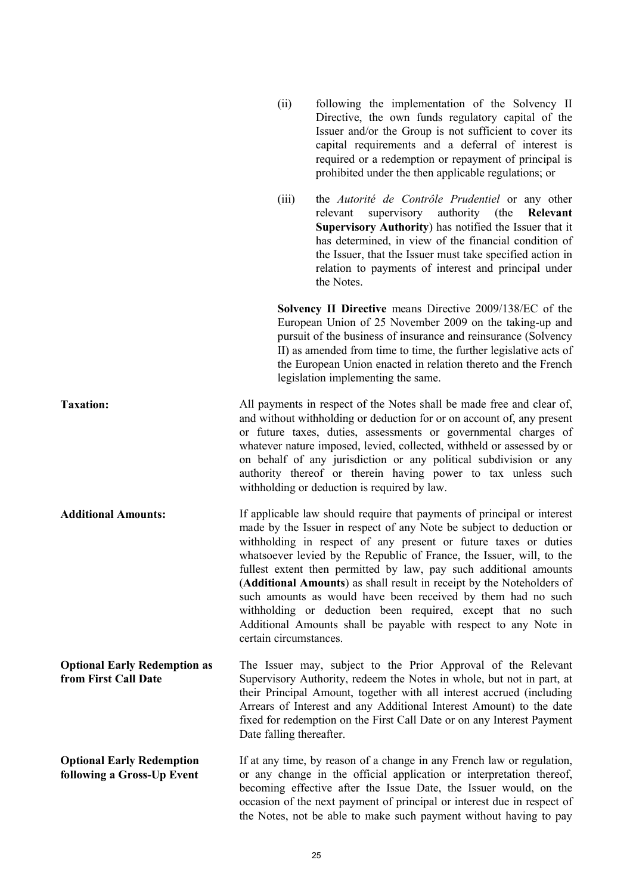(ii) following the implementation of the Solvency II Directive, the own funds regulatory capital of the Issuer and/or the Group is not sufficient to cover its capital requirements and a deferral of interest is required or a redemption or repayment of principal is prohibited under the then applicable regulations; or

(iii) the *Autorité de Contrôle Prudentiel* or any other relevant supervisory authority (the **Relevant Supervisory Authority**) has notified the Issuer that it has determined, in view of the financial condition of the Issuer, that the Issuer must take specified action in relation to payments of interest and principal under the Notes.

**Solvency II Directive** means Directive 2009/138/EC of the European Union of 25 November 2009 on the taking-up and pursuit of the business of insurance and reinsurance (Solvency II) as amended from time to time, the further legislative acts of the European Union enacted in relation thereto and the French legislation implementing the same.

**Taxation:** All payments in respect of the Notes shall be made free and clear of, and without withholding or deduction for or on account of, any present or future taxes, duties, assessments or governmental charges of whatever nature imposed, levied, collected, withheld or assessed by or on behalf of any jurisdiction or any political subdivision or any authority thereof or therein having power to tax unless such withholding or deduction is required by law.

**Additional Amounts:** If applicable law should require that payments of principal or interest made by the Issuer in respect of any Note be subject to deduction or withholding in respect of any present or future taxes or duties whatsoever levied by the Republic of France, the Issuer, will, to the fullest extent then permitted by law, pay such additional amounts (**Additional Amounts**) as shall result in receipt by the Noteholders of such amounts as would have been received by them had no such withholding or deduction been required, except that no such Additional Amounts shall be payable with respect to any Note in certain circumstances.

**Optional Early Redemption as from First Call Date** The Issuer may, subject to the Prior Approval of the Relevant Supervisory Authority, redeem the Notes in whole, but not in part, at their Principal Amount, together with all interest accrued (including Arrears of Interest and any Additional Interest Amount) to the date fixed for redemption on the First Call Date or on any Interest Payment Date falling thereafter.

**Optional Early Redemption following a Gross-Up Event** If at any time, by reason of a change in any French law or regulation, or any change in the official application or interpretation thereof, becoming effective after the Issue Date, the Issuer would, on the occasion of the next payment of principal or interest due in respect of the Notes, not be able to make such payment without having to pay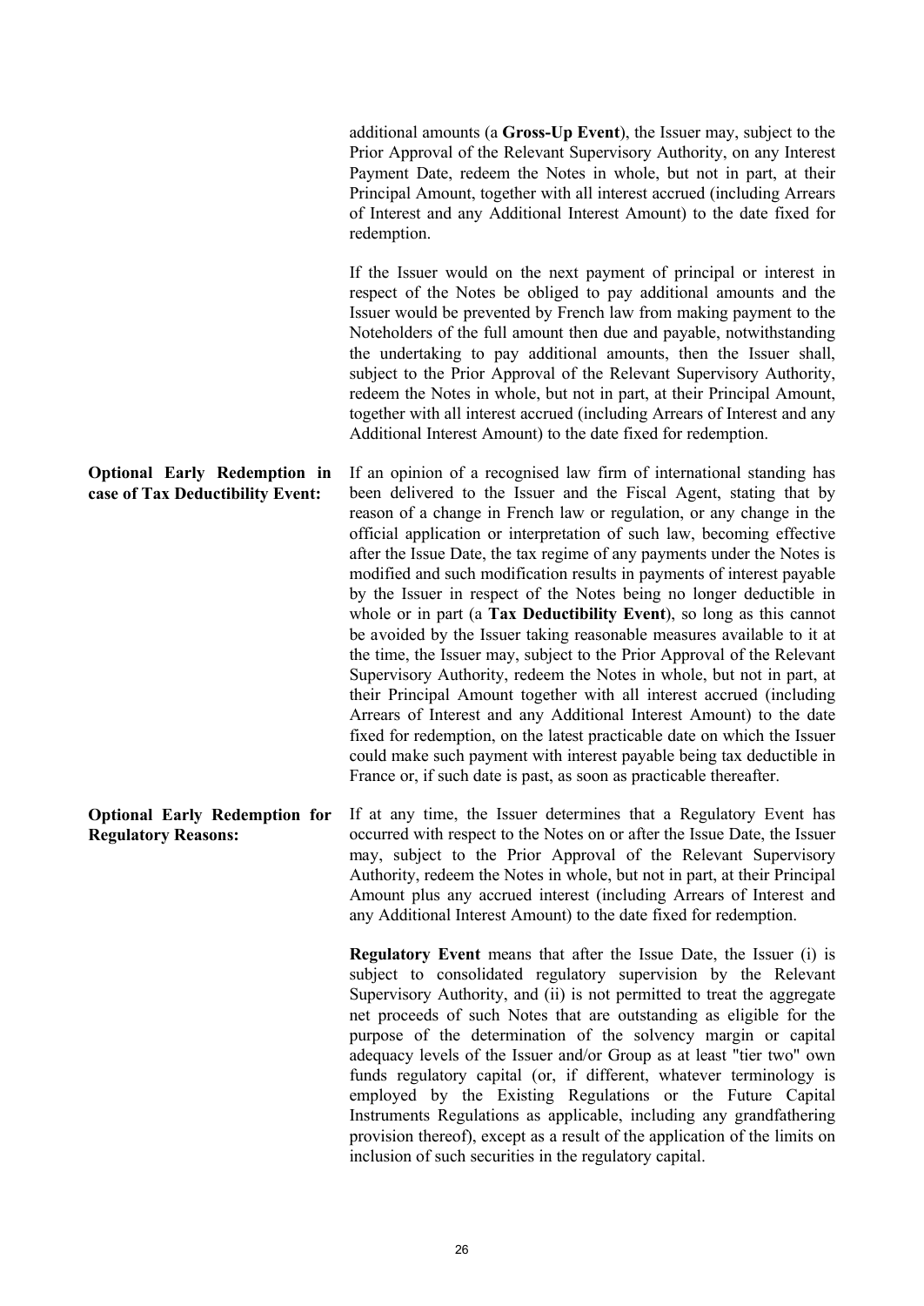additional amounts (a **Gross-Up Event**), the Issuer may, subject to the Prior Approval of the Relevant Supervisory Authority, on any Interest Payment Date, redeem the Notes in whole, but not in part, at their Principal Amount, together with all interest accrued (including Arrears of Interest and any Additional Interest Amount) to the date fixed for redemption.

If the Issuer would on the next payment of principal or interest in respect of the Notes be obliged to pay additional amounts and the Issuer would be prevented by French law from making payment to the Noteholders of the full amount then due and payable, notwithstanding the undertaking to pay additional amounts, then the Issuer shall, subject to the Prior Approval of the Relevant Supervisory Authority, redeem the Notes in whole, but not in part, at their Principal Amount, together with all interest accrued (including Arrears of Interest and any Additional Interest Amount) to the date fixed for redemption.

**Optional Early Redemption in case of Tax Deductibility Event:**

If an opinion of a recognised law firm of international standing has been delivered to the Issuer and the Fiscal Agent, stating that by reason of a change in French law or regulation, or any change in the official application or interpretation of such law, becoming effective after the Issue Date, the tax regime of any payments under the Notes is modified and such modification results in payments of interest payable by the Issuer in respect of the Notes being no longer deductible in whole or in part (a **Tax Deductibility Event**), so long as this cannot be avoided by the Issuer taking reasonable measures available to it at the time, the Issuer may, subject to the Prior Approval of the Relevant Supervisory Authority, redeem the Notes in whole, but not in part, at their Principal Amount together with all interest accrued (including Arrears of Interest and any Additional Interest Amount) to the date fixed for redemption, on the latest practicable date on which the Issuer could make such payment with interest payable being tax deductible in France or, if such date is past, as soon as practicable thereafter.

**Optional Early Redemption for Regulatory Reasons:**

If at any time, the Issuer determines that a Regulatory Event has occurred with respect to the Notes on or after the Issue Date, the Issuer may, subject to the Prior Approval of the Relevant Supervisory Authority, redeem the Notes in whole, but not in part, at their Principal Amount plus any accrued interest (including Arrears of Interest and any Additional Interest Amount) to the date fixed for redemption.

**Regulatory Event** means that after the Issue Date, the Issuer (i) is subject to consolidated regulatory supervision by the Relevant Supervisory Authority, and (ii) is not permitted to treat the aggregate net proceeds of such Notes that are outstanding as eligible for the purpose of the determination of the solvency margin or capital adequacy levels of the Issuer and/or Group as at least "tier two" own funds regulatory capital (or, if different, whatever terminology is employed by the Existing Regulations or the Future Capital Instruments Regulations as applicable, including any grandfathering provision thereof), except as a result of the application of the limits on inclusion of such securities in the regulatory capital.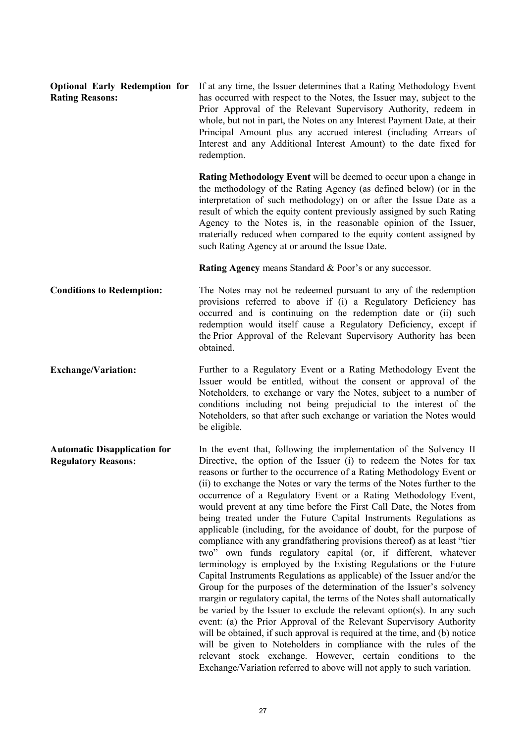**Optional Early Redemption for Rating Reasons:**

If at any time, the Issuer determines that a Rating Methodology Event has occurred with respect to the Notes, the Issuer may, subject to the Prior Approval of the Relevant Supervisory Authority, redeem in whole, but not in part, the Notes on any Interest Payment Date, at their Principal Amount plus any accrued interest (including Arrears of Interest and any Additional Interest Amount) to the date fixed for redemption.

**Rating Methodology Event** will be deemed to occur upon a change in the methodology of the Rating Agency (as defined below) (or in the interpretation of such methodology) on or after the Issue Date as a result of which the equity content previously assigned by such Rating Agency to the Notes is, in the reasonable opinion of the Issuer, materially reduced when compared to the equity content assigned by such Rating Agency at or around the Issue Date.

**Rating Agency** means Standard & Poor's or any successor.

**Conditions to Redemption:**

The Notes may not be redeemed pursuant to any of the redemption provisions referred to above if (i) a Regulatory Deficiency has occurred and is continuing on the redemption date or (ii) such redemption would itself cause a Regulatory Deficiency, except if the Prior Approval of the Relevant Supervisory Authority has been obtained.

**Exchange/Variation:**

Further to a Regulatory Event or a Rating Methodology Event the Issuer would be entitled, without the consent or approval of the Noteholders, to exchange or vary the Notes, subject to a number of conditions including not being prejudicial to the interest of the Noteholders, so that after such exchange or variation the Notes would be eligible.

**Automatic Disapplication for Regulatory Reasons:**

In the event that, following the implementation of the Solvency II Directive, the option of the Issuer (i) to redeem the Notes for tax reasons or further to the occurrence of a Rating Methodology Event or (ii) to exchange the Notes or vary the terms of the Notes further to the occurrence of a Regulatory Event or a Rating Methodology Event, would prevent at any time before the First Call Date, the Notes from being treated under the Future Capital Instruments Regulations as applicable (including, for the avoidance of doubt, for the purpose of compliance with any grandfathering provisions thereof) as at least "tier two" own funds regulatory capital (or, if different, whatever terminology is employed by the Existing Regulations or the Future Capital Instruments Regulations as applicable) of the Issuer and/or the Group for the purposes of the determination of the Issuer's solvency margin or regulatory capital, the terms of the Notes shall automatically be varied by the Issuer to exclude the relevant option(s). In any such event: (a) the Prior Approval of the Relevant Supervisory Authority will be obtained, if such approval is required at the time, and (b) notice will be given to Noteholders in compliance with the rules of the relevant stock exchange. However, certain conditions to the Exchange/Variation referred to above will not apply to such variation.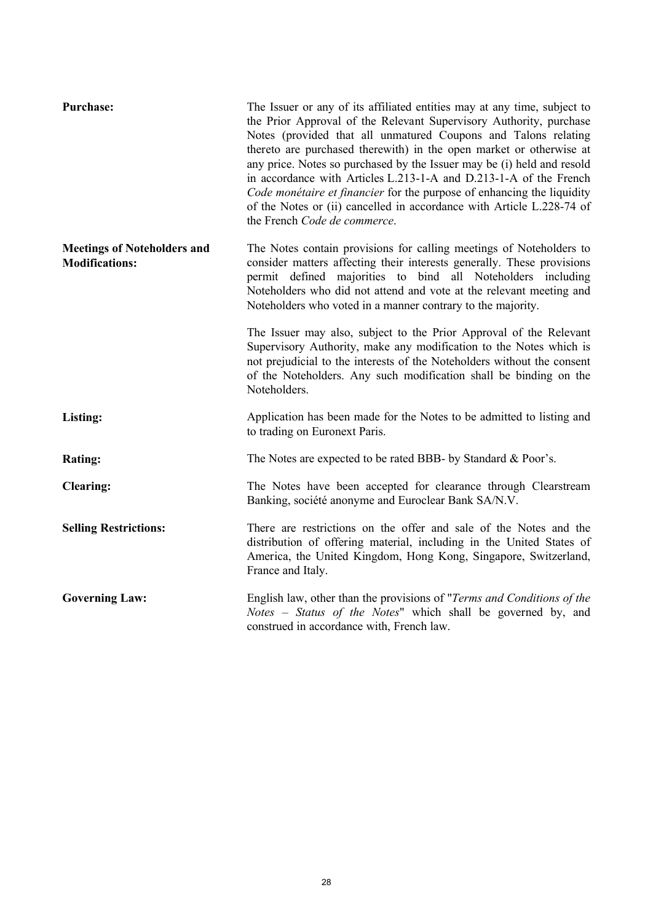| | |
|---|---|
| **Purchase:** | The Issuer or any of its affiliated entities may at any time, subject to the Prior Approval of the Relevant Supervisory Authority, purchase Notes (provided that all unmatured Coupons and Talons relating thereto are purchased therewith) in the open market or otherwise at any price. Notes so purchased by the Issuer may be (i) held and resold in accordance with Articles L.213-1-A and D.213-1-A of the French *Code monétaire et financier* for the purpose of enhancing the liquidity of the Notes or (ii) cancelled in accordance with Article L.228-74 of the French *Code de commerce*. |
| **Meetings of Noteholders and Modifications:** | The Notes contain provisions for calling meetings of Noteholders to consider matters affecting their interests generally. These provisions permit defined majorities to bind all Noteholders including Noteholders who did not attend and vote at the relevant meeting and Noteholders who voted in a manner contrary to the majority.<br><br>The Issuer may also, subject to the Prior Approval of the Relevant Supervisory Authority, make any modification to the Notes which is not prejudicial to the interests of the Noteholders without the consent of the Noteholders. Any such modification shall be binding on the Noteholders. |
| **Listing:** | Application has been made for the Notes to be admitted to listing and to trading on Euronext Paris. |
| **Rating:** | The Notes are expected to be rated BBB- by Standard & Poor's. |
| **Clearing:** | The Notes have been accepted for clearance through Clearstream Banking, société anonyme and Euroclear Bank SA/N.V. |
| **Selling Restrictions:** | There are restrictions on the offer and sale of the Notes and the distribution of offering material, including in the United States of America, the United Kingdom, Hong Kong, Singapore, Switzerland, France and Italy. |
| **Governing Law:** | English law, other than the provisions of "*Terms and Conditions of the Notes – Status of the Notes*" which shall be governed by, and construed in accordance with, French law. |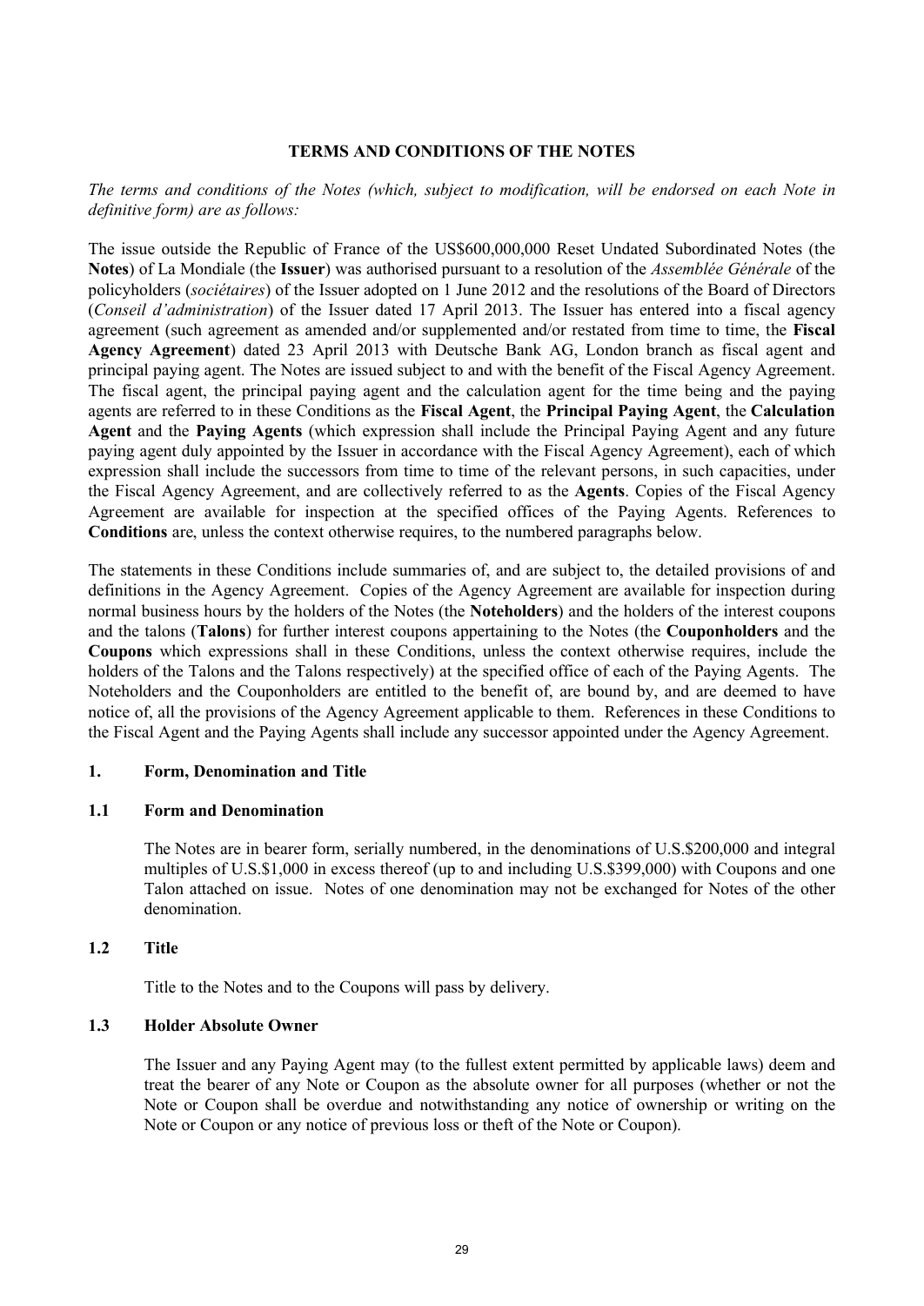## TERMS AND CONDITIONS OF THE NOTES

*The terms and conditions of the Notes (which, subject to modification, will be endorsed on each Note in definitive form) are as follows:*

The issue outside the Republic of France of the US$600,000,000 Reset Undated Subordinated Notes (the **Notes**) of La Mondiale (the **Issuer**) was authorised pursuant to a resolution of the *Assemblée Générale* of the policyholders (*sociétaires*) of the Issuer adopted on 1 June 2012 and the resolutions of the Board of Directors (*Conseil d'administration*) of the Issuer dated 17 April 2013. The Issuer has entered into a fiscal agency agreement (such agreement as amended and/or supplemented and/or restated from time to time, the **Fiscal Agency Agreement**) dated 23 April 2013 with Deutsche Bank AG, London branch as fiscal agent and principal paying agent. The Notes are issued subject to and with the benefit of the Fiscal Agency Agreement. The fiscal agent, the principal paying agent and the calculation agent for the time being and the paying agents are referred to in these Conditions as the **Fiscal Agent**, the **Principal Paying Agent**, the **Calculation Agent** and the **Paying Agents** (which expression shall include the Principal Paying Agent and any future paying agent duly appointed by the Issuer in accordance with the Fiscal Agency Agreement), each of which expression shall include the successors from time to time of the relevant persons, in such capacities, under the Fiscal Agency Agreement, and are collectively referred to as the **Agents**. Copies of the Fiscal Agency Agreement are available for inspection at the specified offices of the Paying Agents. References to **Conditions** are, unless the context otherwise requires, to the numbered paragraphs below.

The statements in these Conditions include summaries of, and are subject to, the detailed provisions of and definitions in the Agency Agreement. Copies of the Agency Agreement are available for inspection during normal business hours by the holders of the Notes (the **Noteholders**) and the holders of the interest coupons and the talons (**Talons**) for further interest coupons appertaining to the Notes (the **Couponholders** and the **Coupons** which expressions shall in these Conditions, unless the context otherwise requires, include the holders of the Talons and the Talons respectively) at the specified office of each of the Paying Agents. The Noteholders and the Couponholders are entitled to the benefit of, are bound by, and are deemed to have notice of, all the provisions of the Agency Agreement applicable to them. References in these Conditions to the Fiscal Agent and the Paying Agents shall include any successor appointed under the Agency Agreement.

### 1. Form, Denomination and Title

#### 1.1 Form and Denomination

The Notes are in bearer form, serially numbered, in the denominations of U.S.$200,000 and integral multiples of U.S.$1,000 in excess thereof (up to and including U.S.$399,000) with Coupons and one Talon attached on issue. Notes of one denomination may not be exchanged for Notes of the other denomination.

#### 1.2 Title

Title to the Notes and to the Coupons will pass by delivery.

#### 1.3 Holder Absolute Owner

The Issuer and any Paying Agent may (to the fullest extent permitted by applicable laws) deem and treat the bearer of any Note or Coupon as the absolute owner for all purposes (whether or not the Note or Coupon shall be overdue and notwithstanding any notice of ownership or writing on the Note or Coupon or any notice of previous loss or theft of the Note or Coupon).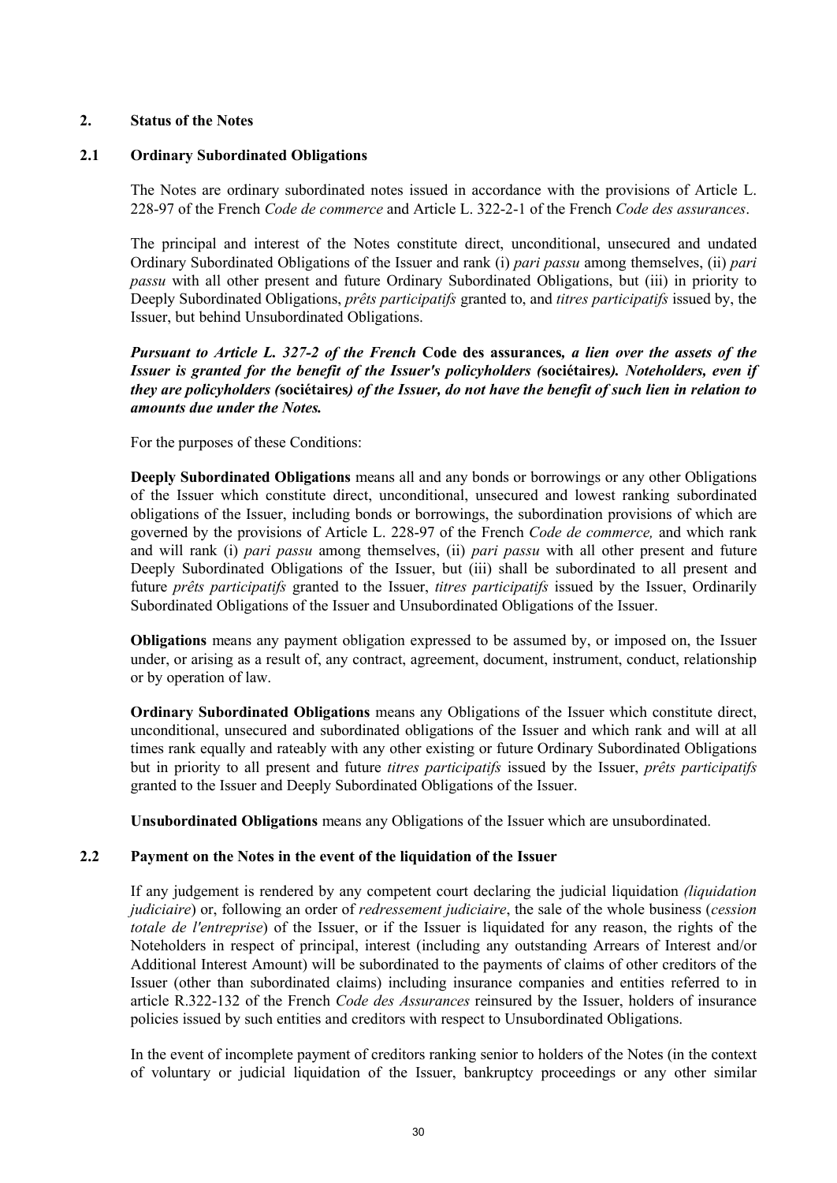## 2. Status of the Notes

### 2.1 Ordinary Subordinated Obligations

The Notes are ordinary subordinated notes issued in accordance with the provisions of Article L. 228-97 of the French *Code de commerce* and Article L. 322-2-1 of the French *Code des assurances*.

The principal and interest of the Notes constitute direct, unconditional, unsecured and undated Ordinary Subordinated Obligations of the Issuer and rank (i) *pari passu* among themselves, (ii) *pari passu* with all other present and future Ordinary Subordinated Obligations, but (iii) in priority to Deeply Subordinated Obligations, *prêts participatifs* granted to, and *titres participatifs* issued by, the Issuer, but behind Unsubordinated Obligations.

***Pursuant to Article L. 327-2 of the French* Code des assurances*, a lien over the assets of the Issuer is granted for the benefit of the Issuer's policyholders (*sociétaires*). Noteholders, even if they are policyholders (*sociétaires*) of the Issuer, do not have the benefit of such lien in relation to amounts due under the Notes.***

For the purposes of these Conditions:

**Deeply Subordinated Obligations** means all and any bonds or borrowings or any other Obligations of the Issuer which constitute direct, unconditional, unsecured and lowest ranking subordinated obligations of the Issuer, including bonds or borrowings, the subordination provisions of which are governed by the provisions of Article L. 228-97 of the French *Code de commerce,* and which rank and will rank (i) *pari passu* among themselves, (ii) *pari passu* with all other present and future Deeply Subordinated Obligations of the Issuer, but (iii) shall be subordinated to all present and future *prêts participatifs* granted to the Issuer, *titres participatifs* issued by the Issuer, Ordinarily Subordinated Obligations of the Issuer and Unsubordinated Obligations of the Issuer.

**Obligations** means any payment obligation expressed to be assumed by, or imposed on, the Issuer under, or arising as a result of, any contract, agreement, document, instrument, conduct, relationship or by operation of law.

**Ordinary Subordinated Obligations** means any Obligations of the Issuer which constitute direct, unconditional, unsecured and subordinated obligations of the Issuer and which rank and will at all times rank equally and rateably with any other existing or future Ordinary Subordinated Obligations but in priority to all present and future *titres participatifs* issued by the Issuer, *prêts participatifs* granted to the Issuer and Deeply Subordinated Obligations of the Issuer.

**Unsubordinated Obligations** means any Obligations of the Issuer which are unsubordinated.

### 2.2 Payment on the Notes in the event of the liquidation of the Issuer

If any judgement is rendered by any competent court declaring the judicial liquidation *(liquidation judiciaire*) or, following an order of *redressement judiciaire*, the sale of the whole business (*cession totale de l'entreprise*) of the Issuer, or if the Issuer is liquidated for any reason, the rights of the Noteholders in respect of principal, interest (including any outstanding Arrears of Interest and/or Additional Interest Amount) will be subordinated to the payments of claims of other creditors of the Issuer (other than subordinated claims) including insurance companies and entities referred to in article R.322-132 of the French *Code des Assurances* reinsured by the Issuer, holders of insurance policies issued by such entities and creditors with respect to Unsubordinated Obligations.

In the event of incomplete payment of creditors ranking senior to holders of the Notes (in the context of voluntary or judicial liquidation of the Issuer, bankruptcy proceedings or any other similar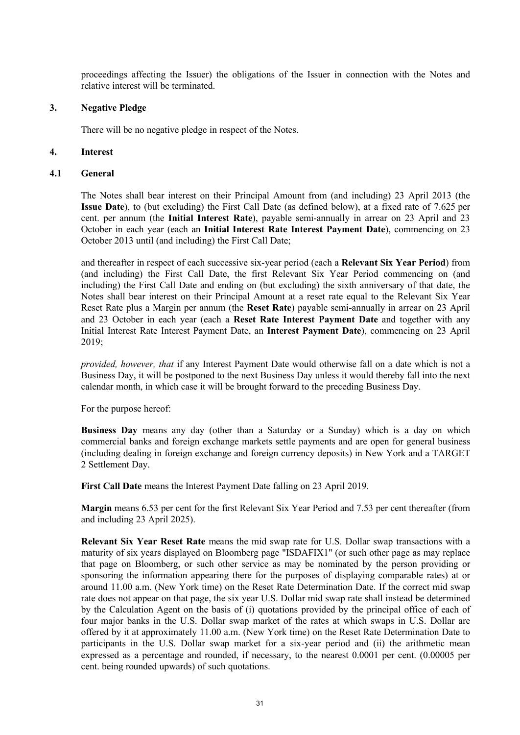proceedings affecting the Issuer) the obligations of the Issuer in connection with the Notes and relative interest will be terminated.

## 3. Negative Pledge

There will be no negative pledge in respect of the Notes.

## 4. Interest

### 4.1 General

The Notes shall bear interest on their Principal Amount from (and including) 23 April 2013 (the **Issue Date**), to (but excluding) the First Call Date (as defined below), at a fixed rate of 7.625 per cent. per annum (the **Initial Interest Rate**), payable semi-annually in arrear on 23 April and 23 October in each year (each an **Initial Interest Rate Interest Payment Date**), commencing on 23 October 2013 until (and including) the First Call Date;

and thereafter in respect of each successive six-year period (each a **Relevant Six Year Period**) from (and including) the First Call Date, the first Relevant Six Year Period commencing on (and including) the First Call Date and ending on (but excluding) the sixth anniversary of that date, the Notes shall bear interest on their Principal Amount at a reset rate equal to the Relevant Six Year Reset Rate plus a Margin per annum (the **Reset Rate**) payable semi-annually in arrear on 23 April and 23 October in each year (each a **Reset Rate Interest Payment Date** and together with any Initial Interest Rate Interest Payment Date, an **Interest Payment Date**), commencing on 23 April 2019;

*provided, however, that* if any Interest Payment Date would otherwise fall on a date which is not a Business Day, it will be postponed to the next Business Day unless it would thereby fall into the next calendar month, in which case it will be brought forward to the preceding Business Day.

For the purpose hereof:

**Business Day** means any day (other than a Saturday or a Sunday) which is a day on which commercial banks and foreign exchange markets settle payments and are open for general business (including dealing in foreign exchange and foreign currency deposits) in New York and a TARGET 2 Settlement Day.

**First Call Date** means the Interest Payment Date falling on 23 April 2019.

**Margin** means 6.53 per cent for the first Relevant Six Year Period and 7.53 per cent thereafter (from and including 23 April 2025).

**Relevant Six Year Reset Rate** means the mid swap rate for U.S. Dollar swap transactions with a maturity of six years displayed on Bloomberg page "ISDAFIX1" (or such other page as may replace that page on Bloomberg, or such other service as may be nominated by the person providing or sponsoring the information appearing there for the purposes of displaying comparable rates) at or around 11.00 a.m. (New York time) on the Reset Rate Determination Date. If the correct mid swap rate does not appear on that page, the six year U.S. Dollar mid swap rate shall instead be determined by the Calculation Agent on the basis of (i) quotations provided by the principal office of each of four major banks in the U.S. Dollar swap market of the rates at which swaps in U.S. Dollar are offered by it at approximately 11.00 a.m. (New York time) on the Reset Rate Determination Date to participants in the U.S. Dollar swap market for a six-year period and (ii) the arithmetic mean expressed as a percentage and rounded, if necessary, to the nearest 0.0001 per cent. (0.00005 per cent. being rounded upwards) of such quotations.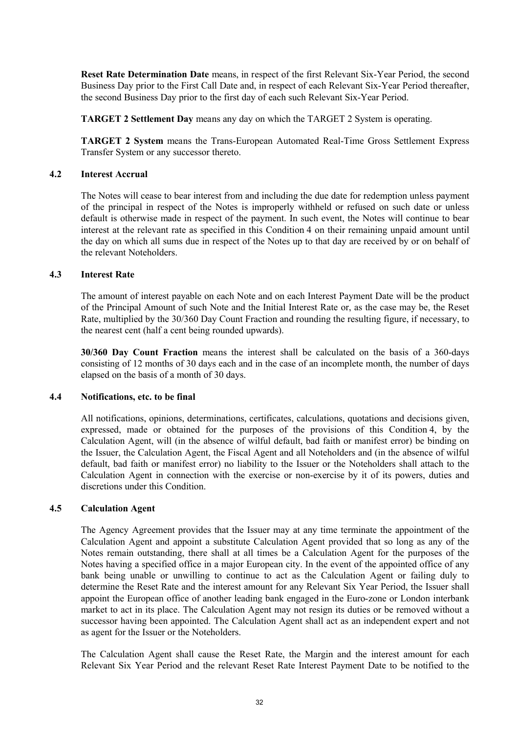**Reset Rate Determination Date** means, in respect of the first Relevant Six-Year Period, the second Business Day prior to the First Call Date and, in respect of each Relevant Six-Year Period thereafter, the second Business Day prior to the first day of each such Relevant Six-Year Period.

**TARGET 2 Settlement Day** means any day on which the TARGET 2 System is operating.

**TARGET 2 System** means the Trans-European Automated Real-Time Gross Settlement Express Transfer System or any successor thereto.

### 4.2 Interest Accrual

The Notes will cease to bear interest from and including the due date for redemption unless payment of the principal in respect of the Notes is improperly withheld or refused on such date or unless default is otherwise made in respect of the payment. In such event, the Notes will continue to bear interest at the relevant rate as specified in this Condition 4 on their remaining unpaid amount until the day on which all sums due in respect of the Notes up to that day are received by or on behalf of the relevant Noteholders.

### 4.3 Interest Rate

The amount of interest payable on each Note and on each Interest Payment Date will be the product of the Principal Amount of such Note and the Initial Interest Rate or, as the case may be, the Reset Rate, multiplied by the 30/360 Day Count Fraction and rounding the resulting figure, if necessary, to the nearest cent (half a cent being rounded upwards).

**30/360 Day Count Fraction** means the interest shall be calculated on the basis of a 360-days consisting of 12 months of 30 days each and in the case of an incomplete month, the number of days elapsed on the basis of a month of 30 days.

### 4.4 Notifications, etc. to be final

All notifications, opinions, determinations, certificates, calculations, quotations and decisions given, expressed, made or obtained for the purposes of the provisions of this Condition 4, by the Calculation Agent, will (in the absence of wilful default, bad faith or manifest error) be binding on the Issuer, the Calculation Agent, the Fiscal Agent and all Noteholders and (in the absence of wilful default, bad faith or manifest error) no liability to the Issuer or the Noteholders shall attach to the Calculation Agent in connection with the exercise or non-exercise by it of its powers, duties and discretions under this Condition.

### 4.5 Calculation Agent

The Agency Agreement provides that the Issuer may at any time terminate the appointment of the Calculation Agent and appoint a substitute Calculation Agent provided that so long as any of the Notes remain outstanding, there shall at all times be a Calculation Agent for the purposes of the Notes having a specified office in a major European city. In the event of the appointed office of any bank being unable or unwilling to continue to act as the Calculation Agent or failing duly to determine the Reset Rate and the interest amount for any Relevant Six Year Period, the Issuer shall appoint the European office of another leading bank engaged in the Euro-zone or London interbank market to act in its place. The Calculation Agent may not resign its duties or be removed without a successor having been appointed. The Calculation Agent shall act as an independent expert and not as agent for the Issuer or the Noteholders.

The Calculation Agent shall cause the Reset Rate, the Margin and the interest amount for each Relevant Six Year Period and the relevant Reset Rate Interest Payment Date to be notified to the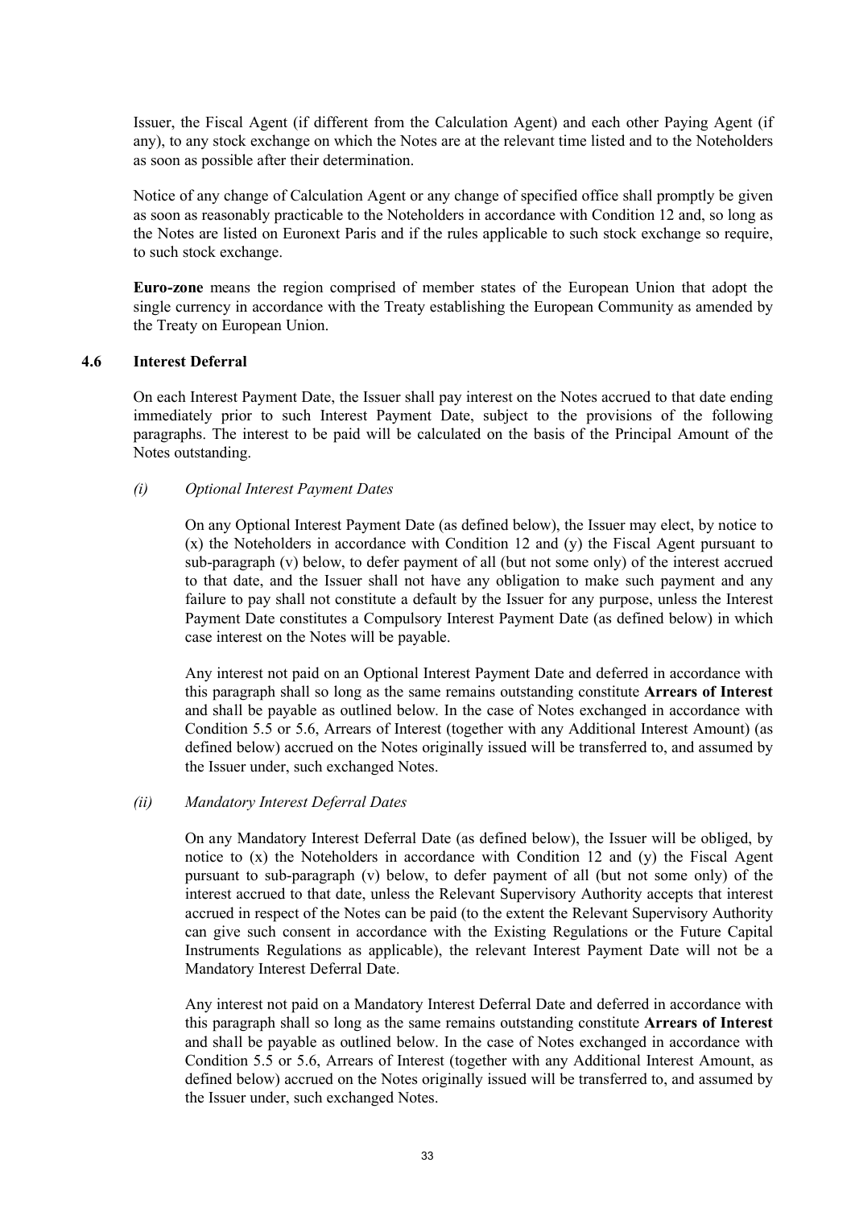Issuer, the Fiscal Agent (if different from the Calculation Agent) and each other Paying Agent (if any), to any stock exchange on which the Notes are at the relevant time listed and to the Noteholders as soon as possible after their determination.

Notice of any change of Calculation Agent or any change of specified office shall promptly be given as soon as reasonably practicable to the Noteholders in accordance with Condition 12 and, so long as the Notes are listed on Euronext Paris and if the rules applicable to such stock exchange so require, to such stock exchange.

**Euro-zone** means the region comprised of member states of the European Union that adopt the single currency in accordance with the Treaty establishing the European Community as amended by the Treaty on European Union.

### 4.6 Interest Deferral

On each Interest Payment Date, the Issuer shall pay interest on the Notes accrued to that date ending immediately prior to such Interest Payment Date, subject to the provisions of the following paragraphs. The interest to be paid will be calculated on the basis of the Principal Amount of the Notes outstanding.

*(i) Optional Interest Payment Dates*

On any Optional Interest Payment Date (as defined below), the Issuer may elect, by notice to (x) the Noteholders in accordance with Condition 12 and (y) the Fiscal Agent pursuant to sub-paragraph (v) below, to defer payment of all (but not some only) of the interest accrued to that date, and the Issuer shall not have any obligation to make such payment and any failure to pay shall not constitute a default by the Issuer for any purpose, unless the Interest Payment Date constitutes a Compulsory Interest Payment Date (as defined below) in which case interest on the Notes will be payable.

Any interest not paid on an Optional Interest Payment Date and deferred in accordance with this paragraph shall so long as the same remains outstanding constitute **Arrears of Interest** and shall be payable as outlined below. In the case of Notes exchanged in accordance with Condition 5.5 or 5.6, Arrears of Interest (together with any Additional Interest Amount) (as defined below) accrued on the Notes originally issued will be transferred to, and assumed by the Issuer under, such exchanged Notes.

*(ii) Mandatory Interest Deferral Dates*

On any Mandatory Interest Deferral Date (as defined below), the Issuer will be obliged, by notice to (x) the Noteholders in accordance with Condition 12 and (y) the Fiscal Agent pursuant to sub-paragraph (v) below, to defer payment of all (but not some only) of the interest accrued to that date, unless the Relevant Supervisory Authority accepts that interest accrued in respect of the Notes can be paid (to the extent the Relevant Supervisory Authority can give such consent in accordance with the Existing Regulations or the Future Capital Instruments Regulations as applicable), the relevant Interest Payment Date will not be a Mandatory Interest Deferral Date.

Any interest not paid on a Mandatory Interest Deferral Date and deferred in accordance with this paragraph shall so long as the same remains outstanding constitute **Arrears of Interest** and shall be payable as outlined below. In the case of Notes exchanged in accordance with Condition 5.5 or 5.6, Arrears of Interest (together with any Additional Interest Amount, as defined below) accrued on the Notes originally issued will be transferred to, and assumed by the Issuer under, such exchanged Notes.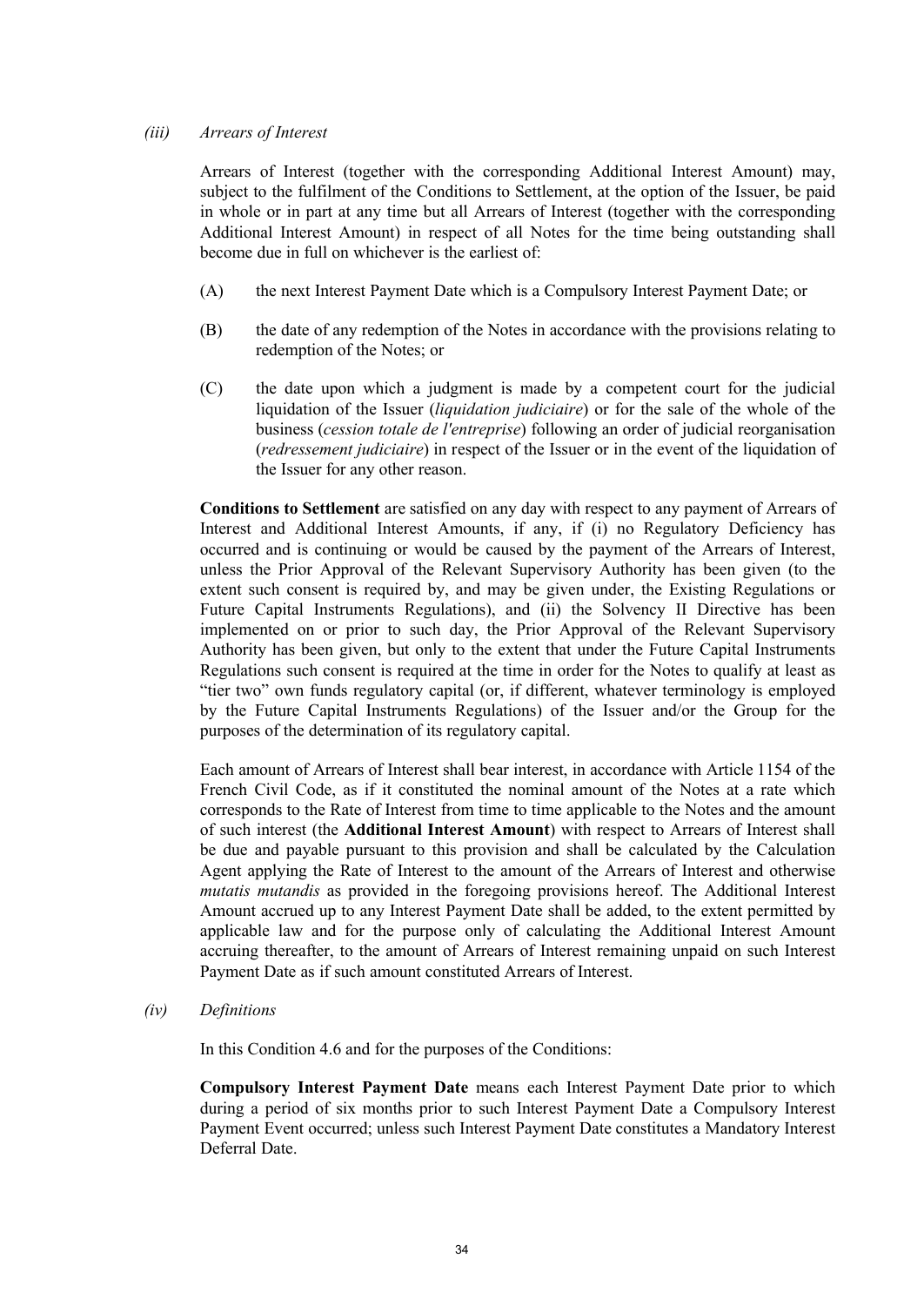*(iii) Arrears of Interest*

Arrears of Interest (together with the corresponding Additional Interest Amount) may, subject to the fulfilment of the Conditions to Settlement, at the option of the Issuer, be paid in whole or in part at any time but all Arrears of Interest (together with the corresponding Additional Interest Amount) in respect of all Notes for the time being outstanding shall become due in full on whichever is the earliest of:

(A) the next Interest Payment Date which is a Compulsory Interest Payment Date; or

(B) the date of any redemption of the Notes in accordance with the provisions relating to redemption of the Notes; or

(C) the date upon which a judgment is made by a competent court for the judicial liquidation of the Issuer (*liquidation judiciaire*) or for the sale of the whole of the business (*cession totale de l'entreprise*) following an order of judicial reorganisation (*redressement judiciaire*) in respect of the Issuer or in the event of the liquidation of the Issuer for any other reason.

**Conditions to Settlement** are satisfied on any day with respect to any payment of Arrears of Interest and Additional Interest Amounts, if any, if (i) no Regulatory Deficiency has occurred and is continuing or would be caused by the payment of the Arrears of Interest, unless the Prior Approval of the Relevant Supervisory Authority has been given (to the extent such consent is required by, and may be given under, the Existing Regulations or Future Capital Instruments Regulations), and (ii) the Solvency II Directive has been implemented on or prior to such day, the Prior Approval of the Relevant Supervisory Authority has been given, but only to the extent that under the Future Capital Instruments Regulations such consent is required at the time in order for the Notes to qualify at least as "tier two" own funds regulatory capital (or, if different, whatever terminology is employed by the Future Capital Instruments Regulations) of the Issuer and/or the Group for the purposes of the determination of its regulatory capital.

Each amount of Arrears of Interest shall bear interest, in accordance with Article 1154 of the French Civil Code, as if it constituted the nominal amount of the Notes at a rate which corresponds to the Rate of Interest from time to time applicable to the Notes and the amount of such interest (the **Additional Interest Amount**) with respect to Arrears of Interest shall be due and payable pursuant to this provision and shall be calculated by the Calculation Agent applying the Rate of Interest to the amount of the Arrears of Interest and otherwise *mutatis mutandis* as provided in the foregoing provisions hereof. The Additional Interest Amount accrued up to any Interest Payment Date shall be added, to the extent permitted by applicable law and for the purpose only of calculating the Additional Interest Amount accruing thereafter, to the amount of Arrears of Interest remaining unpaid on such Interest Payment Date as if such amount constituted Arrears of Interest.

*(iv) Definitions*

In this Condition 4.6 and for the purposes of the Conditions:

**Compulsory Interest Payment Date** means each Interest Payment Date prior to which during a period of six months prior to such Interest Payment Date a Compulsory Interest Payment Event occurred; unless such Interest Payment Date constitutes a Mandatory Interest Deferral Date.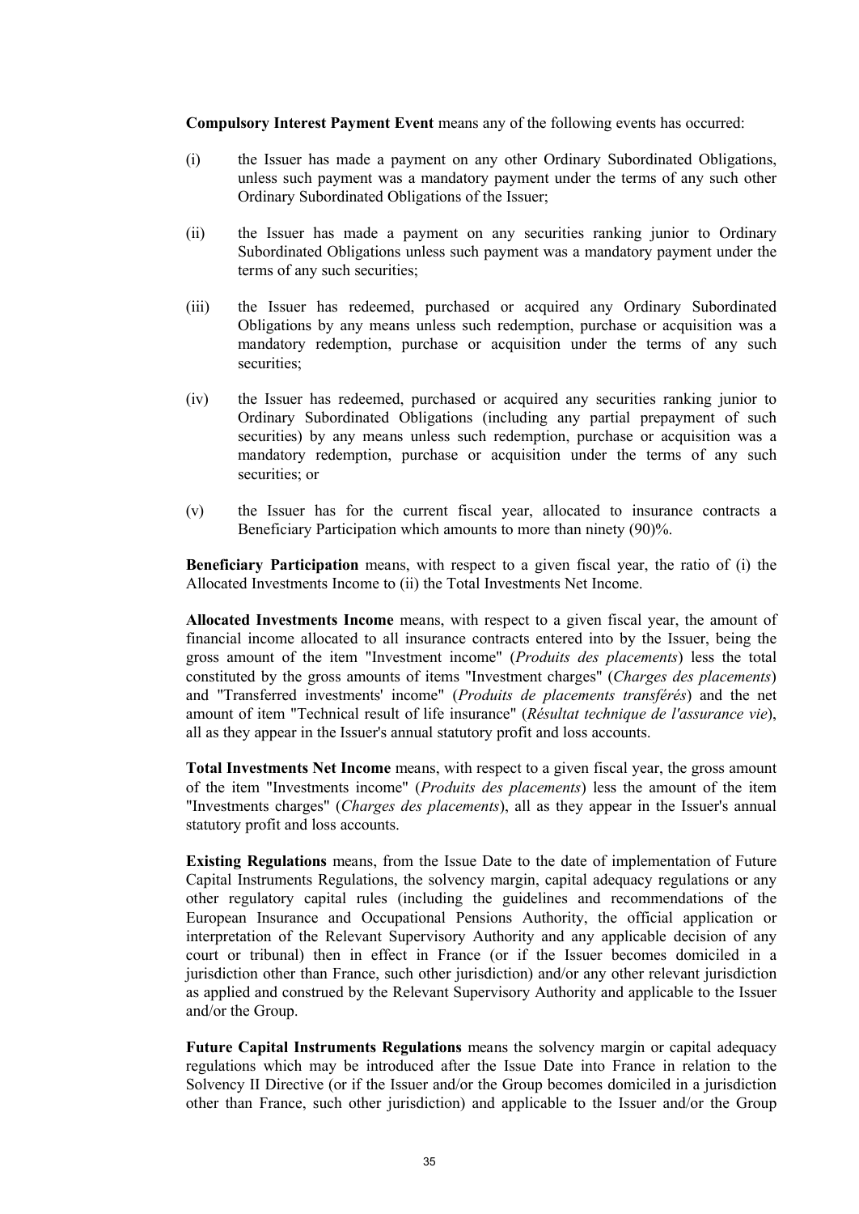**Compulsory Interest Payment Event** means any of the following events has occurred:

(i) the Issuer has made a payment on any other Ordinary Subordinated Obligations, unless such payment was a mandatory payment under the terms of any such other Ordinary Subordinated Obligations of the Issuer;

(ii) the Issuer has made a payment on any securities ranking junior to Ordinary Subordinated Obligations unless such payment was a mandatory payment under the terms of any such securities;

(iii) the Issuer has redeemed, purchased or acquired any Ordinary Subordinated Obligations by any means unless such redemption, purchase or acquisition was a mandatory redemption, purchase or acquisition under the terms of any such securities;

(iv) the Issuer has redeemed, purchased or acquired any securities ranking junior to Ordinary Subordinated Obligations (including any partial prepayment of such securities) by any means unless such redemption, purchase or acquisition was a mandatory redemption, purchase or acquisition under the terms of any such securities; or

(v) the Issuer has for the current fiscal year, allocated to insurance contracts a Beneficiary Participation which amounts to more than ninety (90)%.

**Beneficiary Participation** means, with respect to a given fiscal year, the ratio of (i) the Allocated Investments Income to (ii) the Total Investments Net Income.

**Allocated Investments Income** means, with respect to a given fiscal year, the amount of financial income allocated to all insurance contracts entered into by the Issuer, being the gross amount of the item "Investment income" (*Produits des placements*) less the total constituted by the gross amounts of items "Investment charges" (*Charges des placements*) and "Transferred investments' income" (*Produits de placements transférés*) and the net amount of item "Technical result of life insurance" (*Résultat technique de l'assurance vie*), all as they appear in the Issuer's annual statutory profit and loss accounts.

**Total Investments Net Income** means, with respect to a given fiscal year, the gross amount of the item "Investments income" (*Produits des placements*) less the amount of the item "Investments charges" (*Charges des placements*), all as they appear in the Issuer's annual statutory profit and loss accounts.

**Existing Regulations** means, from the Issue Date to the date of implementation of Future Capital Instruments Regulations, the solvency margin, capital adequacy regulations or any other regulatory capital rules (including the guidelines and recommendations of the European Insurance and Occupational Pensions Authority, the official application or interpretation of the Relevant Supervisory Authority and any applicable decision of any court or tribunal) then in effect in France (or if the Issuer becomes domiciled in a jurisdiction other than France, such other jurisdiction) and/or any other relevant jurisdiction as applied and construed by the Relevant Supervisory Authority and applicable to the Issuer and/or the Group.

**Future Capital Instruments Regulations** means the solvency margin or capital adequacy regulations which may be introduced after the Issue Date into France in relation to the Solvency II Directive (or if the Issuer and/or the Group becomes domiciled in a jurisdiction other than France, such other jurisdiction) and applicable to the Issuer and/or the Group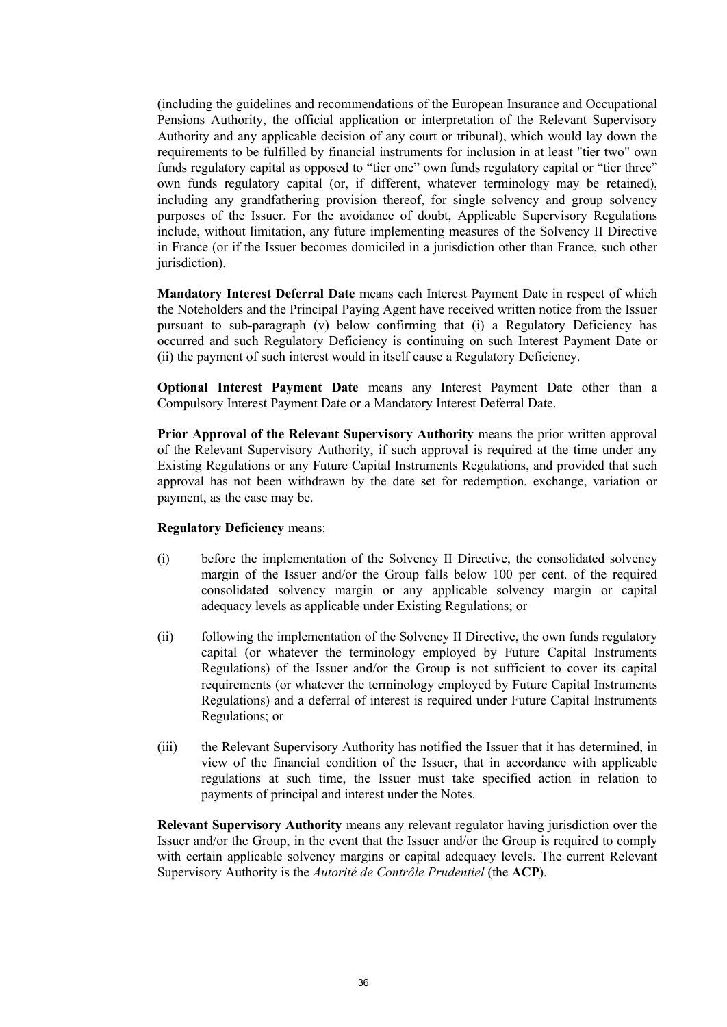(including the guidelines and recommendations of the European Insurance and Occupational Pensions Authority, the official application or interpretation of the Relevant Supervisory Authority and any applicable decision of any court or tribunal), which would lay down the requirements to be fulfilled by financial instruments for inclusion in at least "tier two" own funds regulatory capital as opposed to "tier one" own funds regulatory capital or "tier three" own funds regulatory capital (or, if different, whatever terminology may be retained), including any grandfathering provision thereof, for single solvency and group solvency purposes of the Issuer. For the avoidance of doubt, Applicable Supervisory Regulations include, without limitation, any future implementing measures of the Solvency II Directive in France (or if the Issuer becomes domiciled in a jurisdiction other than France, such other jurisdiction).

**Mandatory Interest Deferral Date** means each Interest Payment Date in respect of which the Noteholders and the Principal Paying Agent have received written notice from the Issuer pursuant to sub-paragraph (v) below confirming that (i) a Regulatory Deficiency has occurred and such Regulatory Deficiency is continuing on such Interest Payment Date or (ii) the payment of such interest would in itself cause a Regulatory Deficiency.

**Optional Interest Payment Date** means any Interest Payment Date other than a Compulsory Interest Payment Date or a Mandatory Interest Deferral Date.

**Prior Approval of the Relevant Supervisory Authority** means the prior written approval of the Relevant Supervisory Authority, if such approval is required at the time under any Existing Regulations or any Future Capital Instruments Regulations, and provided that such approval has not been withdrawn by the date set for redemption, exchange, variation or payment, as the case may be.

**Regulatory Deficiency** means:

(i) before the implementation of the Solvency II Directive, the consolidated solvency margin of the Issuer and/or the Group falls below 100 per cent. of the required consolidated solvency margin or any applicable solvency margin or capital adequacy levels as applicable under Existing Regulations; or

(ii) following the implementation of the Solvency II Directive, the own funds regulatory capital (or whatever the terminology employed by Future Capital Instruments Regulations) of the Issuer and/or the Group is not sufficient to cover its capital requirements (or whatever the terminology employed by Future Capital Instruments Regulations) and a deferral of interest is required under Future Capital Instruments Regulations; or

(iii) the Relevant Supervisory Authority has notified the Issuer that it has determined, in view of the financial condition of the Issuer, that in accordance with applicable regulations at such time, the Issuer must take specified action in relation to payments of principal and interest under the Notes.

**Relevant Supervisory Authority** means any relevant regulator having jurisdiction over the Issuer and/or the Group, in the event that the Issuer and/or the Group is required to comply with certain applicable solvency margins or capital adequacy levels. The current Relevant Supervisory Authority is the *Autorité de Contrôle Prudentiel* (the **ACP**).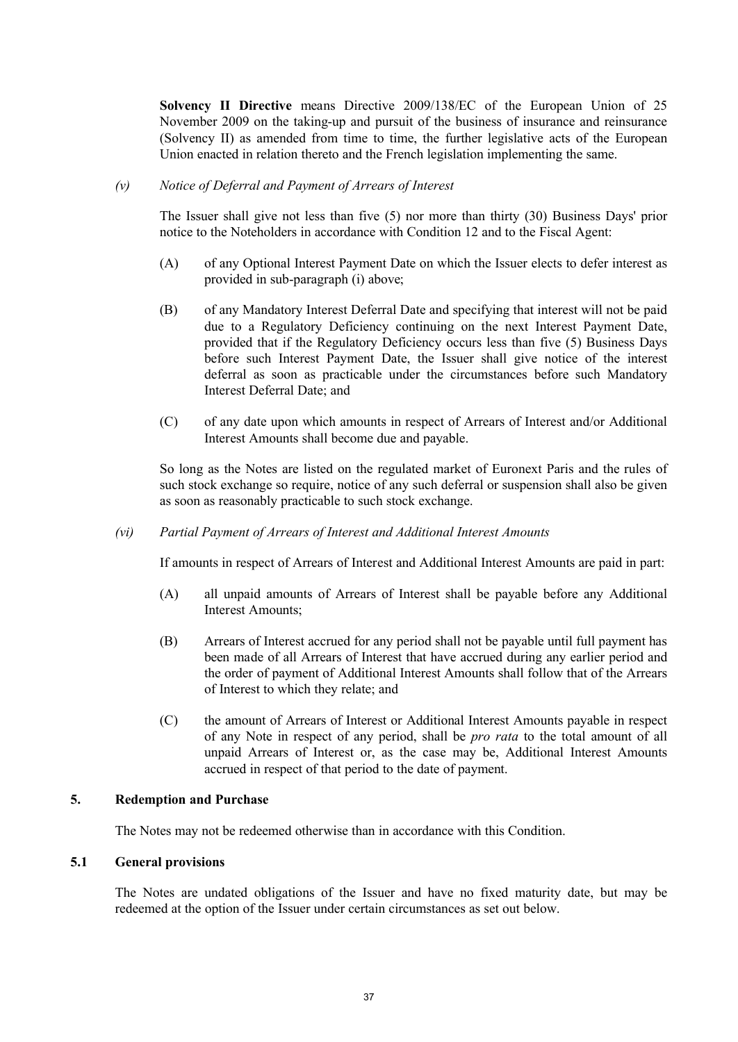**Solvency II Directive** means Directive 2009/138/EC of the European Union of 25 November 2009 on the taking-up and pursuit of the business of insurance and reinsurance (Solvency II) as amended from time to time, the further legislative acts of the European Union enacted in relation thereto and the French legislation implementing the same.

*(v) Notice of Deferral and Payment of Arrears of Interest*

The Issuer shall give not less than five (5) nor more than thirty (30) Business Days' prior notice to the Noteholders in accordance with Condition 12 and to the Fiscal Agent:

(A) of any Optional Interest Payment Date on which the Issuer elects to defer interest as provided in sub-paragraph (i) above;

(B) of any Mandatory Interest Deferral Date and specifying that interest will not be paid due to a Regulatory Deficiency continuing on the next Interest Payment Date, provided that if the Regulatory Deficiency occurs less than five (5) Business Days before such Interest Payment Date, the Issuer shall give notice of the interest deferral as soon as practicable under the circumstances before such Mandatory Interest Deferral Date; and

(C) of any date upon which amounts in respect of Arrears of Interest and/or Additional Interest Amounts shall become due and payable.

So long as the Notes are listed on the regulated market of Euronext Paris and the rules of such stock exchange so require, notice of any such deferral or suspension shall also be given as soon as reasonably practicable to such stock exchange.

*(vi) Partial Payment of Arrears of Interest and Additional Interest Amounts*

If amounts in respect of Arrears of Interest and Additional Interest Amounts are paid in part:

(A) all unpaid amounts of Arrears of Interest shall be payable before any Additional Interest Amounts;

(B) Arrears of Interest accrued for any period shall not be payable until full payment has been made of all Arrears of Interest that have accrued during any earlier period and the order of payment of Additional Interest Amounts shall follow that of the Arrears of Interest to which they relate; and

(C) the amount of Arrears of Interest or Additional Interest Amounts payable in respect of any Note in respect of any period, shall be *pro rata* to the total amount of all unpaid Arrears of Interest or, as the case may be, Additional Interest Amounts accrued in respect of that period to the date of payment.

## 5. Redemption and Purchase

The Notes may not be redeemed otherwise than in accordance with this Condition.

### 5.1 General provisions

The Notes are undated obligations of the Issuer and have no fixed maturity date, but may be redeemed at the option of the Issuer under certain circumstances as set out below.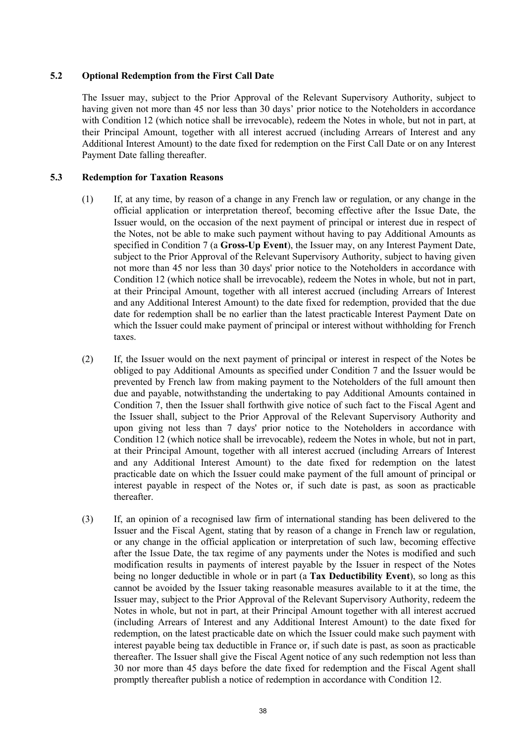### 5.2 Optional Redemption from the First Call Date

The Issuer may, subject to the Prior Approval of the Relevant Supervisory Authority, subject to having given not more than 45 nor less than 30 days' prior notice to the Noteholders in accordance with Condition 12 (which notice shall be irrevocable), redeem the Notes in whole, but not in part, at their Principal Amount, together with all interest accrued (including Arrears of Interest and any Additional Interest Amount) to the date fixed for redemption on the First Call Date or on any Interest Payment Date falling thereafter.

### 5.3 Redemption for Taxation Reasons

(1) If, at any time, by reason of a change in any French law or regulation, or any change in the official application or interpretation thereof, becoming effective after the Issue Date, the Issuer would, on the occasion of the next payment of principal or interest due in respect of the Notes, not be able to make such payment without having to pay Additional Amounts as specified in Condition 7 (a **Gross-Up Event**), the Issuer may, on any Interest Payment Date, subject to the Prior Approval of the Relevant Supervisory Authority, subject to having given not more than 45 nor less than 30 days' prior notice to the Noteholders in accordance with Condition 12 (which notice shall be irrevocable), redeem the Notes in whole, but not in part, at their Principal Amount, together with all interest accrued (including Arrears of Interest and any Additional Interest Amount) to the date fixed for redemption, provided that the due date for redemption shall be no earlier than the latest practicable Interest Payment Date on which the Issuer could make payment of principal or interest without withholding for French taxes.

(2) If, the Issuer would on the next payment of principal or interest in respect of the Notes be obliged to pay Additional Amounts as specified under Condition 7 and the Issuer would be prevented by French law from making payment to the Noteholders of the full amount then due and payable, notwithstanding the undertaking to pay Additional Amounts contained in Condition 7, then the Issuer shall forthwith give notice of such fact to the Fiscal Agent and the Issuer shall, subject to the Prior Approval of the Relevant Supervisory Authority and upon giving not less than 7 days' prior notice to the Noteholders in accordance with Condition 12 (which notice shall be irrevocable), redeem the Notes in whole, but not in part, at their Principal Amount, together with all interest accrued (including Arrears of Interest and any Additional Interest Amount) to the date fixed for redemption on the latest practicable date on which the Issuer could make payment of the full amount of principal or interest payable in respect of the Notes or, if such date is past, as soon as practicable thereafter.

(3) If, an opinion of a recognised law firm of international standing has been delivered to the Issuer and the Fiscal Agent, stating that by reason of a change in French law or regulation, or any change in the official application or interpretation of such law, becoming effective after the Issue Date, the tax regime of any payments under the Notes is modified and such modification results in payments of interest payable by the Issuer in respect of the Notes being no longer deductible in whole or in part (a **Tax Deductibility Event**), so long as this cannot be avoided by the Issuer taking reasonable measures available to it at the time, the Issuer may, subject to the Prior Approval of the Relevant Supervisory Authority, redeem the Notes in whole, but not in part, at their Principal Amount together with all interest accrued (including Arrears of Interest and any Additional Interest Amount) to the date fixed for redemption, on the latest practicable date on which the Issuer could make such payment with interest payable being tax deductible in France or, if such date is past, as soon as practicable thereafter. The Issuer shall give the Fiscal Agent notice of any such redemption not less than 30 nor more than 45 days before the date fixed for redemption and the Fiscal Agent shall promptly thereafter publish a notice of redemption in accordance with Condition 12.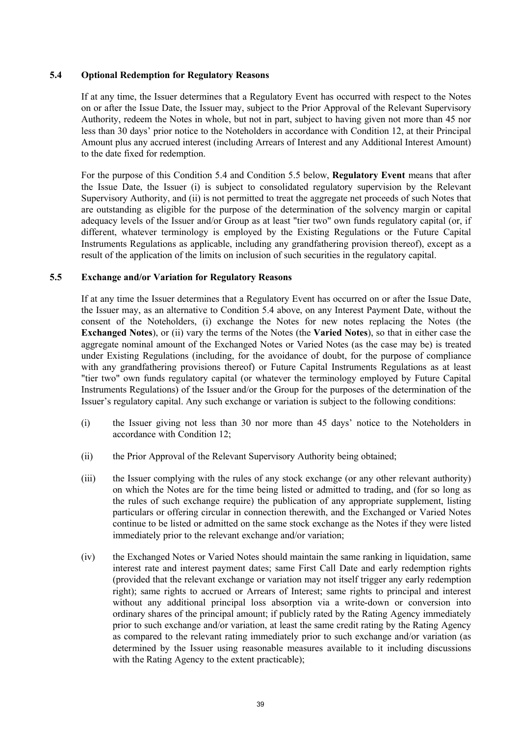### 5.4 Optional Redemption for Regulatory Reasons

If at any time, the Issuer determines that a Regulatory Event has occurred with respect to the Notes on or after the Issue Date, the Issuer may, subject to the Prior Approval of the Relevant Supervisory Authority, redeem the Notes in whole, but not in part, subject to having given not more than 45 nor less than 30 days' prior notice to the Noteholders in accordance with Condition 12, at their Principal Amount plus any accrued interest (including Arrears of Interest and any Additional Interest Amount) to the date fixed for redemption.

For the purpose of this Condition 5.4 and Condition 5.5 below, **Regulatory Event** means that after the Issue Date, the Issuer (i) is subject to consolidated regulatory supervision by the Relevant Supervisory Authority, and (ii) is not permitted to treat the aggregate net proceeds of such Notes that are outstanding as eligible for the purpose of the determination of the solvency margin or capital adequacy levels of the Issuer and/or Group as at least "tier two" own funds regulatory capital (or, if different, whatever terminology is employed by the Existing Regulations or the Future Capital Instruments Regulations as applicable, including any grandfathering provision thereof), except as a result of the application of the limits on inclusion of such securities in the regulatory capital.

### 5.5 Exchange and/or Variation for Regulatory Reasons

If at any time the Issuer determines that a Regulatory Event has occurred on or after the Issue Date, the Issuer may, as an alternative to Condition 5.4 above, on any Interest Payment Date, without the consent of the Noteholders, (i) exchange the Notes for new notes replacing the Notes (the **Exchanged Notes**), or (ii) vary the terms of the Notes (the **Varied Notes**), so that in either case the aggregate nominal amount of the Exchanged Notes or Varied Notes (as the case may be) is treated under Existing Regulations (including, for the avoidance of doubt, for the purpose of compliance with any grandfathering provisions thereof) or Future Capital Instruments Regulations as at least "tier two" own funds regulatory capital (or whatever the terminology employed by Future Capital Instruments Regulations) of the Issuer and/or the Group for the purposes of the determination of the Issuer's regulatory capital. Any such exchange or variation is subject to the following conditions:

(i) the Issuer giving not less than 30 nor more than 45 days' notice to the Noteholders in accordance with Condition 12;

(ii) the Prior Approval of the Relevant Supervisory Authority being obtained;

(iii) the Issuer complying with the rules of any stock exchange (or any other relevant authority) on which the Notes are for the time being listed or admitted to trading, and (for so long as the rules of such exchange require) the publication of any appropriate supplement, listing particulars or offering circular in connection therewith, and the Exchanged or Varied Notes continue to be listed or admitted on the same stock exchange as the Notes if they were listed immediately prior to the relevant exchange and/or variation;

(iv) the Exchanged Notes or Varied Notes should maintain the same ranking in liquidation, same interest rate and interest payment dates; same First Call Date and early redemption rights (provided that the relevant exchange or variation may not itself trigger any early redemption right); same rights to accrued or Arrears of Interest; same rights to principal and interest without any additional principal loss absorption via a write-down or conversion into ordinary shares of the principal amount; if publicly rated by the Rating Agency immediately prior to such exchange and/or variation, at least the same credit rating by the Rating Agency as compared to the relevant rating immediately prior to such exchange and/or variation (as determined by the Issuer using reasonable measures available to it including discussions with the Rating Agency to the extent practicable);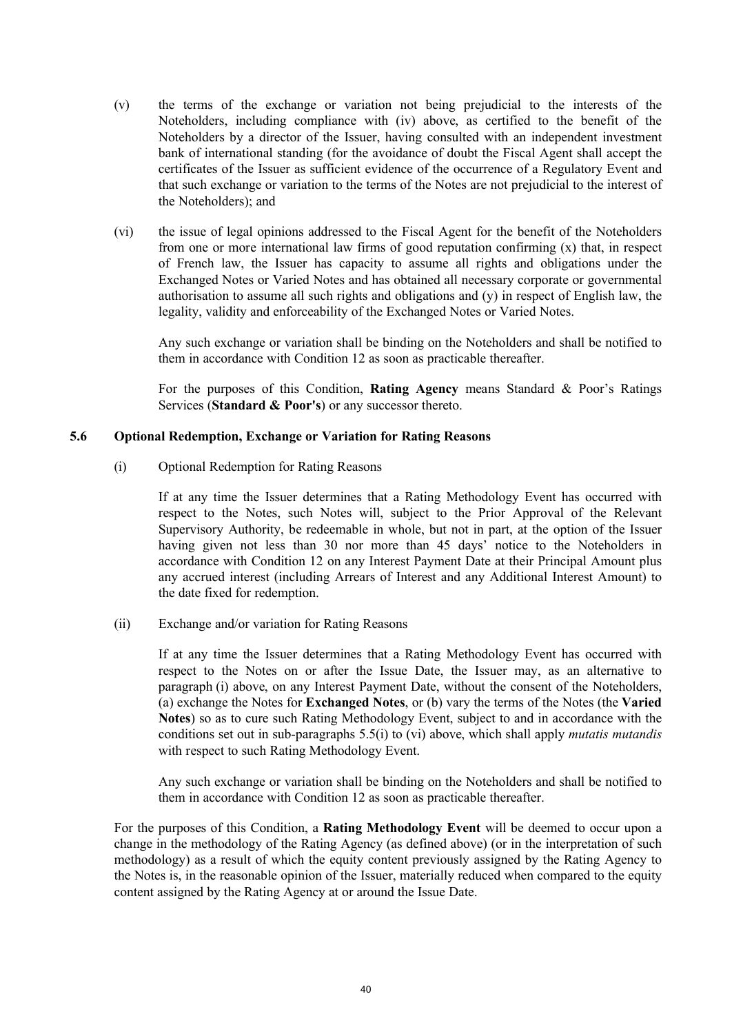(v) the terms of the exchange or variation not being prejudicial to the interests of the Noteholders, including compliance with (iv) above, as certified to the benefit of the Noteholders by a director of the Issuer, having consulted with an independent investment bank of international standing (for the avoidance of doubt the Fiscal Agent shall accept the certificates of the Issuer as sufficient evidence of the occurrence of a Regulatory Event and that such exchange or variation to the terms of the Notes are not prejudicial to the interest of the Noteholders); and

(vi) the issue of legal opinions addressed to the Fiscal Agent for the benefit of the Noteholders from one or more international law firms of good reputation confirming (x) that, in respect of French law, the Issuer has capacity to assume all rights and obligations under the Exchanged Notes or Varied Notes and has obtained all necessary corporate or governmental authorisation to assume all such rights and obligations and (y) in respect of English law, the legality, validity and enforceability of the Exchanged Notes or Varied Notes.

Any such exchange or variation shall be binding on the Noteholders and shall be notified to them in accordance with Condition 12 as soon as practicable thereafter.

For the purposes of this Condition, **Rating Agency** means Standard & Poor's Ratings Services (**Standard & Poor's**) or any successor thereto.

### 5.6 Optional Redemption, Exchange or Variation for Rating Reasons

(i) Optional Redemption for Rating Reasons

If at any time the Issuer determines that a Rating Methodology Event has occurred with respect to the Notes, such Notes will, subject to the Prior Approval of the Relevant Supervisory Authority, be redeemable in whole, but not in part, at the option of the Issuer having given not less than 30 nor more than 45 days' notice to the Noteholders in accordance with Condition 12 on any Interest Payment Date at their Principal Amount plus any accrued interest (including Arrears of Interest and any Additional Interest Amount) to the date fixed for redemption.

(ii) Exchange and/or variation for Rating Reasons

If at any time the Issuer determines that a Rating Methodology Event has occurred with respect to the Notes on or after the Issue Date, the Issuer may, as an alternative to paragraph (i) above, on any Interest Payment Date, without the consent of the Noteholders, (a) exchange the Notes for **Exchanged Notes**, or (b) vary the terms of the Notes (the **Varied Notes**) so as to cure such Rating Methodology Event, subject to and in accordance with the conditions set out in sub-paragraphs 5.5(i) to (vi) above, which shall apply *mutatis mutandis* with respect to such Rating Methodology Event.

Any such exchange or variation shall be binding on the Noteholders and shall be notified to them in accordance with Condition 12 as soon as practicable thereafter.

For the purposes of this Condition, a **Rating Methodology Event** will be deemed to occur upon a change in the methodology of the Rating Agency (as defined above) (or in the interpretation of such methodology) as a result of which the equity content previously assigned by the Rating Agency to the Notes is, in the reasonable opinion of the Issuer, materially reduced when compared to the equity content assigned by the Rating Agency at or around the Issue Date.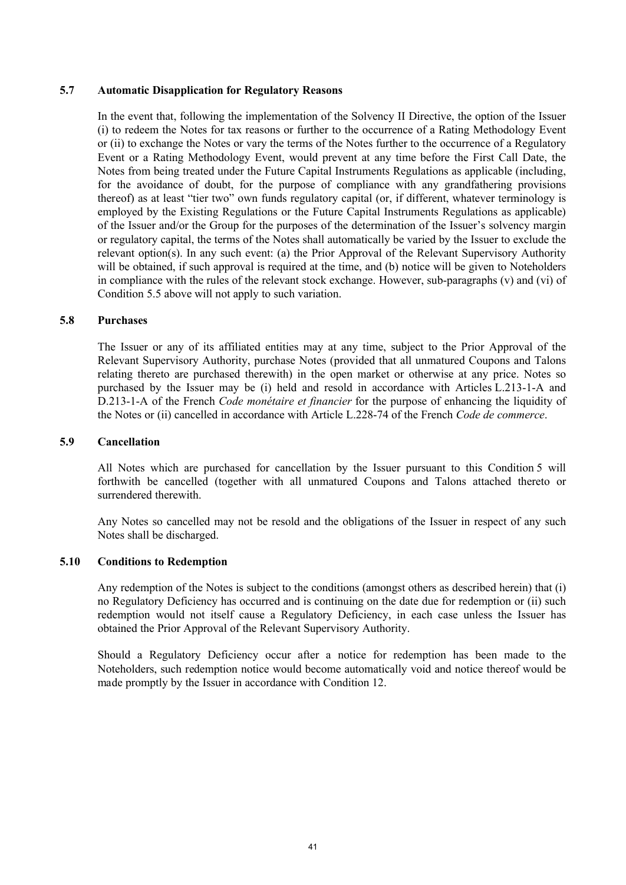### 5.7 Automatic Disapplication for Regulatory Reasons

In the event that, following the implementation of the Solvency II Directive, the option of the Issuer (i) to redeem the Notes for tax reasons or further to the occurrence of a Rating Methodology Event or (ii) to exchange the Notes or vary the terms of the Notes further to the occurrence of a Regulatory Event or a Rating Methodology Event, would prevent at any time before the First Call Date, the Notes from being treated under the Future Capital Instruments Regulations as applicable (including, for the avoidance of doubt, for the purpose of compliance with any grandfathering provisions thereof) as at least "tier two" own funds regulatory capital (or, if different, whatever terminology is employed by the Existing Regulations or the Future Capital Instruments Regulations as applicable) of the Issuer and/or the Group for the purposes of the determination of the Issuer's solvency margin or regulatory capital, the terms of the Notes shall automatically be varied by the Issuer to exclude the relevant option(s). In any such event: (a) the Prior Approval of the Relevant Supervisory Authority will be obtained, if such approval is required at the time, and (b) notice will be given to Noteholders in compliance with the rules of the relevant stock exchange. However, sub-paragraphs (v) and (vi) of Condition 5.5 above will not apply to such variation.

### 5.8 Purchases

The Issuer or any of its affiliated entities may at any time, subject to the Prior Approval of the Relevant Supervisory Authority, purchase Notes (provided that all unmatured Coupons and Talons relating thereto are purchased therewith) in the open market or otherwise at any price. Notes so purchased by the Issuer may be (i) held and resold in accordance with Articles L.213-1-A and D.213-1-A of the French *Code monétaire et financier* for the purpose of enhancing the liquidity of the Notes or (ii) cancelled in accordance with Article L.228-74 of the French *Code de commerce*.

### 5.9 Cancellation

All Notes which are purchased for cancellation by the Issuer pursuant to this Condition 5 will forthwith be cancelled (together with all unmatured Coupons and Talons attached thereto or surrendered therewith.

Any Notes so cancelled may not be resold and the obligations of the Issuer in respect of any such Notes shall be discharged.

### 5.10 Conditions to Redemption

Any redemption of the Notes is subject to the conditions (amongst others as described herein) that (i) no Regulatory Deficiency has occurred and is continuing on the date due for redemption or (ii) such redemption would not itself cause a Regulatory Deficiency, in each case unless the Issuer has obtained the Prior Approval of the Relevant Supervisory Authority.

Should a Regulatory Deficiency occur after a notice for redemption has been made to the Noteholders, such redemption notice would become automatically void and notice thereof would be made promptly by the Issuer in accordance with Condition 12.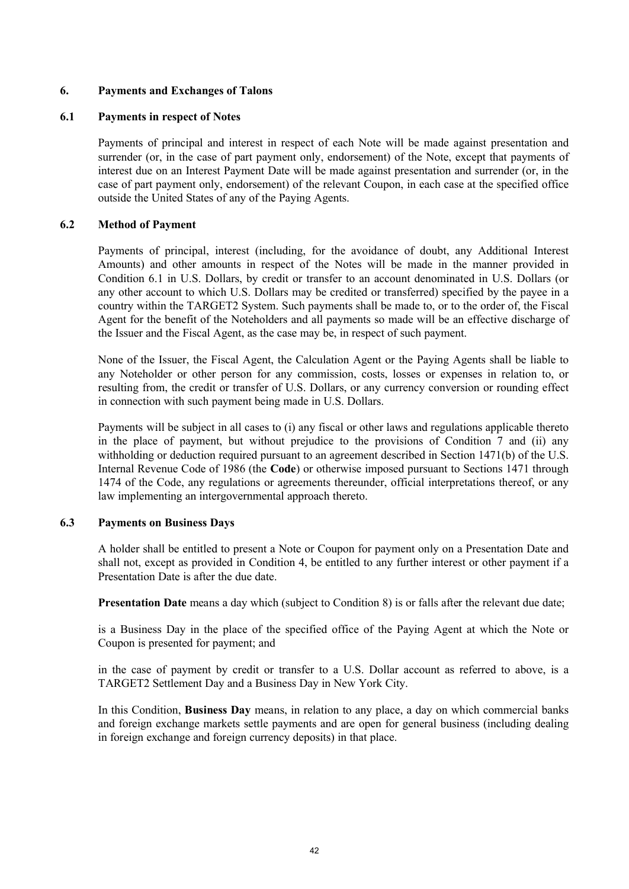## 6. Payments and Exchanges of Talons

### 6.1 Payments in respect of Notes

Payments of principal and interest in respect of each Note will be made against presentation and surrender (or, in the case of part payment only, endorsement) of the Note, except that payments of interest due on an Interest Payment Date will be made against presentation and surrender (or, in the case of part payment only, endorsement) of the relevant Coupon, in each case at the specified office outside the United States of any of the Paying Agents.

### 6.2 Method of Payment

Payments of principal, interest (including, for the avoidance of doubt, any Additional Interest Amounts) and other amounts in respect of the Notes will be made in the manner provided in Condition 6.1 in U.S. Dollars, by credit or transfer to an account denominated in U.S. Dollars (or any other account to which U.S. Dollars may be credited or transferred) specified by the payee in a country within the TARGET2 System. Such payments shall be made to, or to the order of, the Fiscal Agent for the benefit of the Noteholders and all payments so made will be an effective discharge of the Issuer and the Fiscal Agent, as the case may be, in respect of such payment.

None of the Issuer, the Fiscal Agent, the Calculation Agent or the Paying Agents shall be liable to any Noteholder or other person for any commission, costs, losses or expenses in relation to, or resulting from, the credit or transfer of U.S. Dollars, or any currency conversion or rounding effect in connection with such payment being made in U.S. Dollars.

Payments will be subject in all cases to (i) any fiscal or other laws and regulations applicable thereto in the place of payment, but without prejudice to the provisions of Condition 7 and (ii) any withholding or deduction required pursuant to an agreement described in Section 1471(b) of the U.S. Internal Revenue Code of 1986 (the **Code**) or otherwise imposed pursuant to Sections 1471 through 1474 of the Code, any regulations or agreements thereunder, official interpretations thereof, or any law implementing an intergovernmental approach thereto.

### 6.3 Payments on Business Days

A holder shall be entitled to present a Note or Coupon for payment only on a Presentation Date and shall not, except as provided in Condition 4, be entitled to any further interest or other payment if a Presentation Date is after the due date.

**Presentation Date** means a day which (subject to Condition 8) is or falls after the relevant due date;

is a Business Day in the place of the specified office of the Paying Agent at which the Note or Coupon is presented for payment; and

in the case of payment by credit or transfer to a U.S. Dollar account as referred to above, is a TARGET2 Settlement Day and a Business Day in New York City.

In this Condition, **Business Day** means, in relation to any place, a day on which commercial banks and foreign exchange markets settle payments and are open for general business (including dealing in foreign exchange and foreign currency deposits) in that place.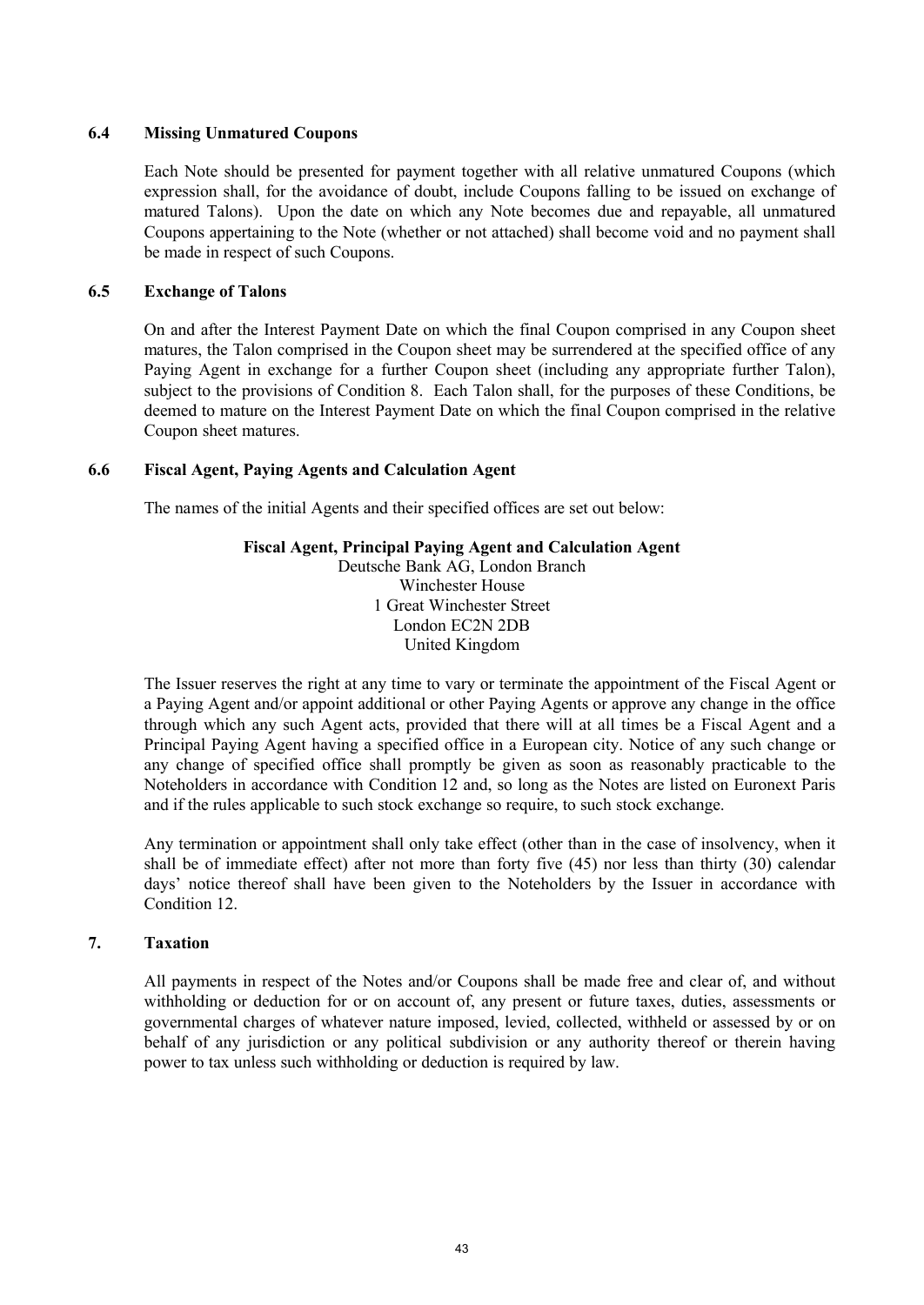### 6.4 Missing Unmatured Coupons

Each Note should be presented for payment together with all relative unmatured Coupons (which expression shall, for the avoidance of doubt, include Coupons falling to be issued on exchange of matured Talons). Upon the date on which any Note becomes due and repayable, all unmatured Coupons appertaining to the Note (whether or not attached) shall become void and no payment shall be made in respect of such Coupons.

### 6.5 Exchange of Talons

On and after the Interest Payment Date on which the final Coupon comprised in any Coupon sheet matures, the Talon comprised in the Coupon sheet may be surrendered at the specified office of any Paying Agent in exchange for a further Coupon sheet (including any appropriate further Talon), subject to the provisions of Condition 8. Each Talon shall, for the purposes of these Conditions, be deemed to mature on the Interest Payment Date on which the final Coupon comprised in the relative Coupon sheet matures.

### 6.6 Fiscal Agent, Paying Agents and Calculation Agent

The names of the initial Agents and their specified offices are set out below:

**Fiscal Agent, Principal Paying Agent and Calculation Agent**
Deutsche Bank AG, London Branch
Winchester House
1 Great Winchester Street
London EC2N 2DB
United Kingdom

The Issuer reserves the right at any time to vary or terminate the appointment of the Fiscal Agent or a Paying Agent and/or appoint additional or other Paying Agents or approve any change in the office through which any such Agent acts, provided that there will at all times be a Fiscal Agent and a Principal Paying Agent having a specified office in a European city. Notice of any such change or any change of specified office shall promptly be given as soon as reasonably practicable to the Noteholders in accordance with Condition 12 and, so long as the Notes are listed on Euronext Paris and if the rules applicable to such stock exchange so require, to such stock exchange.

Any termination or appointment shall only take effect (other than in the case of insolvency, when it shall be of immediate effect) after not more than forty five (45) nor less than thirty (30) calendar days' notice thereof shall have been given to the Noteholders by the Issuer in accordance with Condition 12.

## 7. Taxation

All payments in respect of the Notes and/or Coupons shall be made free and clear of, and without withholding or deduction for or on account of, any present or future taxes, duties, assessments or governmental charges of whatever nature imposed, levied, collected, withheld or assessed by or on behalf of any jurisdiction or any political subdivision or any authority thereof or therein having power to tax unless such withholding or deduction is required by law.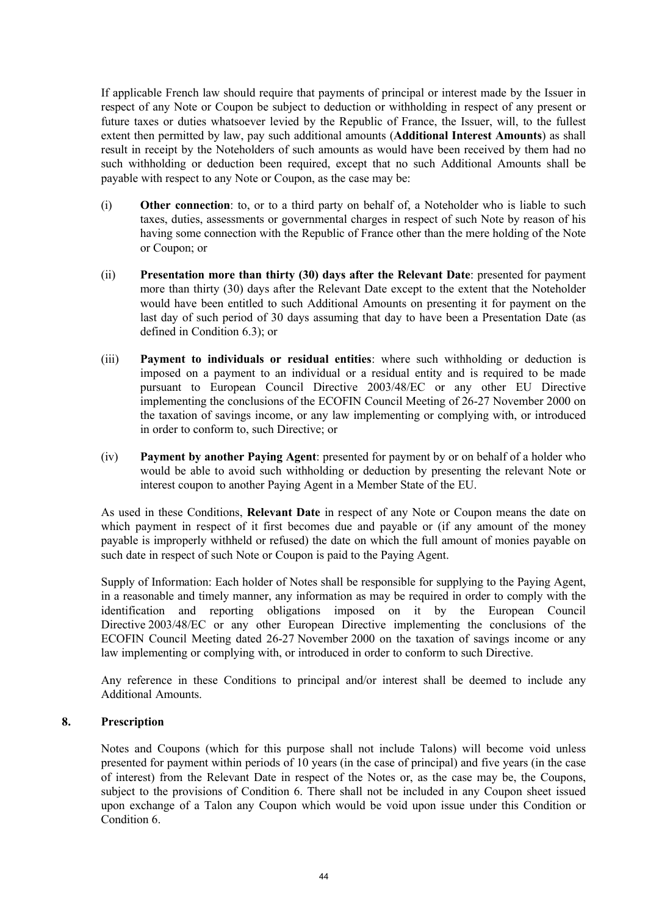If applicable French law should require that payments of principal or interest made by the Issuer in respect of any Note or Coupon be subject to deduction or withholding in respect of any present or future taxes or duties whatsoever levied by the Republic of France, the Issuer, will, to the fullest extent then permitted by law, pay such additional amounts (**Additional Interest Amounts**) as shall result in receipt by the Noteholders of such amounts as would have been received by them had no such withholding or deduction been required, except that no such Additional Amounts shall be payable with respect to any Note or Coupon, as the case may be:

(i) **Other connection**: to, or to a third party on behalf of, a Noteholder who is liable to such taxes, duties, assessments or governmental charges in respect of such Note by reason of his having some connection with the Republic of France other than the mere holding of the Note or Coupon; or

(ii) **Presentation more than thirty (30) days after the Relevant Date**: presented for payment more than thirty (30) days after the Relevant Date except to the extent that the Noteholder would have been entitled to such Additional Amounts on presenting it for payment on the last day of such period of 30 days assuming that day to have been a Presentation Date (as defined in Condition 6.3); or

(iii) **Payment to individuals or residual entities**: where such withholding or deduction is imposed on a payment to an individual or a residual entity and is required to be made pursuant to European Council Directive 2003/48/EC or any other EU Directive implementing the conclusions of the ECOFIN Council Meeting of 26-27 November 2000 on the taxation of savings income, or any law implementing or complying with, or introduced in order to conform to, such Directive; or

(iv) **Payment by another Paying Agent**: presented for payment by or on behalf of a holder who would be able to avoid such withholding or deduction by presenting the relevant Note or interest coupon to another Paying Agent in a Member State of the EU.

As used in these Conditions, **Relevant Date** in respect of any Note or Coupon means the date on which payment in respect of it first becomes due and payable or (if any amount of the money payable is improperly withheld or refused) the date on which the full amount of monies payable on such date in respect of such Note or Coupon is paid to the Paying Agent.

Supply of Information: Each holder of Notes shall be responsible for supplying to the Paying Agent, in a reasonable and timely manner, any information as may be required in order to comply with the identification and reporting obligations imposed on it by the European Council Directive 2003/48/EC or any other European Directive implementing the conclusions of the ECOFIN Council Meeting dated 26-27 November 2000 on the taxation of savings income or any law implementing or complying with, or introduced in order to conform to such Directive.

Any reference in these Conditions to principal and/or interest shall be deemed to include any Additional Amounts.

## 8. Prescription

Notes and Coupons (which for this purpose shall not include Talons) will become void unless presented for payment within periods of 10 years (in the case of principal) and five years (in the case of interest) from the Relevant Date in respect of the Notes or, as the case may be, the Coupons, subject to the provisions of Condition 6. There shall not be included in any Coupon sheet issued upon exchange of a Talon any Coupon which would be void upon issue under this Condition or Condition 6.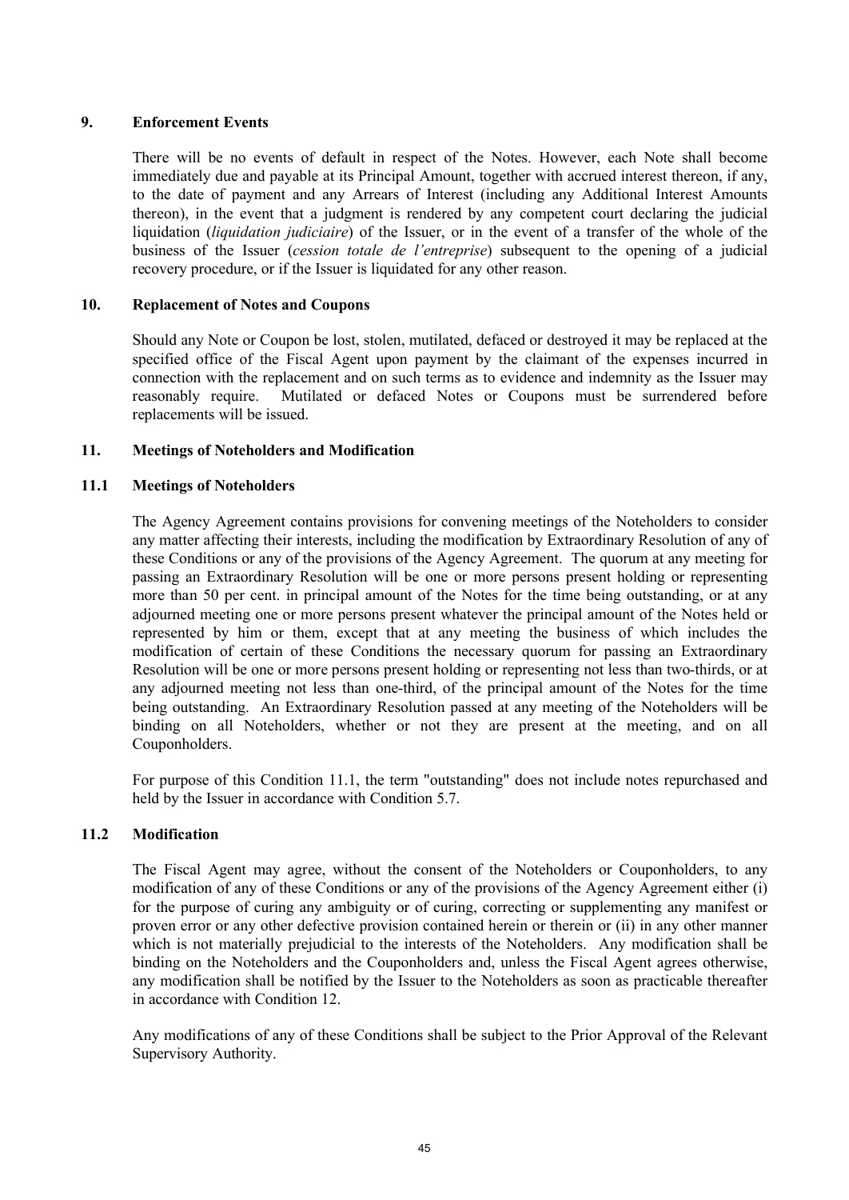## 9. Enforcement Events

There will be no events of default in respect of the Notes. However, each Note shall become immediately due and payable at its Principal Amount, together with accrued interest thereon, if any, to the date of payment and any Arrears of Interest (including any Additional Interest Amounts thereon), in the event that a judgment is rendered by any competent court declaring the judicial liquidation (*liquidation judiciaire*) of the Issuer, or in the event of a transfer of the whole of the business of the Issuer (*cession totale de l'entreprise*) subsequent to the opening of a judicial recovery procedure, or if the Issuer is liquidated for any other reason.

## 10. Replacement of Notes and Coupons

Should any Note or Coupon be lost, stolen, mutilated, defaced or destroyed it may be replaced at the specified office of the Fiscal Agent upon payment by the claimant of the expenses incurred in connection with the replacement and on such terms as to evidence and indemnity as the Issuer may reasonably require. Mutilated or defaced Notes or Coupons must be surrendered before replacements will be issued.

## 11. Meetings of Noteholders and Modification

### 11.1 Meetings of Noteholders

The Agency Agreement contains provisions for convening meetings of the Noteholders to consider any matter affecting their interests, including the modification by Extraordinary Resolution of any of these Conditions or any of the provisions of the Agency Agreement. The quorum at any meeting for passing an Extraordinary Resolution will be one or more persons present holding or representing more than 50 per cent. in principal amount of the Notes for the time being outstanding, or at any adjourned meeting one or more persons present whatever the principal amount of the Notes held or represented by him or them, except that at any meeting the business of which includes the modification of certain of these Conditions the necessary quorum for passing an Extraordinary Resolution will be one or more persons present holding or representing not less than two-thirds, or at any adjourned meeting not less than one-third, of the principal amount of the Notes for the time being outstanding. An Extraordinary Resolution passed at any meeting of the Noteholders will be binding on all Noteholders, whether or not they are present at the meeting, and on all Couponholders.

For purpose of this Condition 11.1, the term "outstanding" does not include notes repurchased and held by the Issuer in accordance with Condition 5.7.

### 11.2 Modification

The Fiscal Agent may agree, without the consent of the Noteholders or Couponholders, to any modification of any of these Conditions or any of the provisions of the Agency Agreement either (i) for the purpose of curing any ambiguity or of curing, correcting or supplementing any manifest or proven error or any other defective provision contained herein or therein or (ii) in any other manner which is not materially prejudicial to the interests of the Noteholders. Any modification shall be binding on the Noteholders and the Couponholders and, unless the Fiscal Agent agrees otherwise, any modification shall be notified by the Issuer to the Noteholders as soon as practicable thereafter in accordance with Condition 12.

Any modifications of any of these Conditions shall be subject to the Prior Approval of the Relevant Supervisory Authority.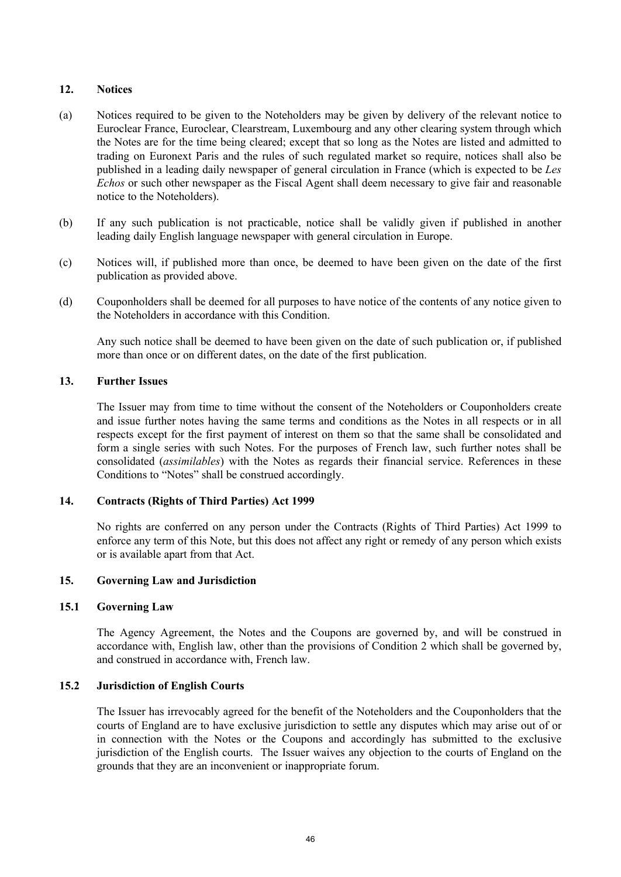## 12. Notices

(a) Notices required to be given to the Noteholders may be given by delivery of the relevant notice to Euroclear France, Euroclear, Clearstream, Luxembourg and any other clearing system through which the Notes are for the time being cleared; except that so long as the Notes are listed and admitted to trading on Euronext Paris and the rules of such regulated market so require, notices shall also be published in a leading daily newspaper of general circulation in France (which is expected to be *Les Echos* or such other newspaper as the Fiscal Agent shall deem necessary to give fair and reasonable notice to the Noteholders).

(b) If any such publication is not practicable, notice shall be validly given if published in another leading daily English language newspaper with general circulation in Europe.

(c) Notices will, if published more than once, be deemed to have been given on the date of the first publication as provided above.

(d) Couponholders shall be deemed for all purposes to have notice of the contents of any notice given to the Noteholders in accordance with this Condition.

Any such notice shall be deemed to have been given on the date of such publication or, if published more than once or on different dates, on the date of the first publication.

## 13. Further Issues

The Issuer may from time to time without the consent of the Noteholders or Couponholders create and issue further notes having the same terms and conditions as the Notes in all respects or in all respects except for the first payment of interest on them so that the same shall be consolidated and form a single series with such Notes. For the purposes of French law, such further notes shall be consolidated (*assimilables*) with the Notes as regards their financial service. References in these Conditions to "Notes" shall be construed accordingly.

## 14. Contracts (Rights of Third Parties) Act 1999

No rights are conferred on any person under the Contracts (Rights of Third Parties) Act 1999 to enforce any term of this Note, but this does not affect any right or remedy of any person which exists or is available apart from that Act.

## 15. Governing Law and Jurisdiction

### 15.1 Governing Law

The Agency Agreement, the Notes and the Coupons are governed by, and will be construed in accordance with, English law, other than the provisions of Condition 2 which shall be governed by, and construed in accordance with, French law.

### 15.2 Jurisdiction of English Courts

The Issuer has irrevocably agreed for the benefit of the Noteholders and the Couponholders that the courts of England are to have exclusive jurisdiction to settle any disputes which may arise out of or in connection with the Notes or the Coupons and accordingly has submitted to the exclusive jurisdiction of the English courts. The Issuer waives any objection to the courts of England on the grounds that they are an inconvenient or inappropriate forum.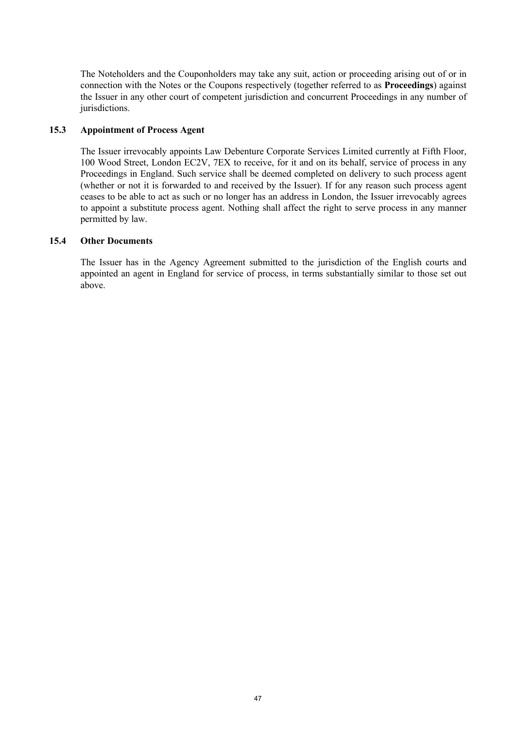The Noteholders and the Couponholders may take any suit, action or proceeding arising out of or in connection with the Notes or the Coupons respectively (together referred to as **Proceedings**) against the Issuer in any other court of competent jurisdiction and concurrent Proceedings in any number of jurisdictions.

### 15.3 Appointment of Process Agent

The Issuer irrevocably appoints Law Debenture Corporate Services Limited currently at Fifth Floor, 100 Wood Street, London EC2V, 7EX to receive, for it and on its behalf, service of process in any Proceedings in England. Such service shall be deemed completed on delivery to such process agent (whether or not it is forwarded to and received by the Issuer). If for any reason such process agent ceases to be able to act as such or no longer has an address in London, the Issuer irrevocably agrees to appoint a substitute process agent. Nothing shall affect the right to serve process in any manner permitted by law.

### 15.4 Other Documents

The Issuer has in the Agency Agreement submitted to the jurisdiction of the English courts and appointed an agent in England for service of process, in terms substantially similar to those set out above.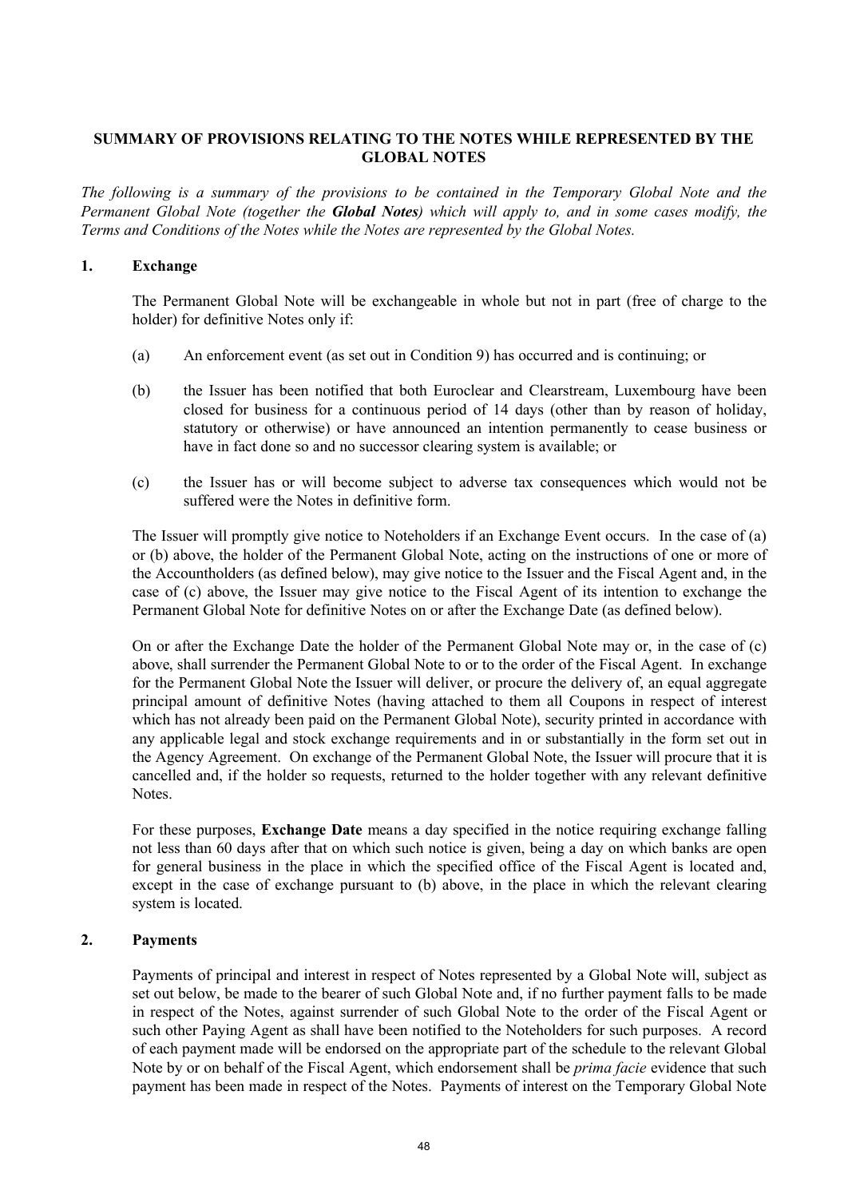## SUMMARY OF PROVISIONS RELATING TO THE NOTES WHILE REPRESENTED BY THE GLOBAL NOTES

*The following is a summary of the provisions to be contained in the Temporary Global Note and the Permanent Global Note (together the* ***Global Notes****) which will apply to, and in some cases modify, the Terms and Conditions of the Notes while the Notes are represented by the Global Notes.*

### 1. Exchange

The Permanent Global Note will be exchangeable in whole but not in part (free of charge to the holder) for definitive Notes only if:

(a) An enforcement event (as set out in Condition 9) has occurred and is continuing; or

(b) the Issuer has been notified that both Euroclear and Clearstream, Luxembourg have been closed for business for a continuous period of 14 days (other than by reason of holiday, statutory or otherwise) or have announced an intention permanently to cease business or have in fact done so and no successor clearing system is available; or

(c) the Issuer has or will become subject to adverse tax consequences which would not be suffered were the Notes in definitive form.

The Issuer will promptly give notice to Noteholders if an Exchange Event occurs. In the case of (a) or (b) above, the holder of the Permanent Global Note, acting on the instructions of one or more of the Accountholders (as defined below), may give notice to the Issuer and the Fiscal Agent and, in the case of (c) above, the Issuer may give notice to the Fiscal Agent of its intention to exchange the Permanent Global Note for definitive Notes on or after the Exchange Date (as defined below).

On or after the Exchange Date the holder of the Permanent Global Note may or, in the case of (c) above, shall surrender the Permanent Global Note to or to the order of the Fiscal Agent. In exchange for the Permanent Global Note the Issuer will deliver, or procure the delivery of, an equal aggregate principal amount of definitive Notes (having attached to them all Coupons in respect of interest which has not already been paid on the Permanent Global Note), security printed in accordance with any applicable legal and stock exchange requirements and in or substantially in the form set out in the Agency Agreement. On exchange of the Permanent Global Note, the Issuer will procure that it is cancelled and, if the holder so requests, returned to the holder together with any relevant definitive Notes.

For these purposes, **Exchange Date** means a day specified in the notice requiring exchange falling not less than 60 days after that on which such notice is given, being a day on which banks are open for general business in the place in which the specified office of the Fiscal Agent is located and, except in the case of exchange pursuant to (b) above, in the place in which the relevant clearing system is located.

### 2. Payments

Payments of principal and interest in respect of Notes represented by a Global Note will, subject as set out below, be made to the bearer of such Global Note and, if no further payment falls to be made in respect of the Notes, against surrender of such Global Note to the order of the Fiscal Agent or such other Paying Agent as shall have been notified to the Noteholders for such purposes. A record of each payment made will be endorsed on the appropriate part of the schedule to the relevant Global Note by or on behalf of the Fiscal Agent, which endorsement shall be *prima facie* evidence that such payment has been made in respect of the Notes. Payments of interest on the Temporary Global Note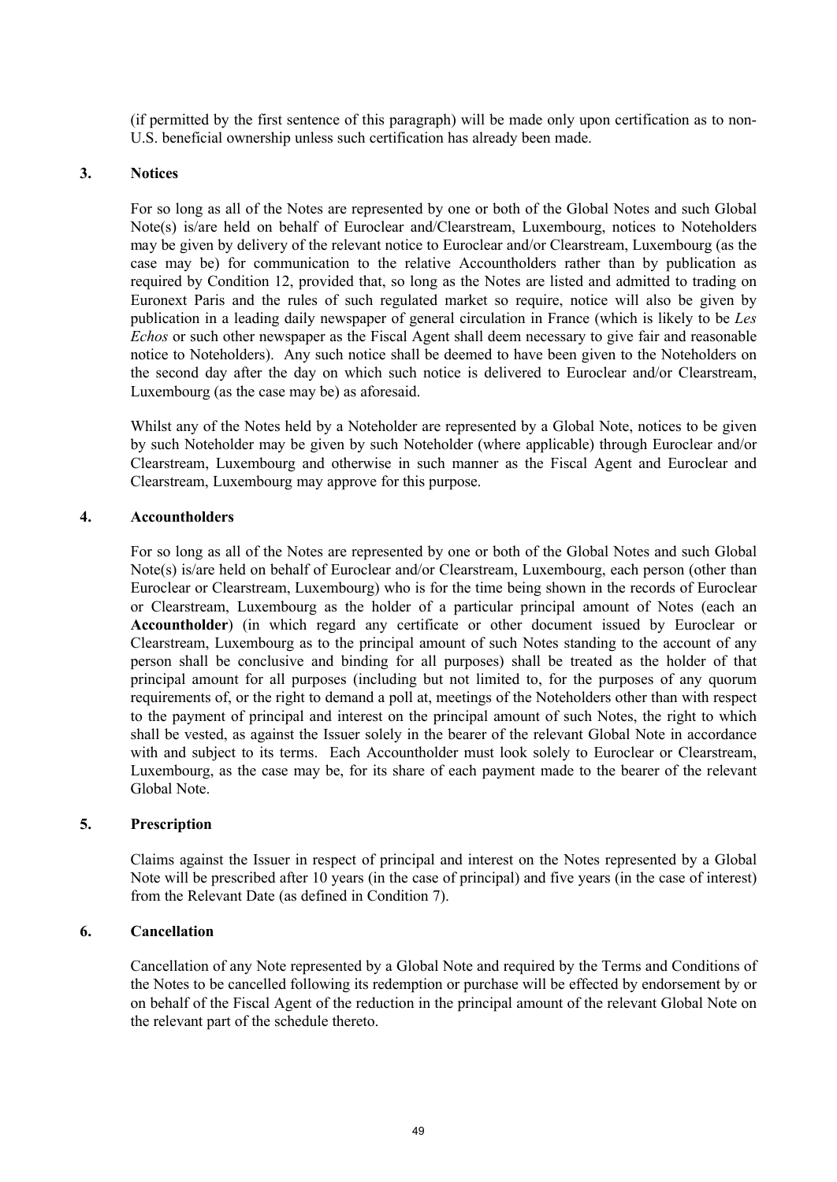(if permitted by the first sentence of this paragraph) will be made only upon certification as to non-U.S. beneficial ownership unless such certification has already been made.

### 3. Notices

For so long as all of the Notes are represented by one or both of the Global Notes and such Global Note(s) is/are held on behalf of Euroclear and/Clearstream, Luxembourg, notices to Noteholders may be given by delivery of the relevant notice to Euroclear and/or Clearstream, Luxembourg (as the case may be) for communication to the relative Accountholders rather than by publication as required by Condition 12, provided that, so long as the Notes are listed and admitted to trading on Euronext Paris and the rules of such regulated market so require, notice will also be given by publication in a leading daily newspaper of general circulation in France (which is likely to be *Les Echos* or such other newspaper as the Fiscal Agent shall deem necessary to give fair and reasonable notice to Noteholders). Any such notice shall be deemed to have been given to the Noteholders on the second day after the day on which such notice is delivered to Euroclear and/or Clearstream, Luxembourg (as the case may be) as aforesaid.

Whilst any of the Notes held by a Noteholder are represented by a Global Note, notices to be given by such Noteholder may be given by such Noteholder (where applicable) through Euroclear and/or Clearstream, Luxembourg and otherwise in such manner as the Fiscal Agent and Euroclear and Clearstream, Luxembourg may approve for this purpose.

### 4. Accountholders

For so long as all of the Notes are represented by one or both of the Global Notes and such Global Note(s) is/are held on behalf of Euroclear and/or Clearstream, Luxembourg, each person (other than Euroclear or Clearstream, Luxembourg) who is for the time being shown in the records of Euroclear or Clearstream, Luxembourg as the holder of a particular principal amount of Notes (each an **Accountholder**) (in which regard any certificate or other document issued by Euroclear or Clearstream, Luxembourg as to the principal amount of such Notes standing to the account of any person shall be conclusive and binding for all purposes) shall be treated as the holder of that principal amount for all purposes (including but not limited to, for the purposes of any quorum requirements of, or the right to demand a poll at, meetings of the Noteholders other than with respect to the payment of principal and interest on the principal amount of such Notes, the right to which shall be vested, as against the Issuer solely in the bearer of the relevant Global Note in accordance with and subject to its terms. Each Accountholder must look solely to Euroclear or Clearstream, Luxembourg, as the case may be, for its share of each payment made to the bearer of the relevant Global Note.

### 5. Prescription

Claims against the Issuer in respect of principal and interest on the Notes represented by a Global Note will be prescribed after 10 years (in the case of principal) and five years (in the case of interest) from the Relevant Date (as defined in Condition 7).

### 6. Cancellation

Cancellation of any Note represented by a Global Note and required by the Terms and Conditions of the Notes to be cancelled following its redemption or purchase will be effected by endorsement by or on behalf of the Fiscal Agent of the reduction in the principal amount of the relevant Global Note on the relevant part of the schedule thereto.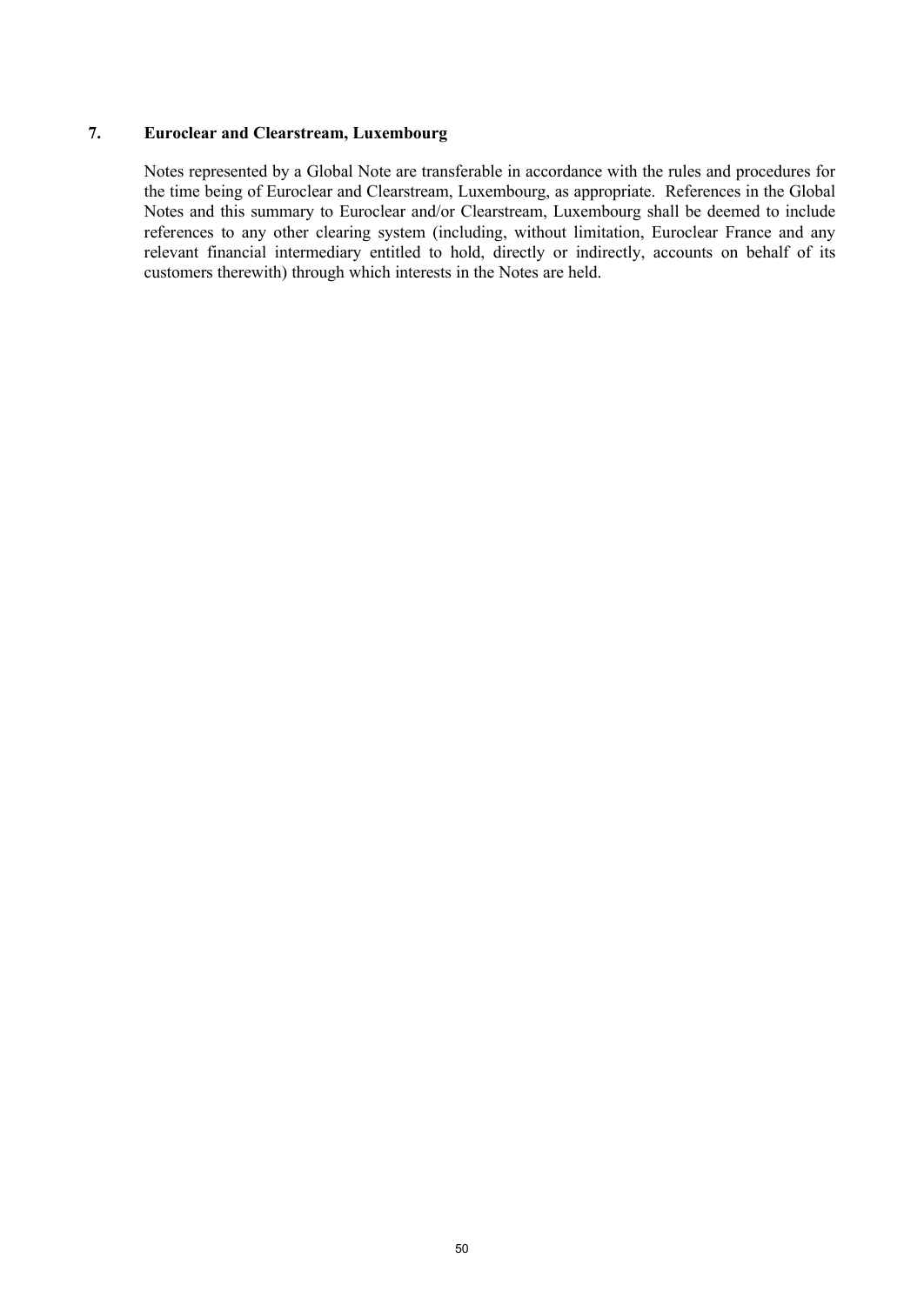**7. Euroclear and Clearstream, Luxembourg**

Notes represented by a Global Note are transferable in accordance with the rules and procedures for the time being of Euroclear and Clearstream, Luxembourg, as appropriate. References in the Global Notes and this summary to Euroclear and/or Clearstream, Luxembourg shall be deemed to include references to any other clearing system (including, without limitation, Euroclear France and any relevant financial intermediary entitled to hold, directly or indirectly, accounts on behalf of its customers therewith) through which interests in the Notes are held.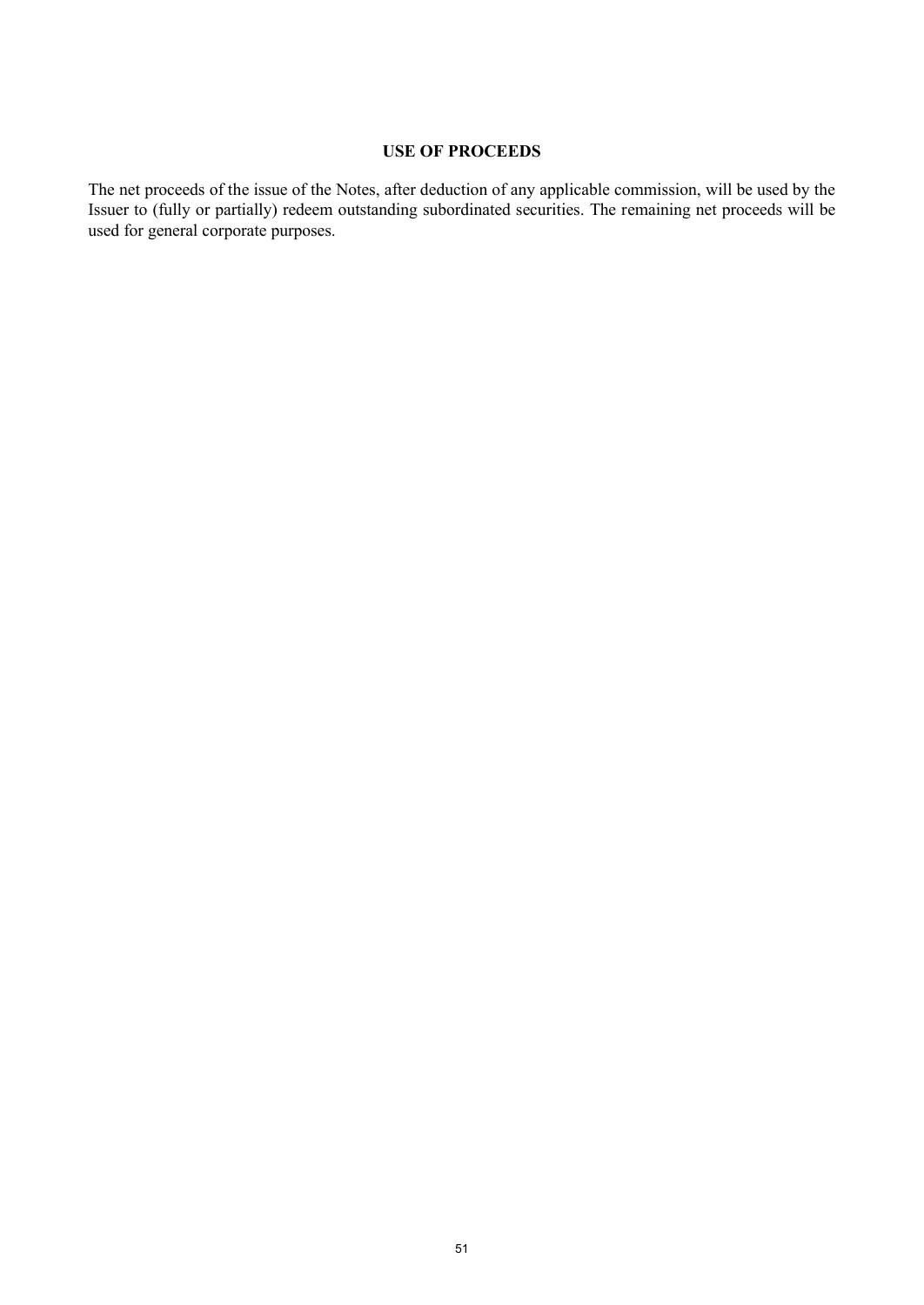## USE OF PROCEEDS

The net proceeds of the issue of the Notes, after deduction of any applicable commission, will be used by the Issuer to (fully or partially) redeem outstanding subordinated securities. The remaining net proceeds will be used for general corporate purposes.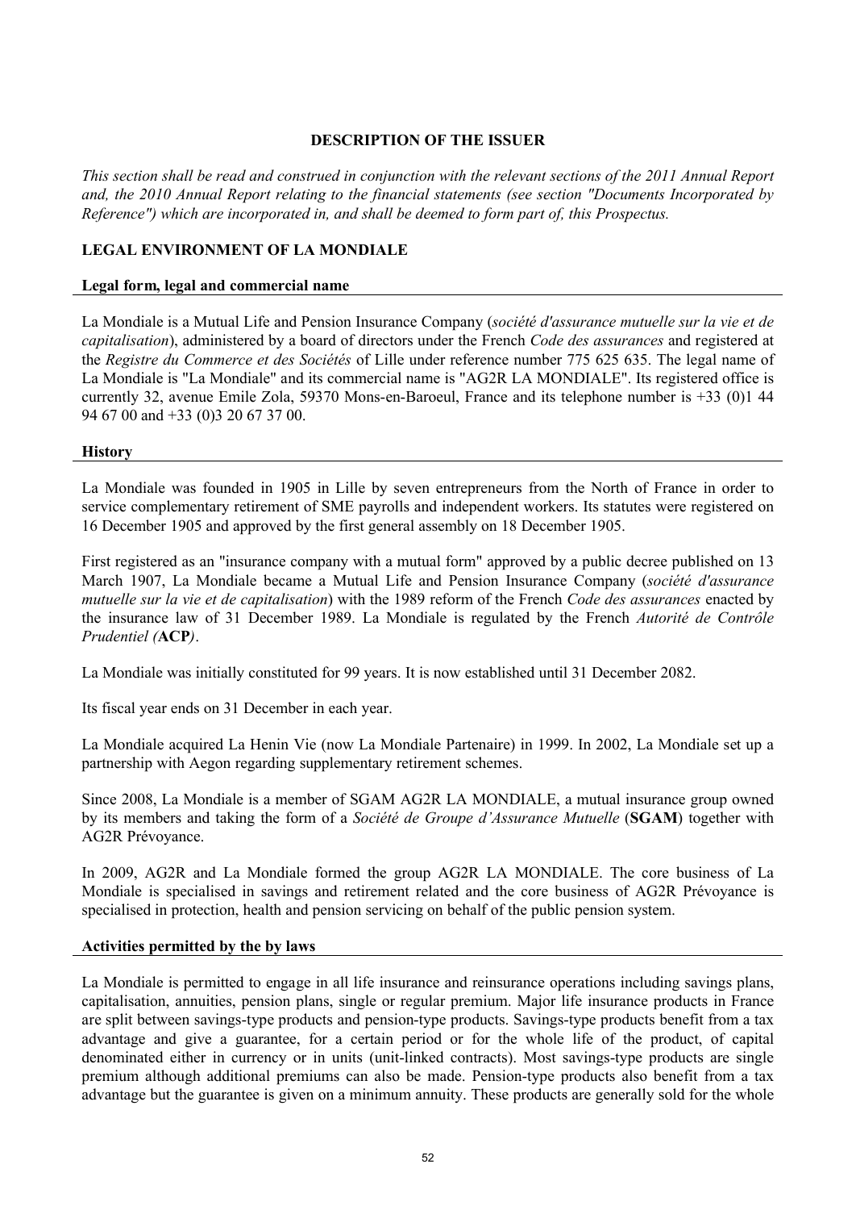# DESCRIPTION OF THE ISSUER

*This section shall be read and construed in conjunction with the relevant sections of the 2011 Annual Report and, the 2010 Annual Report relating to the financial statements (see section "Documents Incorporated by Reference") which are incorporated in, and shall be deemed to form part of, this Prospectus.*

## LEGAL ENVIRONMENT OF LA MONDIALE

### Legal form, legal and commercial name

La Mondiale is a Mutual Life and Pension Insurance Company (*société d'assurance mutuelle sur la vie et de capitalisation*), administered by a board of directors under the French *Code des assurances* and registered at the *Registre du Commerce et des Sociétés* of Lille under reference number 775 625 635. The legal name of La Mondiale is "La Mondiale" and its commercial name is "AG2R LA MONDIALE". Its registered office is currently 32, avenue Emile Zola, 59370 Mons-en-Baroeul, France and its telephone number is +33 (0)1 44 94 67 00 and +33 (0)3 20 67 37 00.

### History

La Mondiale was founded in 1905 in Lille by seven entrepreneurs from the North of France in order to service complementary retirement of SME payrolls and independent workers. Its statutes were registered on 16 December 1905 and approved by the first general assembly on 18 December 1905.

First registered as an "insurance company with a mutual form" approved by a public decree published on 13 March 1907, La Mondiale became a Mutual Life and Pension Insurance Company (*société d'assurance mutuelle sur la vie et de capitalisation*) with the 1989 reform of the French *Code des assurances* enacted by the insurance law of 31 December 1989. La Mondiale is regulated by the French *Autorité de Contrôle Prudentiel (***ACP***)*.

La Mondiale was initially constituted for 99 years. It is now established until 31 December 2082.

Its fiscal year ends on 31 December in each year.

La Mondiale acquired La Henin Vie (now La Mondiale Partenaire) in 1999. In 2002, La Mondiale set up a partnership with Aegon regarding supplementary retirement schemes.

Since 2008, La Mondiale is a member of SGAM AG2R LA MONDIALE, a mutual insurance group owned by its members and taking the form of a *Société de Groupe d'Assurance Mutuelle* (**SGAM**) together with AG2R Prévoyance.

In 2009, AG2R and La Mondiale formed the group AG2R LA MONDIALE. The core business of La Mondiale is specialised in savings and retirement related and the core business of AG2R Prévoyance is specialised in protection, health and pension servicing on behalf of the public pension system.

### Activities permitted by the by laws

La Mondiale is permitted to engage in all life insurance and reinsurance operations including savings plans, capitalisation, annuities, pension plans, single or regular premium. Major life insurance products in France are split between savings-type products and pension-type products. Savings-type products benefit from a tax advantage and give a guarantee, for a certain period or for the whole life of the product, of capital denominated either in currency or in units (unit-linked contracts). Most savings-type products are single premium although additional premiums can also be made. Pension-type products also benefit from a tax advantage but the guarantee is given on a minimum annuity. These products are generally sold for the whole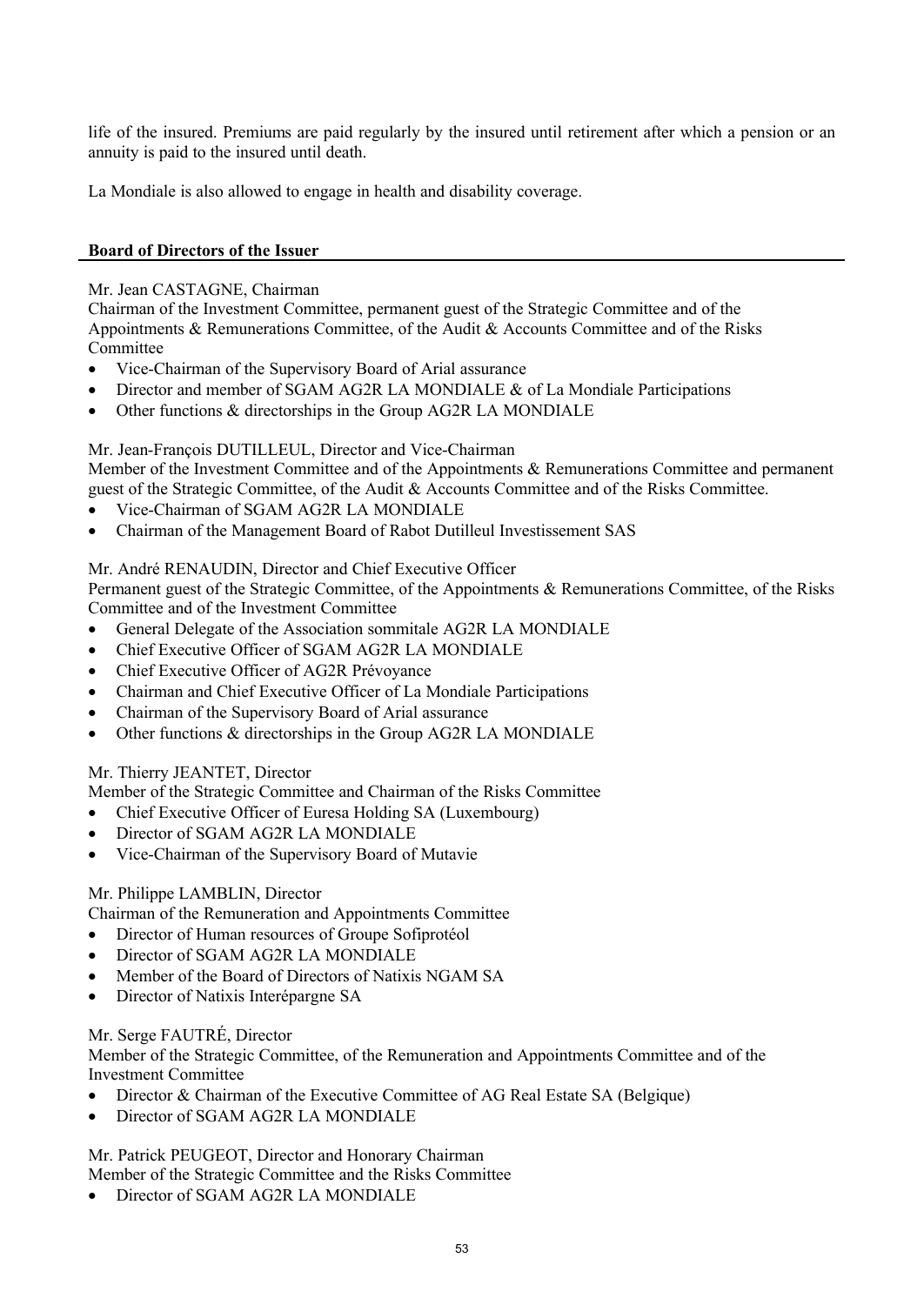life of the insured. Premiums are paid regularly by the insured until retirement after which a pension or an annuity is paid to the insured until death.

La Mondiale is also allowed to engage in health and disability coverage.

**Board of Directors of the Issuer**

Mr. Jean CASTAGNE, Chairman

Chairman of the Investment Committee, permanent guest of the Strategic Committee and of the Appointments & Remunerations Committee, of the Audit & Accounts Committee and of the Risks Committee

- Vice-Chairman of the Supervisory Board of Arial assurance
- Director and member of SGAM AG2R LA MONDIALE & of La Mondiale Participations
- Other functions & directorships in the Group AG2R LA MONDIALE

Mr. Jean-François DUTILLEUL, Director and Vice-Chairman

Member of the Investment Committee and of the Appointments & Remunerations Committee and permanent guest of the Strategic Committee, of the Audit & Accounts Committee and of the Risks Committee.

- Vice-Chairman of SGAM AG2R LA MONDIALE
- Chairman of the Management Board of Rabot Dutilleul Investissement SAS

Mr. André RENAUDIN, Director and Chief Executive Officer

Permanent guest of the Strategic Committee, of the Appointments & Remunerations Committee, of the Risks Committee and of the Investment Committee

- General Delegate of the Association sommitale AG2R LA MONDIALE
- Chief Executive Officer of SGAM AG2R LA MONDIALE
- Chief Executive Officer of AG2R Prévoyance
- Chairman and Chief Executive Officer of La Mondiale Participations
- Chairman of the Supervisory Board of Arial assurance
- Other functions & directorships in the Group AG2R LA MONDIALE

Mr. Thierry JEANTET, Director

Member of the Strategic Committee and Chairman of the Risks Committee

- Chief Executive Officer of Euresa Holding SA (Luxembourg)
- Director of SGAM AG2R LA MONDIALE
- Vice-Chairman of the Supervisory Board of Mutavie

Mr. Philippe LAMBLIN, Director

Chairman of the Remuneration and Appointments Committee

- Director of Human resources of Groupe Sofiprotéol
- Director of SGAM AG2R LA MONDIALE
- Member of the Board of Directors of Natixis NGAM SA
- Director of Natixis Interépargne SA

Mr. Serge FAUTRÉ, Director

Member of the Strategic Committee, of the Remuneration and Appointments Committee and of the Investment Committee

- Director & Chairman of the Executive Committee of AG Real Estate SA (Belgique)
- Director of SGAM AG2R LA MONDIALE

Mr. Patrick PEUGEOT, Director and Honorary Chairman

Member of the Strategic Committee and the Risks Committee

- Director of SGAM AG2R LA MONDIALE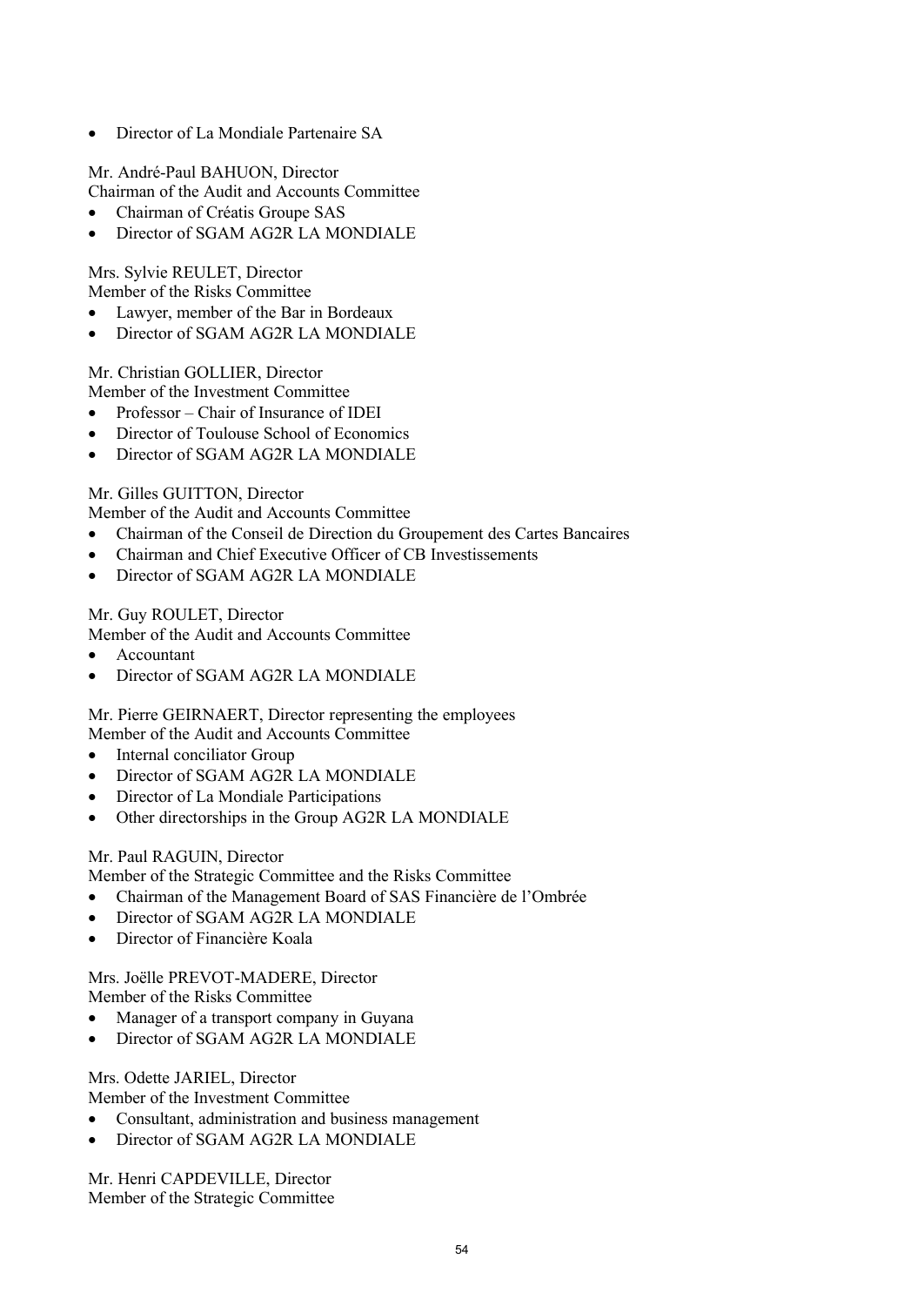- Director of La Mondiale Partenaire SA

Mr. André-Paul BAHUON, Director
Chairman of the Audit and Accounts Committee

- Chairman of Créatis Groupe SAS
- Director of SGAM AG2R LA MONDIALE

Mrs. Sylvie REULET, Director
Member of the Risks Committee

- Lawyer, member of the Bar in Bordeaux
- Director of SGAM AG2R LA MONDIALE

Mr. Christian GOLLIER, Director
Member of the Investment Committee

- Professor – Chair of Insurance of IDEI
- Director of Toulouse School of Economics
- Director of SGAM AG2R LA MONDIALE

Mr. Gilles GUITTON, Director
Member of the Audit and Accounts Committee

- Chairman of the Conseil de Direction du Groupement des Cartes Bancaires
- Chairman and Chief Executive Officer of CB Investissements
- Director of SGAM AG2R LA MONDIALE

Mr. Guy ROULET, Director
Member of the Audit and Accounts Committee

- Accountant
- Director of SGAM AG2R LA MONDIALE

Mr. Pierre GEIRNAERT, Director representing the employees
Member of the Audit and Accounts Committee

- Internal conciliator Group
- Director of SGAM AG2R LA MONDIALE
- Director of La Mondiale Participations
- Other directorships in the Group AG2R LA MONDIALE

Mr. Paul RAGUIN, Director
Member of the Strategic Committee and the Risks Committee

- Chairman of the Management Board of SAS Financière de l'Ombrée
- Director of SGAM AG2R LA MONDIALE
- Director of Financière Koala

Mrs. Joëlle PREVOT-MADERE, Director
Member of the Risks Committee

- Manager of a transport company in Guyana
- Director of SGAM AG2R LA MONDIALE

Mrs. Odette JARIEL, Director
Member of the Investment Committee

- Consultant, administration and business management
- Director of SGAM AG2R LA MONDIALE

Mr. Henri CAPDEVILLE, Director
Member of the Strategic Committee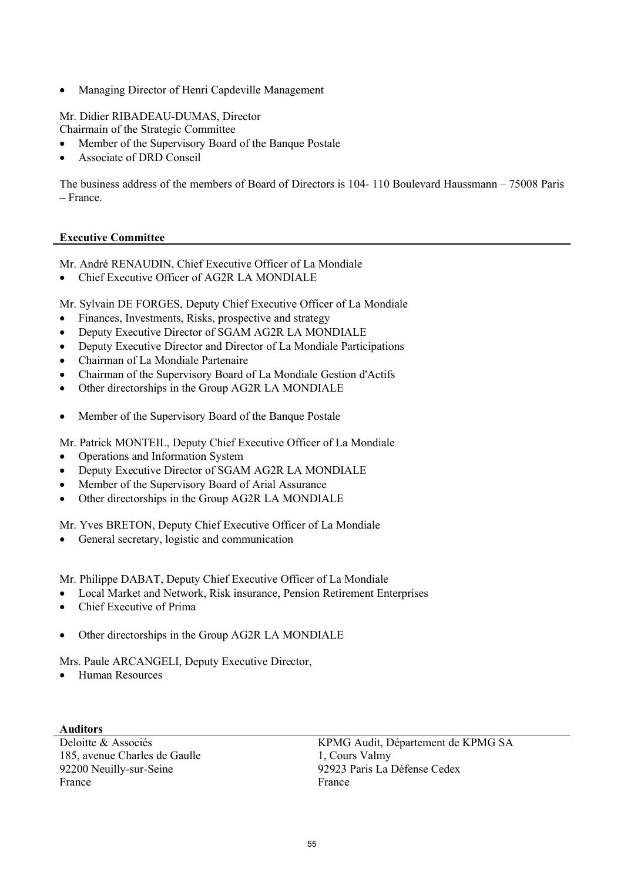- Managing Director of Henri Capdeville Management

Mr. Didier RIBADEAU-DUMAS, Director
Chairmain of the Strategic Committee

- Member of the Supervisory Board of the Banque Postale
- Associate of DRD Conseil

The business address of the members of Board of Directors is 104- 110 Boulevard Haussmann – 75008 Paris – France.

## Executive Committee

Mr. André RENAUDIN, Chief Executive Officer of La Mondiale

- Chief Executive Officer of AG2R LA MONDIALE

Mr. Sylvain DE FORGES, Deputy Chief Executive Officer of La Mondiale

- Finances, Investments, Risks, prospective and strategy
- Deputy Executive Director of SGAM AG2R LA MONDIALE
- Deputy Executive Director and Director of La Mondiale Participations
- Chairman of La Mondiale Partenaire
- Chairman of the Supervisory Board of La Mondiale Gestion d'Actifs
- Other directorships in the Group AG2R LA MONDIALE
- Member of the Supervisory Board of the Banque Postale

Mr. Patrick MONTEIL, Deputy Chief Executive Officer of La Mondiale

- Operations and Information System
- Deputy Executive Director of SGAM AG2R LA MONDIALE
- Member of the Supervisory Board of Arial Assurance
- Other directorships in the Group AG2R LA MONDIALE

Mr. Yves BRETON, Deputy Chief Executive Officer of La Mondiale

- General secretary, logistic and communication

Mr. Philippe DABAT, Deputy Chief Executive Officer of La Mondiale

- Local Market and Network, Risk insurance, Pension Retirement Enterprises
- Chief Executive of Prima
- Other directorships in the Group AG2R LA MONDIALE

Mrs. Paule ARCANGELI, Deputy Executive Director,

- Human Resources

## Auditors

Deloitte & Associés
185, avenue Charles de Gaulle
92200 Neuilly-sur-Seine
France

KPMG Audit, Département de KPMG SA
1, Cours Valmy
92923 Paris La Défense Cedex
France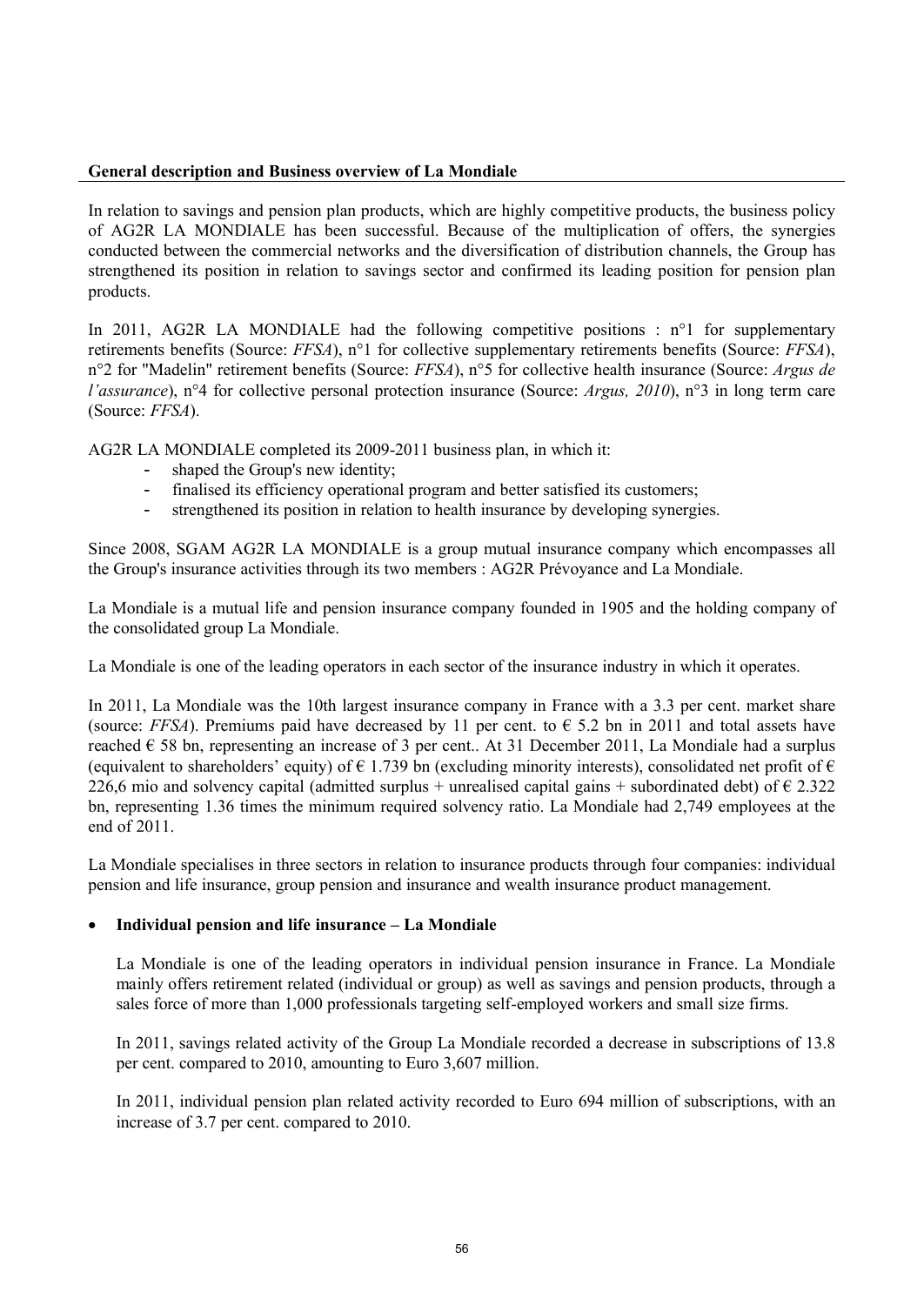## General description and Business overview of La Mondiale

In relation to savings and pension plan products, which are highly competitive products, the business policy of AG2R LA MONDIALE has been successful. Because of the multiplication of offers, the synergies conducted between the commercial networks and the diversification of distribution channels, the Group has strengthened its position in relation to savings sector and confirmed its leading position for pension plan products.

In 2011, AG2R LA MONDIALE had the following competitive positions : n°1 for supplementary retirements benefits (Source: *FFSA*), n°1 for collective supplementary retirements benefits (Source: *FFSA*), n°2 for "Madelin" retirement benefits (Source: *FFSA*), n°5 for collective health insurance (Source: *Argus de l'assurance*), n°4 for collective personal protection insurance (Source: *Argus, 2010*), n°3 in long term care (Source: *FFSA*).

AG2R LA MONDIALE completed its 2009-2011 business plan, in which it:

- shaped the Group's new identity;
- finalised its efficiency operational program and better satisfied its customers;
- strengthened its position in relation to health insurance by developing synergies.

Since 2008, SGAM AG2R LA MONDIALE is a group mutual insurance company which encompasses all the Group's insurance activities through its two members : AG2R Prévoyance and La Mondiale.

La Mondiale is a mutual life and pension insurance company founded in 1905 and the holding company of the consolidated group La Mondiale.

La Mondiale is one of the leading operators in each sector of the insurance industry in which it operates.

In 2011, La Mondiale was the 10th largest insurance company in France with a 3.3 per cent. market share (source: *FFSA*). Premiums paid have decreased by 11 per cent. to € 5.2 bn in 2011 and total assets have reached € 58 bn, representing an increase of 3 per cent.. At 31 December 2011, La Mondiale had a surplus (equivalent to shareholders' equity) of € 1.739 bn (excluding minority interests), consolidated net profit of € 226,6 mio and solvency capital (admitted surplus + unrealised capital gains + subordinated debt) of € 2.322 bn, representing 1.36 times the minimum required solvency ratio. La Mondiale had 2,749 employees at the end of 2011.

La Mondiale specialises in three sectors in relation to insurance products through four companies: individual pension and life insurance, group pension and insurance and wealth insurance product management.

- **Individual pension and life insurance – La Mondiale**

  La Mondiale is one of the leading operators in individual pension insurance in France. La Mondiale mainly offers retirement related (individual or group) as well as savings and pension products, through a sales force of more than 1,000 professionals targeting self-employed workers and small size firms.

  In 2011, savings related activity of the Group La Mondiale recorded a decrease in subscriptions of 13.8 per cent. compared to 2010, amounting to Euro 3,607 million.

  In 2011, individual pension plan related activity recorded to Euro 694 million of subscriptions, with an increase of 3.7 per cent. compared to 2010.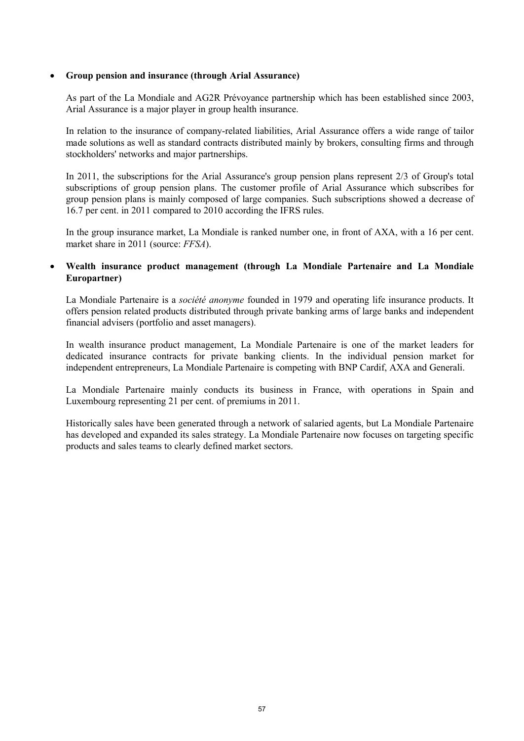- **Group pension and insurance (through Arial Assurance)**

  As part of the La Mondiale and AG2R Prévoyance partnership which has been established since 2003, Arial Assurance is a major player in group health insurance.

  In relation to the insurance of company-related liabilities, Arial Assurance offers a wide range of tailor made solutions as well as standard contracts distributed mainly by brokers, consulting firms and through stockholders' networks and major partnerships.

  In 2011, the subscriptions for the Arial Assurance's group pension plans represent 2/3 of Group's total subscriptions of group pension plans. The customer profile of Arial Assurance which subscribes for group pension plans is mainly composed of large companies. Such subscriptions showed a decrease of 16.7 per cent. in 2011 compared to 2010 according the IFRS rules.

  In the group insurance market, La Mondiale is ranked number one, in front of AXA, with a 16 per cent. market share in 2011 (source: *FFSA*).

- **Wealth insurance product management (through La Mondiale Partenaire and La Mondiale Europartner)**

  La Mondiale Partenaire is a *société anonyme* founded in 1979 and operating life insurance products. It offers pension related products distributed through private banking arms of large banks and independent financial advisers (portfolio and asset managers).

  In wealth insurance product management, La Mondiale Partenaire is one of the market leaders for dedicated insurance contracts for private banking clients. In the individual pension market for independent entrepreneurs, La Mondiale Partenaire is competing with BNP Cardif, AXA and Generali.

  La Mondiale Partenaire mainly conducts its business in France, with operations in Spain and Luxembourg representing 21 per cent. of premiums in 2011.

  Historically sales have been generated through a network of salaried agents, but La Mondiale Partenaire has developed and expanded its sales strategy. La Mondiale Partenaire now focuses on targeting specific products and sales teams to clearly defined market sectors.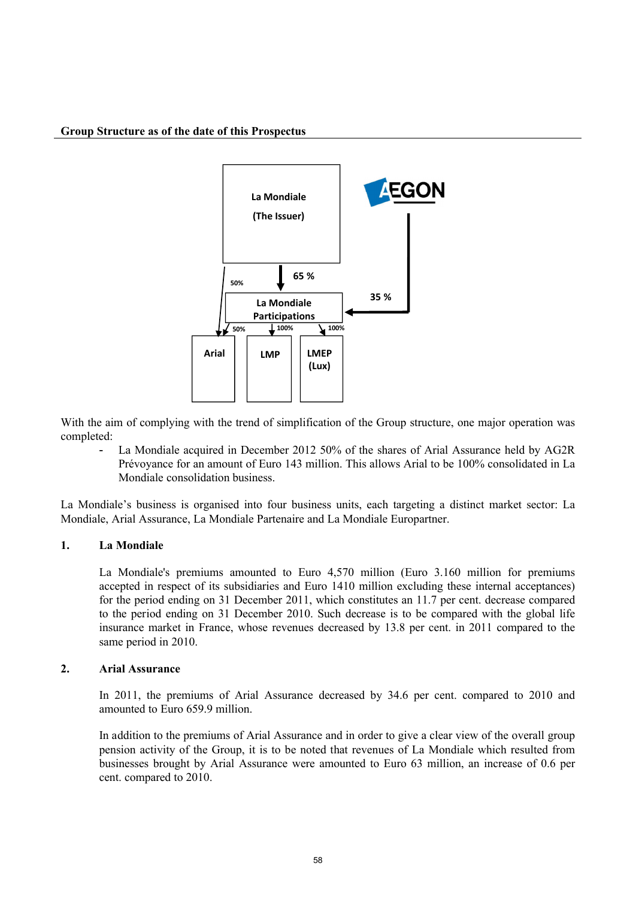**Group Structure as of the date of this Prospectus**

La Mondiale

(The Issuer)

AEGON

65 %

50%

35 %

La Mondiale Participations

50%

100%

100%

Arial

LMP

LMEP (Lux)

With the aim of complying with the trend of simplification of the Group structure, one major operation was completed:

- La Mondiale acquired in December 2012 50% of the shares of Arial Assurance held by AG2R Prévoyance for an amount of Euro 143 million. This allows Arial to be 100% consolidated in La Mondiale consolidation business.

La Mondiale's business is organised into four business units, each targeting a distinct market sector: La Mondiale, Arial Assurance, La Mondiale Partenaire and La Mondiale Europartner.

**1. La Mondiale**

La Mondiale's premiums amounted to Euro 4,570 million (Euro 3.160 million for premiums accepted in respect of its subsidiaries and Euro 1410 million excluding these internal acceptances) for the period ending on 31 December 2011, which constitutes an 11.7 per cent. decrease compared to the period ending on 31 December 2010. Such decrease is to be compared with the global life insurance market in France, whose revenues decreased by 13.8 per cent. in 2011 compared to the same period in 2010.

**2. Arial Assurance**

In 2011, the premiums of Arial Assurance decreased by 34.6 per cent. compared to 2010 and amounted to Euro 659.9 million.

In addition to the premiums of Arial Assurance and in order to give a clear view of the overall group pension activity of the Group, it is to be noted that revenues of La Mondiale which resulted from businesses brought by Arial Assurance were amounted to Euro 63 million, an increase of 0.6 per cent. compared to 2010.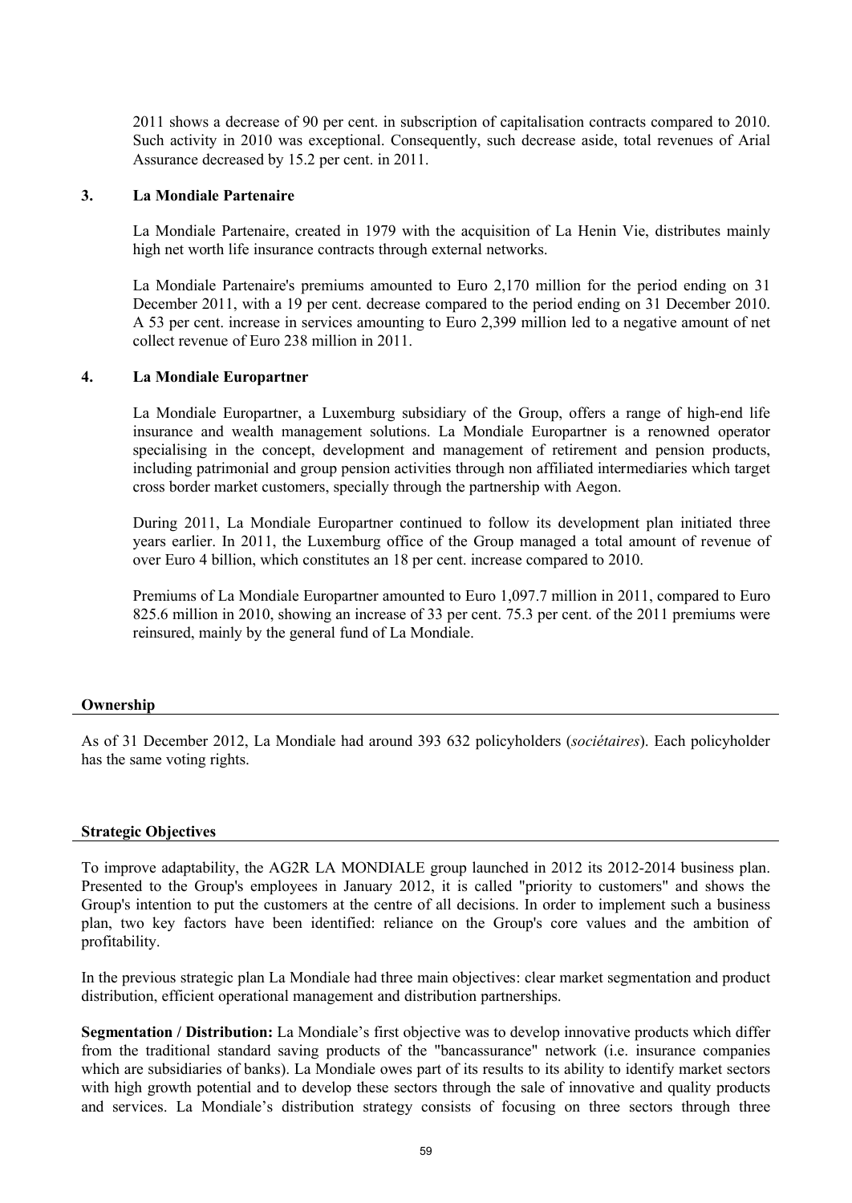2011 shows a decrease of 90 per cent. in subscription of capitalisation contracts compared to 2010. Such activity in 2010 was exceptional. Consequently, such decrease aside, total revenues of Arial Assurance decreased by 15.2 per cent. in 2011.

### 3. La Mondiale Partenaire

La Mondiale Partenaire, created in 1979 with the acquisition of La Henin Vie, distributes mainly high net worth life insurance contracts through external networks.

La Mondiale Partenaire's premiums amounted to Euro 2,170 million for the period ending on 31 December 2011, with a 19 per cent. decrease compared to the period ending on 31 December 2010. A 53 per cent. increase in services amounting to Euro 2,399 million led to a negative amount of net collect revenue of Euro 238 million in 2011.

### 4. La Mondiale Europartner

La Mondiale Europartner, a Luxemburg subsidiary of the Group, offers a range of high-end life insurance and wealth management solutions. La Mondiale Europartner is a renowned operator specialising in the concept, development and management of retirement and pension products, including patrimonial and group pension activities through non affiliated intermediaries which target cross border market customers, specially through the partnership with Aegon.

During 2011, La Mondiale Europartner continued to follow its development plan initiated three years earlier. In 2011, the Luxemburg office of the Group managed a total amount of revenue of over Euro 4 billion, which constitutes an 18 per cent. increase compared to 2010.

Premiums of La Mondiale Europartner amounted to Euro 1,097.7 million in 2011, compared to Euro 825.6 million in 2010, showing an increase of 33 per cent. 75.3 per cent. of the 2011 premiums were reinsured, mainly by the general fund of La Mondiale.

## Ownership

As of 31 December 2012, La Mondiale had around 393 632 policyholders (*sociétaires*). Each policyholder has the same voting rights.

## Strategic Objectives

To improve adaptability, the AG2R LA MONDIALE group launched in 2012 its 2012-2014 business plan. Presented to the Group's employees in January 2012, it is called "priority to customers" and shows the Group's intention to put the customers at the centre of all decisions. In order to implement such a business plan, two key factors have been identified: reliance on the Group's core values and the ambition of profitability.

In the previous strategic plan La Mondiale had three main objectives: clear market segmentation and product distribution, efficient operational management and distribution partnerships.

**Segmentation / Distribution:** La Mondiale's first objective was to develop innovative products which differ from the traditional standard saving products of the "bancassurance" network (i.e. insurance companies which are subsidiaries of banks). La Mondiale owes part of its results to its ability to identify market sectors with high growth potential and to develop these sectors through the sale of innovative and quality products and services. La Mondiale's distribution strategy consists of focusing on three sectors through three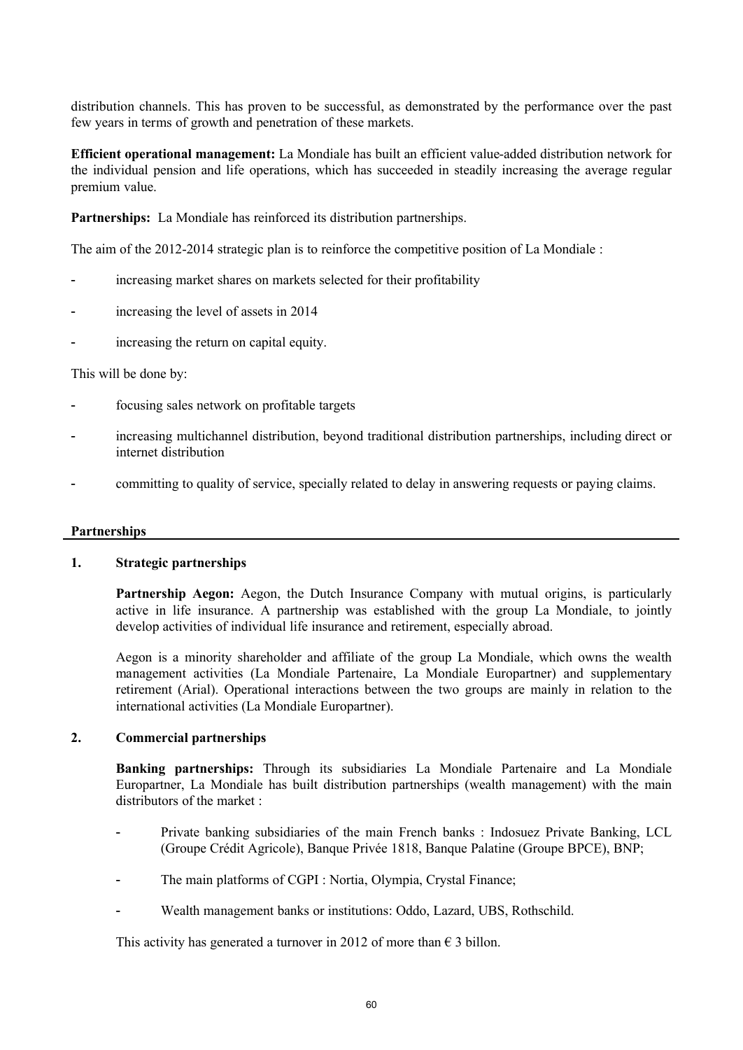distribution channels. This has proven to be successful, as demonstrated by the performance over the past few years in terms of growth and penetration of these markets.

**Efficient operational management:** La Mondiale has built an efficient value-added distribution network for the individual pension and life operations, which has succeeded in steadily increasing the average regular premium value.

**Partnerships:** La Mondiale has reinforced its distribution partnerships.

The aim of the 2012-2014 strategic plan is to reinforce the competitive position of La Mondiale :

- increasing market shares on markets selected for their profitability
- increasing the level of assets in 2014
- increasing the return on capital equity.

This will be done by:

- focusing sales network on profitable targets
- increasing multichannel distribution, beyond traditional distribution partnerships, including direct or internet distribution
- committing to quality of service, specially related to delay in answering requests or paying claims.

## Partnerships

### 1. Strategic partnerships

**Partnership Aegon:** Aegon, the Dutch Insurance Company with mutual origins, is particularly active in life insurance. A partnership was established with the group La Mondiale, to jointly develop activities of individual life insurance and retirement, especially abroad.

Aegon is a minority shareholder and affiliate of the group La Mondiale, which owns the wealth management activities (La Mondiale Partenaire, La Mondiale Europartner) and supplementary retirement (Arial). Operational interactions between the two groups are mainly in relation to the international activities (La Mondiale Europartner).

### 2. Commercial partnerships

**Banking partnerships:** Through its subsidiaries La Mondiale Partenaire and La Mondiale Europartner, La Mondiale has built distribution partnerships (wealth management) with the main distributors of the market :

- Private banking subsidiaries of the main French banks : Indosuez Private Banking, LCL (Groupe Crédit Agricole), Banque Privée 1818, Banque Palatine (Groupe BPCE), BNP;
- The main platforms of CGPI : Nortia, Olympia, Crystal Finance;
- Wealth management banks or institutions: Oddo, Lazard, UBS, Rothschild.

This activity has generated a turnover in 2012 of more than € 3 billon.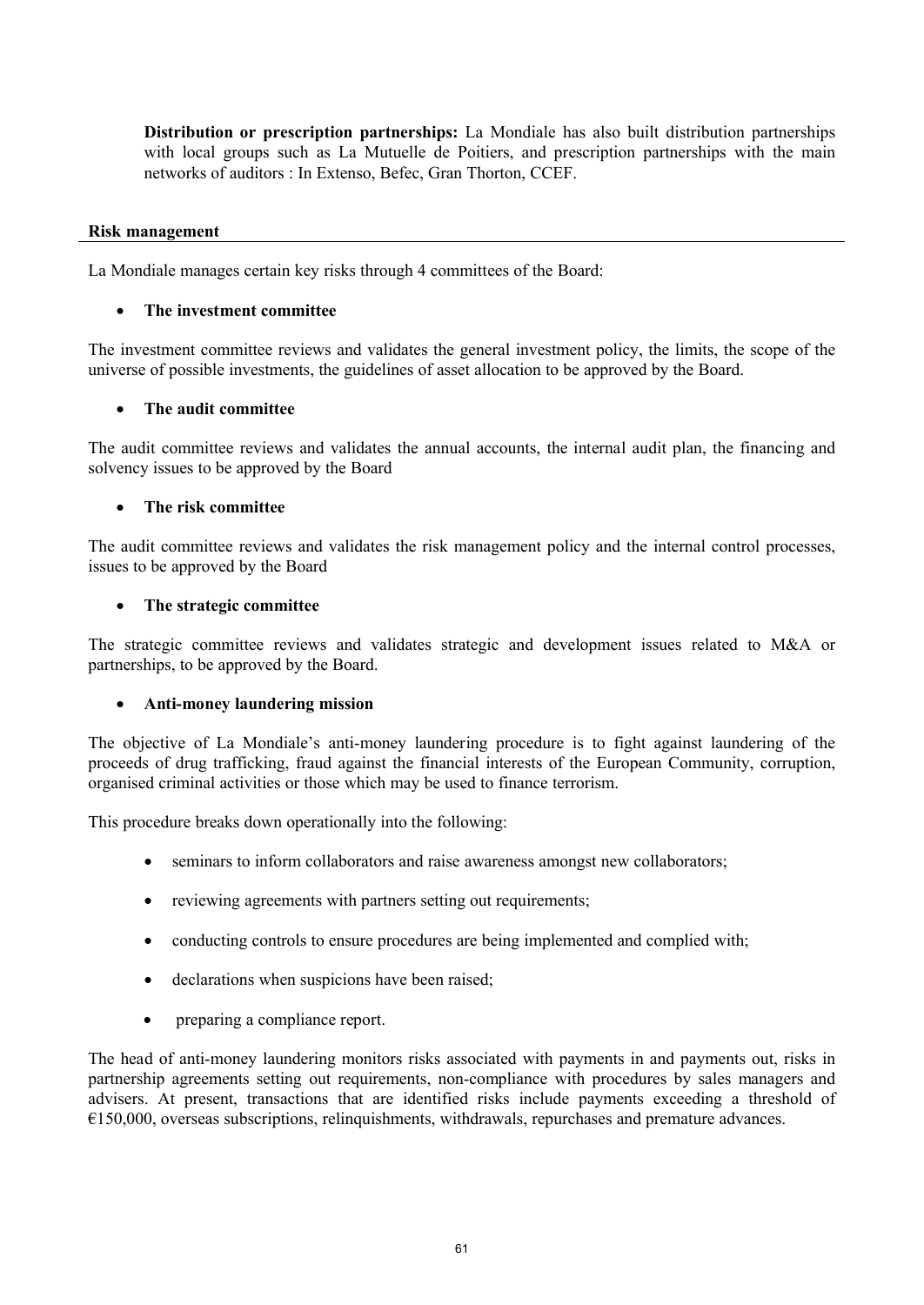**Distribution or prescription partnerships:** La Mondiale has also built distribution partnerships with local groups such as La Mutuelle de Poitiers, and prescription partnerships with the main networks of auditors : In Extenso, Befec, Gran Thorton, CCEF.

## Risk management

La Mondiale manages certain key risks through 4 committees of the Board:

- **The investment committee**

The investment committee reviews and validates the general investment policy, the limits, the scope of the universe of possible investments, the guidelines of asset allocation to be approved by the Board.

- **The audit committee**

The audit committee reviews and validates the annual accounts, the internal audit plan, the financing and solvency issues to be approved by the Board

- **The risk committee**

The audit committee reviews and validates the risk management policy and the internal control processes, issues to be approved by the Board

- **The strategic committee**

The strategic committee reviews and validates strategic and development issues related to M&A or partnerships, to be approved by the Board.

- **Anti-money laundering mission**

The objective of La Mondiale's anti-money laundering procedure is to fight against laundering of the proceeds of drug trafficking, fraud against the financial interests of the European Community, corruption, organised criminal activities or those which may be used to finance terrorism.

This procedure breaks down operationally into the following:

- seminars to inform collaborators and raise awareness amongst new collaborators;
- reviewing agreements with partners setting out requirements;
- conducting controls to ensure procedures are being implemented and complied with;
- declarations when suspicions have been raised;
- preparing a compliance report.

The head of anti-money laundering monitors risks associated with payments in and payments out, risks in partnership agreements setting out requirements, non-compliance with procedures by sales managers and advisers. At present, transactions that are identified risks include payments exceeding a threshold of €150,000, overseas subscriptions, relinquishments, withdrawals, repurchases and premature advances.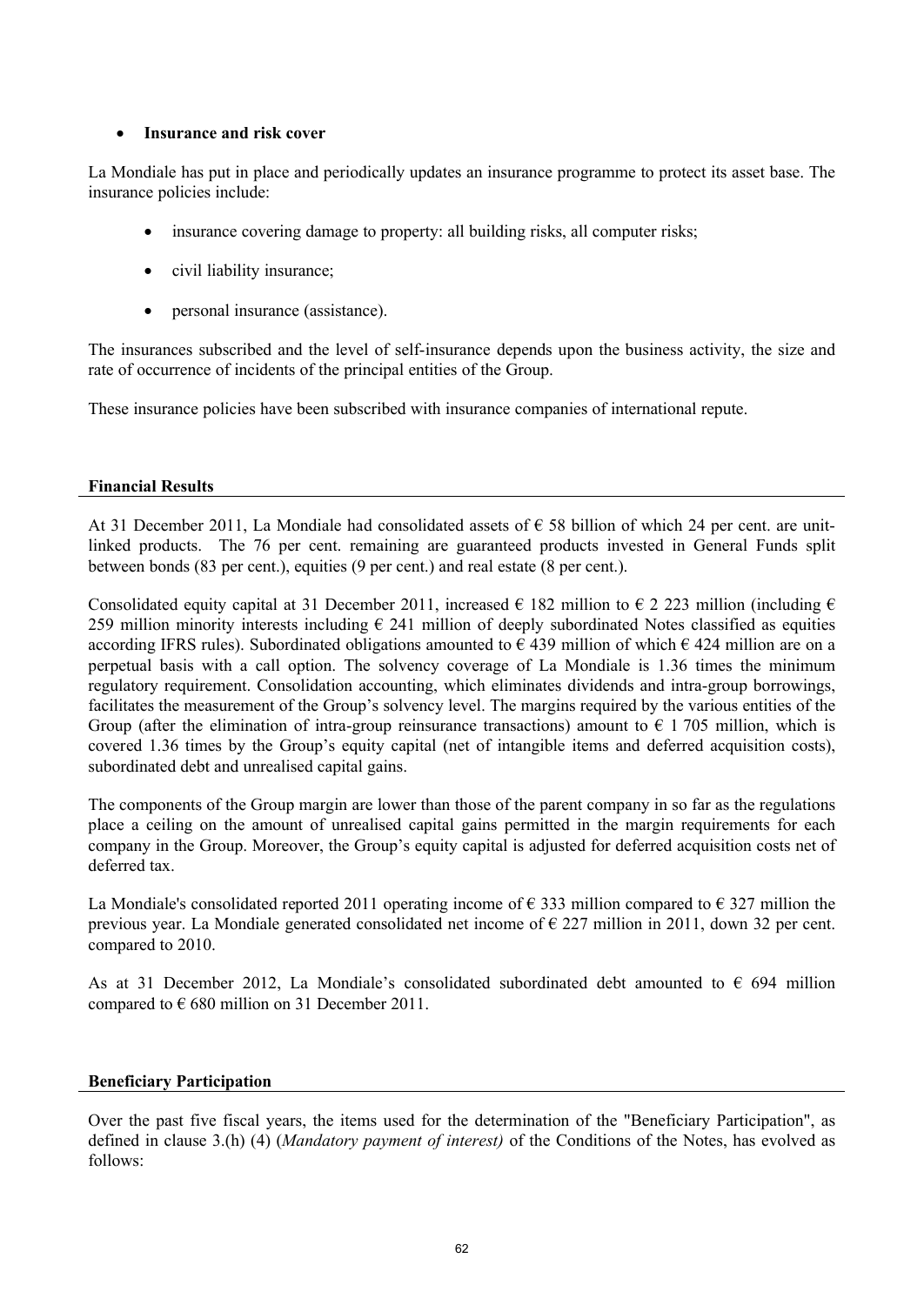- **Insurance and risk cover**

La Mondiale has put in place and periodically updates an insurance programme to protect its asset base. The insurance policies include:

- insurance covering damage to property: all building risks, all computer risks;
- civil liability insurance;
- personal insurance (assistance).

The insurances subscribed and the level of self-insurance depends upon the business activity, the size and rate of occurrence of incidents of the principal entities of the Group.

These insurance policies have been subscribed with insurance companies of international repute.

## Financial Results

At 31 December 2011, La Mondiale had consolidated assets of € 58 billion of which 24 per cent. are unit-linked products. The 76 per cent. remaining are guaranteed products invested in General Funds split between bonds (83 per cent.), equities (9 per cent.) and real estate (8 per cent.).

Consolidated equity capital at 31 December 2011, increased € 182 million to € 2 223 million (including € 259 million minority interests including € 241 million of deeply subordinated Notes classified as equities according IFRS rules). Subordinated obligations amounted to € 439 million of which € 424 million are on a perpetual basis with a call option. The solvency coverage of La Mondiale is 1.36 times the minimum regulatory requirement. Consolidation accounting, which eliminates dividends and intra-group borrowings, facilitates the measurement of the Group's solvency level. The margins required by the various entities of the Group (after the elimination of intra-group reinsurance transactions) amount to € 1 705 million, which is covered 1.36 times by the Group's equity capital (net of intangible items and deferred acquisition costs), subordinated debt and unrealised capital gains.

The components of the Group margin are lower than those of the parent company in so far as the regulations place a ceiling on the amount of unrealised capital gains permitted in the margin requirements for each company in the Group. Moreover, the Group's equity capital is adjusted for deferred acquisition costs net of deferred tax.

La Mondiale's consolidated reported 2011 operating income of € 333 million compared to € 327 million the previous year. La Mondiale generated consolidated net income of € 227 million in 2011, down 32 per cent. compared to 2010.

As at 31 December 2012, La Mondiale's consolidated subordinated debt amounted to € 694 million compared to € 680 million on 31 December 2011.

## Beneficiary Participation

Over the past five fiscal years, the items used for the determination of the "Beneficiary Participation", as defined in clause 3.(h) (4) (*Mandatory payment of interest)* of the Conditions of the Notes, has evolved as follows: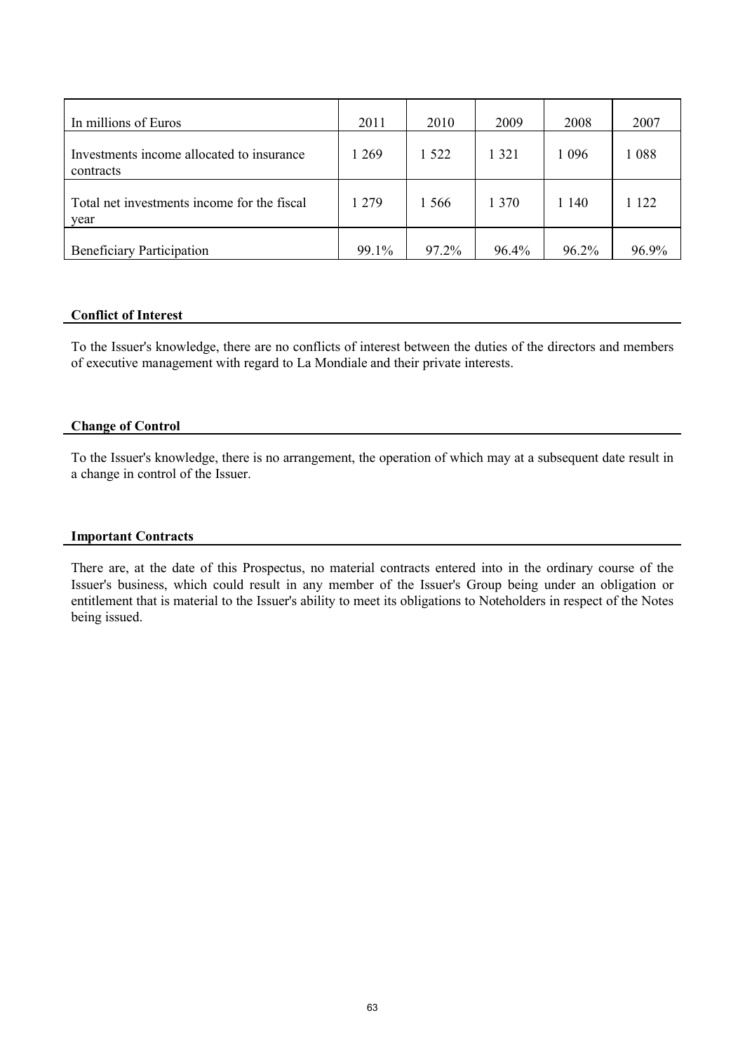| In millions of Euros | 2011 | 2010 | 2009 | 2008 | 2007 |
|---|---|---|---|---|---|
| Investments income allocated to insurance contracts | 1 269 | 1 522 | 1 321 | 1 096 | 1 088 |
| Total net investments income for the fiscal year | 1 279 | 1 566 | 1 370 | 1 140 | 1 122 |
| Beneficiary Participation | 99.1% | 97.2% | 96.4% | 96.2% | 96.9% |

**Conflict of Interest**

To the Issuer's knowledge, there are no conflicts of interest between the duties of the directors and members of executive management with regard to La Mondiale and their private interests.

**Change of Control**

To the Issuer's knowledge, there is no arrangement, the operation of which may at a subsequent date result in a change in control of the Issuer.

**Important Contracts**

There are, at the date of this Prospectus, no material contracts entered into in the ordinary course of the Issuer's business, which could result in any member of the Issuer's Group being under an obligation or entitlement that is material to the Issuer's ability to meet its obligations to Noteholders in respect of the Notes being issued.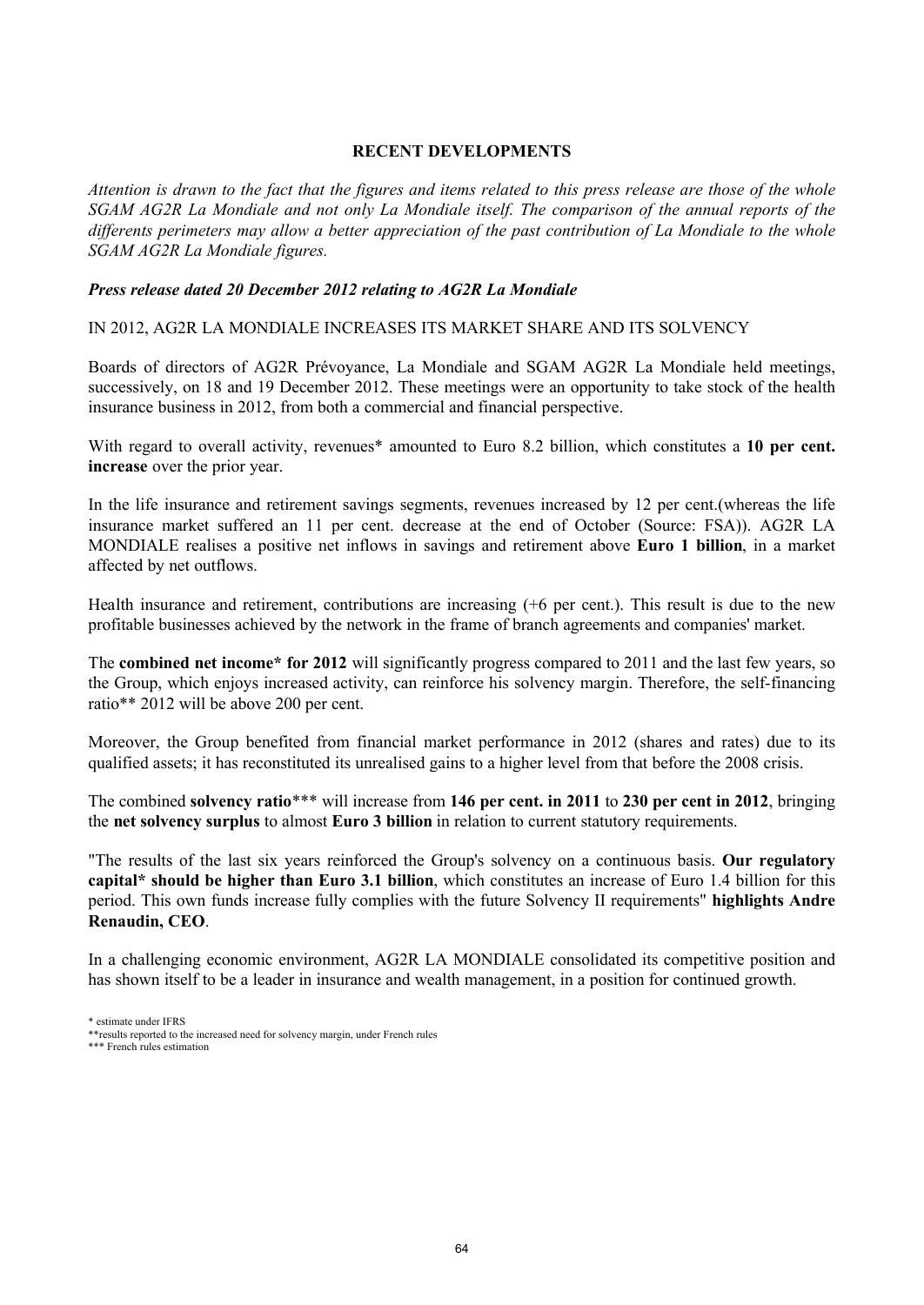## RECENT DEVELOPMENTS

*Attention is drawn to the fact that the figures and items related to this press release are those of the whole SGAM AG2R La Mondiale and not only La Mondiale itself. The comparison of the annual reports of the differents perimeters may allow a better appreciation of the past contribution of La Mondiale to the whole SGAM AG2R La Mondiale figures.*

***Press release dated 20 December 2012 relating to AG2R La Mondiale***

IN 2012, AG2R LA MONDIALE INCREASES ITS MARKET SHARE AND ITS SOLVENCY

Boards of directors of AG2R Prévoyance, La Mondiale and SGAM AG2R La Mondiale held meetings, successively, on 18 and 19 December 2012. These meetings were an opportunity to take stock of the health insurance business in 2012, from both a commercial and financial perspective.

With regard to overall activity, revenues* amounted to Euro 8.2 billion, which constitutes a **10 per cent. increase** over the prior year.

In the life insurance and retirement savings segments, revenues increased by 12 per cent.(whereas the life insurance market suffered an 11 per cent. decrease at the end of October (Source: FSA)). AG2R LA MONDIALE realises a positive net inflows in savings and retirement above **Euro 1 billion**, in a market affected by net outflows.

Health insurance and retirement, contributions are increasing (+6 per cent.). This result is due to the new profitable businesses achieved by the network in the frame of branch agreements and companies' market.

The **combined net income* for 2012** will significantly progress compared to 2011 and the last few years, so the Group, which enjoys increased activity, can reinforce his solvency margin. Therefore, the self-financing ratio** 2012 will be above 200 per cent.

Moreover, the Group benefited from financial market performance in 2012 (shares and rates) due to its qualified assets; it has reconstituted its unrealised gains to a higher level from that before the 2008 crisis.

The combined **solvency ratio***** will increase from **146 per cent. in 2011** to **230 per cent in 2012**, bringing the **net solvency surplus** to almost **Euro 3 billion** in relation to current statutory requirements.

"The results of the last six years reinforced the Group's solvency on a continuous basis. **Our regulatory capital* should be higher than Euro 3.1 billion**, which constitutes an increase of Euro 1.4 billion for this period. This own funds increase fully complies with the future Solvency II requirements" **highlights Andre Renaudin, CEO**.

In a challenging economic environment, AG2R LA MONDIALE consolidated its competitive position and has shown itself to be a leader in insurance and wealth management, in a position for continued growth.

\* estimate under IFRS

\*\*results reported to the increased need for solvency margin, under French rules

\*\*\* French rules estimation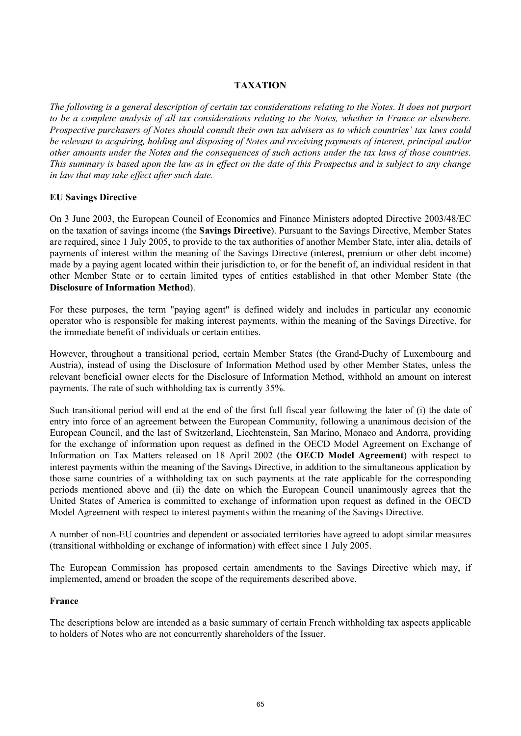## TAXATION

*The following is a general description of certain tax considerations relating to the Notes. It does not purport to be a complete analysis of all tax considerations relating to the Notes, whether in France or elsewhere. Prospective purchasers of Notes should consult their own tax advisers as to which countries' tax laws could be relevant to acquiring, holding and disposing of Notes and receiving payments of interest, principal and/or other amounts under the Notes and the consequences of such actions under the tax laws of those countries. This summary is based upon the law as in effect on the date of this Prospectus and is subject to any change in law that may take effect after such date.*

### EU Savings Directive

On 3 June 2003, the European Council of Economics and Finance Ministers adopted Directive 2003/48/EC on the taxation of savings income (the **Savings Directive**). Pursuant to the Savings Directive, Member States are required, since 1 July 2005, to provide to the tax authorities of another Member State, inter alia, details of payments of interest within the meaning of the Savings Directive (interest, premium or other debt income) made by a paying agent located within their jurisdiction to, or for the benefit of, an individual resident in that other Member State or to certain limited types of entities established in that other Member State (the **Disclosure of Information Method**).

For these purposes, the term "paying agent" is defined widely and includes in particular any economic operator who is responsible for making interest payments, within the meaning of the Savings Directive, for the immediate benefit of individuals or certain entities.

However, throughout a transitional period, certain Member States (the Grand-Duchy of Luxembourg and Austria), instead of using the Disclosure of Information Method used by other Member States, unless the relevant beneficial owner elects for the Disclosure of Information Method, withhold an amount on interest payments. The rate of such withholding tax is currently 35%.

Such transitional period will end at the end of the first full fiscal year following the later of (i) the date of entry into force of an agreement between the European Community, following a unanimous decision of the European Council, and the last of Switzerland, Liechtenstein, San Marino, Monaco and Andorra, providing for the exchange of information upon request as defined in the OECD Model Agreement on Exchange of Information on Tax Matters released on 18 April 2002 (the **OECD Model Agreement**) with respect to interest payments within the meaning of the Savings Directive, in addition to the simultaneous application by those same countries of a withholding tax on such payments at the rate applicable for the corresponding periods mentioned above and (ii) the date on which the European Council unanimously agrees that the United States of America is committed to exchange of information upon request as defined in the OECD Model Agreement with respect to interest payments within the meaning of the Savings Directive.

A number of non-EU countries and dependent or associated territories have agreed to adopt similar measures (transitional withholding or exchange of information) with effect since 1 July 2005.

The European Commission has proposed certain amendments to the Savings Directive which may, if implemented, amend or broaden the scope of the requirements described above.

### France

The descriptions below are intended as a basic summary of certain French withholding tax aspects applicable to holders of Notes who are not concurrently shareholders of the Issuer.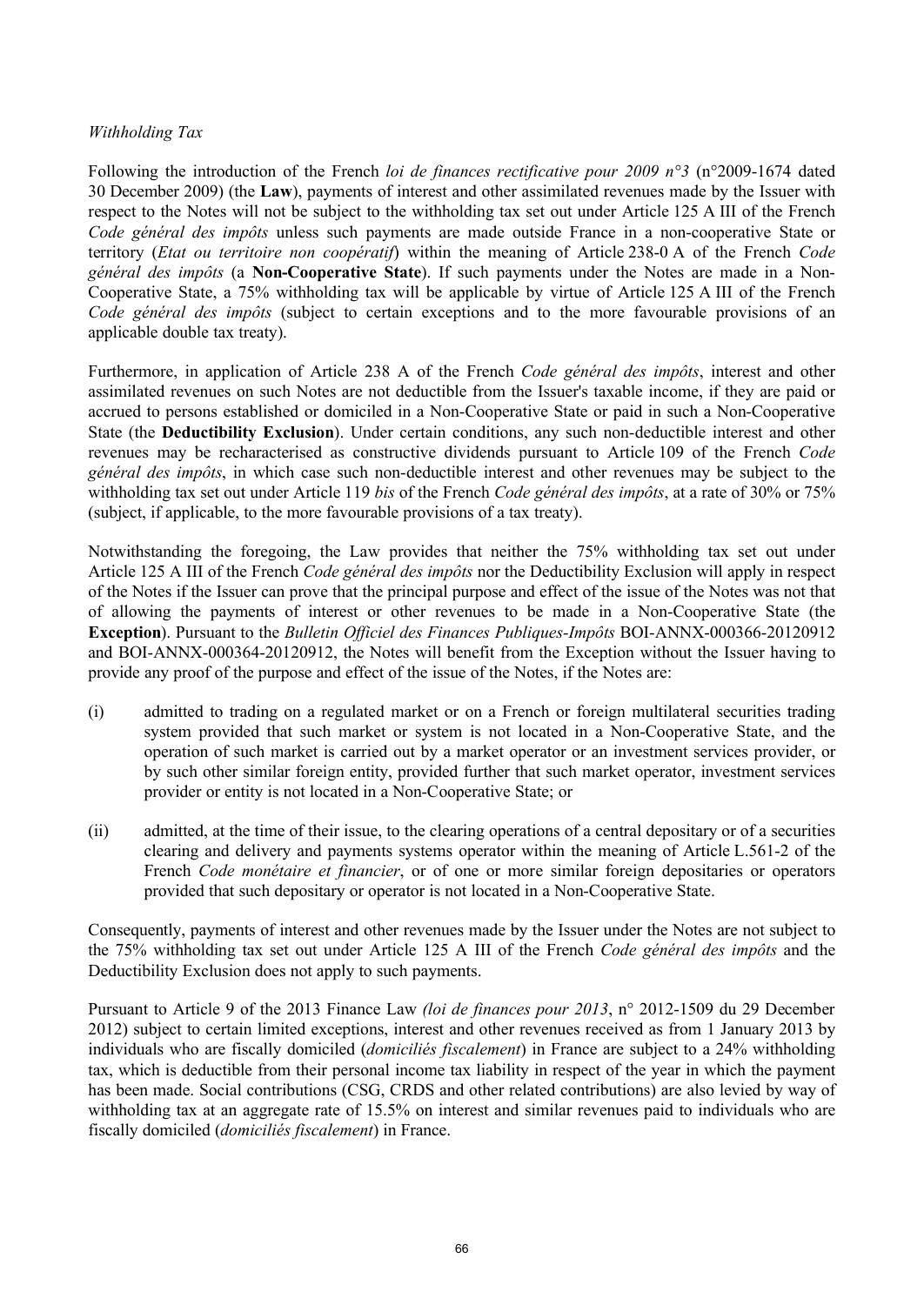*Withholding Tax*

Following the introduction of the French *loi de finances rectificative pour 2009 n°3* (n°2009-1674 dated 30 December 2009) (the **Law**), payments of interest and other assimilated revenues made by the Issuer with respect to the Notes will not be subject to the withholding tax set out under Article 125 A III of the French *Code général des impôts* unless such payments are made outside France in a non-cooperative State or territory (*Etat ou territoire non coopératif*) within the meaning of Article 238-0 A of the French *Code général des impôts* (a **Non-Cooperative State**). If such payments under the Notes are made in a Non-Cooperative State, a 75% withholding tax will be applicable by virtue of Article 125 A III of the French *Code général des impôts* (subject to certain exceptions and to the more favourable provisions of an applicable double tax treaty).

Furthermore, in application of Article 238 A of the French *Code général des impôts*, interest and other assimilated revenues on such Notes are not deductible from the Issuer's taxable income, if they are paid or accrued to persons established or domiciled in a Non-Cooperative State or paid in such a Non-Cooperative State (the **Deductibility Exclusion**). Under certain conditions, any such non-deductible interest and other revenues may be recharacterised as constructive dividends pursuant to Article 109 of the French *Code général des impôts*, in which case such non-deductible interest and other revenues may be subject to the withholding tax set out under Article 119 *bis* of the French *Code général des impôts*, at a rate of 30% or 75% (subject, if applicable, to the more favourable provisions of a tax treaty).

Notwithstanding the foregoing, the Law provides that neither the 75% withholding tax set out under Article 125 A III of the French *Code général des impôts* nor the Deductibility Exclusion will apply in respect of the Notes if the Issuer can prove that the principal purpose and effect of the issue of the Notes was not that of allowing the payments of interest or other revenues to be made in a Non-Cooperative State (the **Exception**). Pursuant to the *Bulletin Officiel des Finances Publiques-Impôts* BOI-ANNX-000366-20120912 and BOI-ANNX-000364-20120912, the Notes will benefit from the Exception without the Issuer having to provide any proof of the purpose and effect of the issue of the Notes, if the Notes are:

(i) admitted to trading on a regulated market or on a French or foreign multilateral securities trading system provided that such market or system is not located in a Non-Cooperative State, and the operation of such market is carried out by a market operator or an investment services provider, or by such other similar foreign entity, provided further that such market operator, investment services provider or entity is not located in a Non-Cooperative State; or

(ii) admitted, at the time of their issue, to the clearing operations of a central depositary or of a securities clearing and delivery and payments systems operator within the meaning of Article L.561-2 of the French *Code monétaire et financier*, or of one or more similar foreign depositaries or operators provided that such depositary or operator is not located in a Non-Cooperative State.

Consequently, payments of interest and other revenues made by the Issuer under the Notes are not subject to the 75% withholding tax set out under Article 125 A III of the French *Code général des impôts* and the Deductibility Exclusion does not apply to such payments.

Pursuant to Article 9 of the 2013 Finance Law *(loi de finances pour 2013*, n° 2012-1509 du 29 December 2012) subject to certain limited exceptions, interest and other revenues received as from 1 January 2013 by individuals who are fiscally domiciled (*domiciliés fiscalement*) in France are subject to a 24% withholding tax, which is deductible from their personal income tax liability in respect of the year in which the payment has been made. Social contributions (CSG, CRDS and other related contributions) are also levied by way of withholding tax at an aggregate rate of 15.5% on interest and similar revenues paid to individuals who are fiscally domiciled (*domiciliés fiscalement*) in France.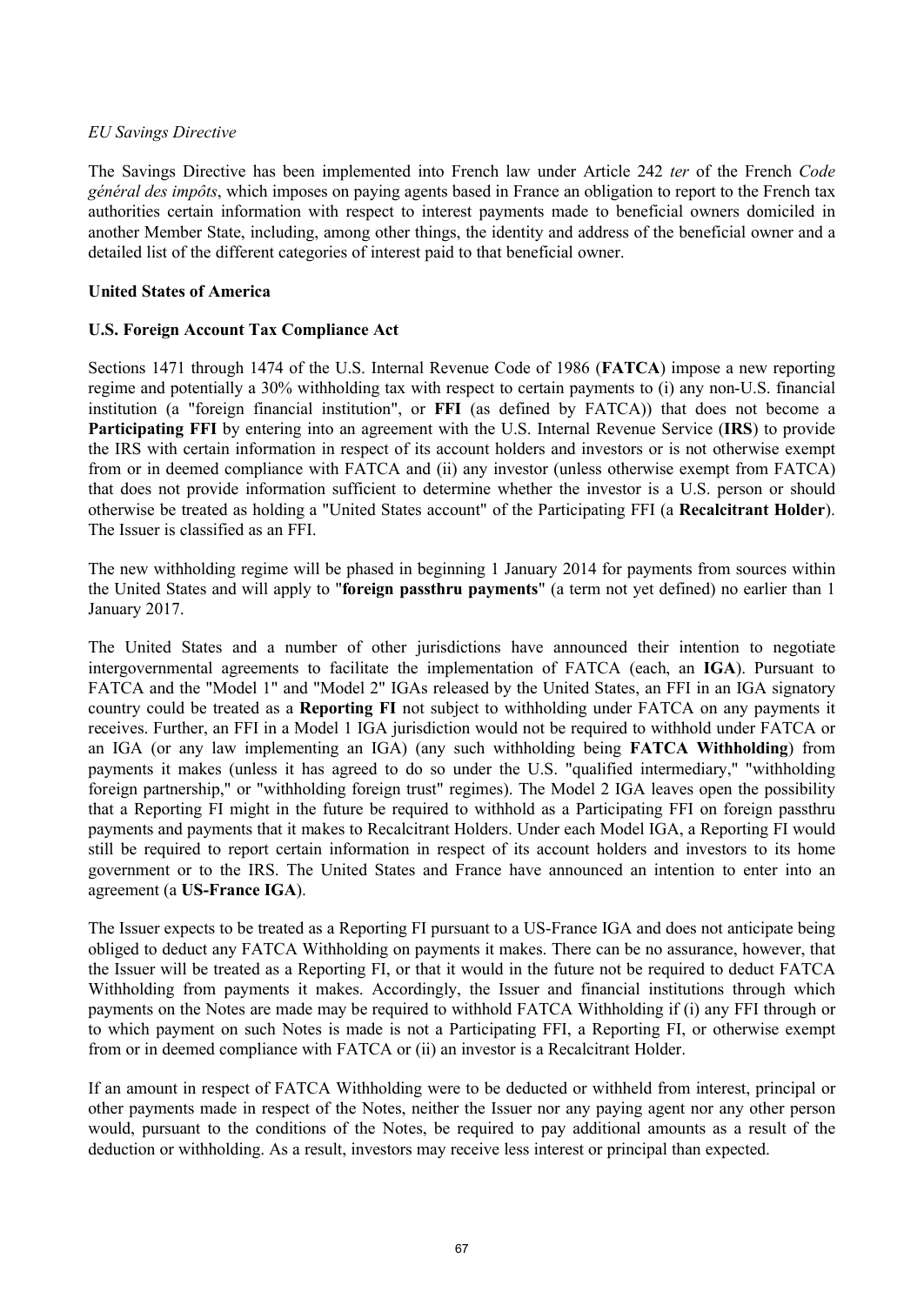*EU Savings Directive*

The Savings Directive has been implemented into French law under Article 242 *ter* of the French *Code général des impôts*, which imposes on paying agents based in France an obligation to report to the French tax authorities certain information with respect to interest payments made to beneficial owners domiciled in another Member State, including, among other things, the identity and address of the beneficial owner and a detailed list of the different categories of interest paid to that beneficial owner.

**United States of America**

**U.S. Foreign Account Tax Compliance Act**

Sections 1471 through 1474 of the U.S. Internal Revenue Code of 1986 (**FATCA**) impose a new reporting regime and potentially a 30% withholding tax with respect to certain payments to (i) any non-U.S. financial institution (a "foreign financial institution", or **FFI** (as defined by FATCA)) that does not become a **Participating FFI** by entering into an agreement with the U.S. Internal Revenue Service (**IRS**) to provide the IRS with certain information in respect of its account holders and investors or is not otherwise exempt from or in deemed compliance with FATCA and (ii) any investor (unless otherwise exempt from FATCA) that does not provide information sufficient to determine whether the investor is a U.S. person or should otherwise be treated as holding a "United States account" of the Participating FFI (a **Recalcitrant Holder**). The Issuer is classified as an FFI.

The new withholding regime will be phased in beginning 1 January 2014 for payments from sources within the United States and will apply to "**foreign passthru payments**" (a term not yet defined) no earlier than 1 January 2017.

The United States and a number of other jurisdictions have announced their intention to negotiate intergovernmental agreements to facilitate the implementation of FATCA (each, an **IGA**). Pursuant to FATCA and the "Model 1" and "Model 2" IGAs released by the United States, an FFI in an IGA signatory country could be treated as a **Reporting FI** not subject to withholding under FATCA on any payments it receives. Further, an FFI in a Model 1 IGA jurisdiction would not be required to withhold under FATCA or an IGA (or any law implementing an IGA) (any such withholding being **FATCA Withholding**) from payments it makes (unless it has agreed to do so under the U.S. "qualified intermediary," "withholding foreign partnership," or "withholding foreign trust" regimes). The Model 2 IGA leaves open the possibility that a Reporting FI might in the future be required to withhold as a Participating FFI on foreign passthru payments and payments that it makes to Recalcitrant Holders. Under each Model IGA, a Reporting FI would still be required to report certain information in respect of its account holders and investors to its home government or to the IRS. The United States and France have announced an intention to enter into an agreement (a **US-France IGA**).

The Issuer expects to be treated as a Reporting FI pursuant to a US-France IGA and does not anticipate being obliged to deduct any FATCA Withholding on payments it makes. There can be no assurance, however, that the Issuer will be treated as a Reporting FI, or that it would in the future not be required to deduct FATCA Withholding from payments it makes. Accordingly, the Issuer and financial institutions through which payments on the Notes are made may be required to withhold FATCA Withholding if (i) any FFI through or to which payment on such Notes is made is not a Participating FFI, a Reporting FI, or otherwise exempt from or in deemed compliance with FATCA or (ii) an investor is a Recalcitrant Holder.

If an amount in respect of FATCA Withholding were to be deducted or withheld from interest, principal or other payments made in respect of the Notes, neither the Issuer nor any paying agent nor any other person would, pursuant to the conditions of the Notes, be required to pay additional amounts as a result of the deduction or withholding. As a result, investors may receive less interest or principal than expected.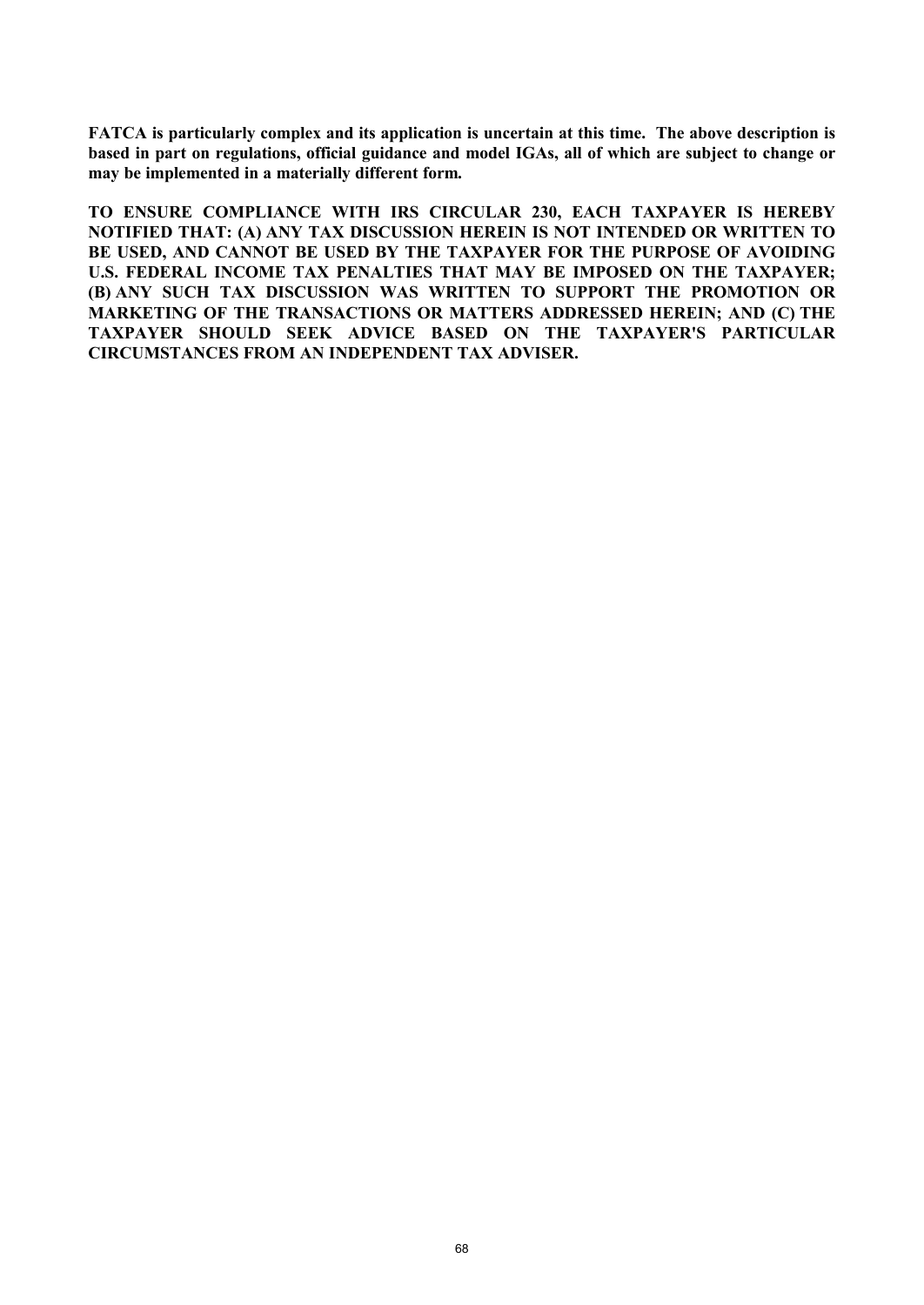**FATCA is particularly complex and its application is uncertain at this time. The above description is based in part on regulations, official guidance and model IGAs, all of which are subject to change or may be implemented in a materially different form.**

**TO ENSURE COMPLIANCE WITH IRS CIRCULAR 230, EACH TAXPAYER IS HEREBY NOTIFIED THAT: (A) ANY TAX DISCUSSION HEREIN IS NOT INTENDED OR WRITTEN TO BE USED, AND CANNOT BE USED BY THE TAXPAYER FOR THE PURPOSE OF AVOIDING U.S. FEDERAL INCOME TAX PENALTIES THAT MAY BE IMPOSED ON THE TAXPAYER; (B) ANY SUCH TAX DISCUSSION WAS WRITTEN TO SUPPORT THE PROMOTION OR MARKETING OF THE TRANSACTIONS OR MATTERS ADDRESSED HEREIN; AND (C) THE TAXPAYER SHOULD SEEK ADVICE BASED ON THE TAXPAYER'S PARTICULAR CIRCUMSTANCES FROM AN INDEPENDENT TAX ADVISER.**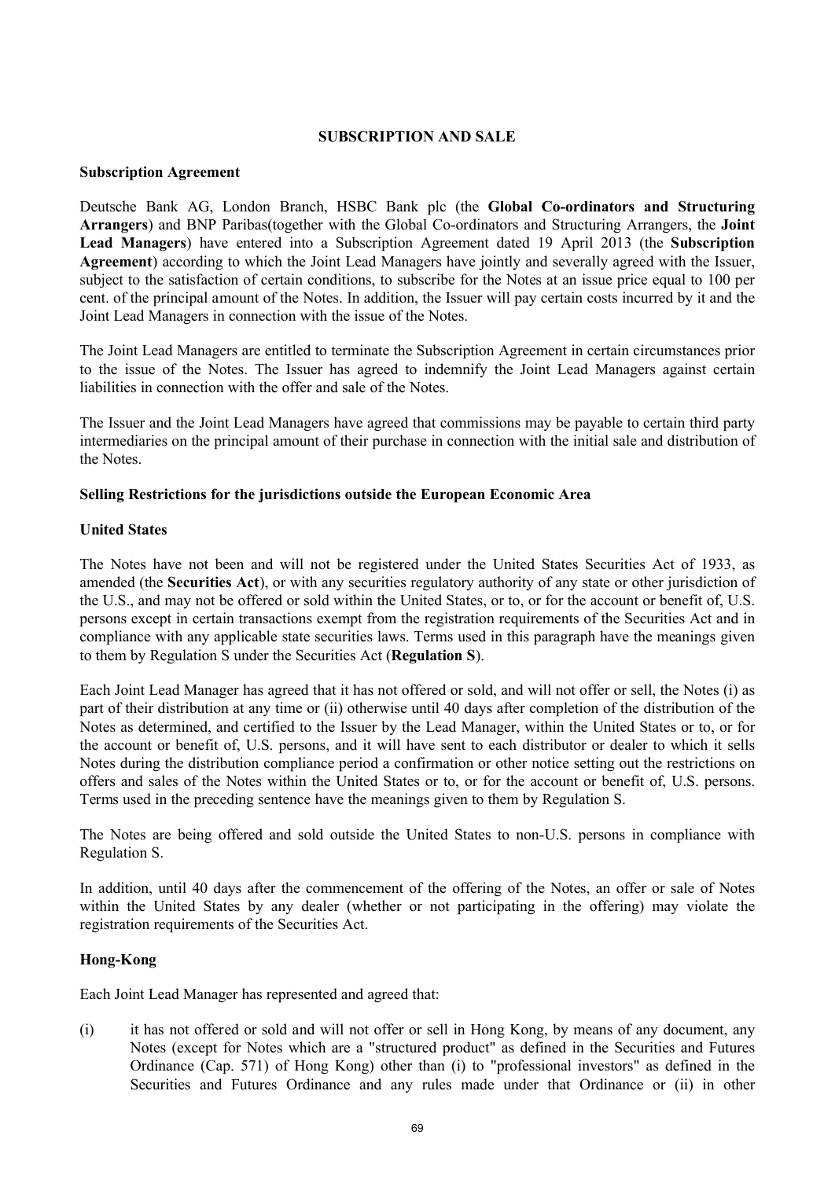## SUBSCRIPTION AND SALE

### Subscription Agreement

Deutsche Bank AG, London Branch, HSBC Bank plc (the **Global Co-ordinators and Structuring Arrangers**) and BNP Paribas(together with the Global Co-ordinators and Structuring Arrangers, the **Joint Lead Managers**) have entered into a Subscription Agreement dated 19 April 2013 (the **Subscription Agreement**) according to which the Joint Lead Managers have jointly and severally agreed with the Issuer, subject to the satisfaction of certain conditions, to subscribe for the Notes at an issue price equal to 100 per cent. of the principal amount of the Notes. In addition, the Issuer will pay certain costs incurred by it and the Joint Lead Managers in connection with the issue of the Notes.

The Joint Lead Managers are entitled to terminate the Subscription Agreement in certain circumstances prior to the issue of the Notes. The Issuer has agreed to indemnify the Joint Lead Managers against certain liabilities in connection with the offer and sale of the Notes.

The Issuer and the Joint Lead Managers have agreed that commissions may be payable to certain third party intermediaries on the principal amount of their purchase in connection with the initial sale and distribution of the Notes.

### Selling Restrictions for the jurisdictions outside the European Economic Area

#### United States

The Notes have not been and will not be registered under the United States Securities Act of 1933, as amended (the **Securities Act**), or with any securities regulatory authority of any state or other jurisdiction of the U.S., and may not be offered or sold within the United States, or to, or for the account or benefit of, U.S. persons except in certain transactions exempt from the registration requirements of the Securities Act and in compliance with any applicable state securities laws. Terms used in this paragraph have the meanings given to them by Regulation S under the Securities Act (**Regulation S**).

Each Joint Lead Manager has agreed that it has not offered or sold, and will not offer or sell, the Notes (i) as part of their distribution at any time or (ii) otherwise until 40 days after completion of the distribution of the Notes as determined, and certified to the Issuer by the Lead Manager, within the United States or to, or for the account or benefit of, U.S. persons, and it will have sent to each distributor or dealer to which it sells Notes during the distribution compliance period a confirmation or other notice setting out the restrictions on offers and sales of the Notes within the United States or to, or for the account or benefit of, U.S. persons. Terms used in the preceding sentence have the meanings given to them by Regulation S.

The Notes are being offered and sold outside the United States to non-U.S. persons in compliance with Regulation S.

In addition, until 40 days after the commencement of the offering of the Notes, an offer or sale of Notes within the United States by any dealer (whether or not participating in the offering) may violate the registration requirements of the Securities Act.

#### Hong-Kong

Each Joint Lead Manager has represented and agreed that:

(i) it has not offered or sold and will not offer or sell in Hong Kong, by means of any document, any Notes (except for Notes which are a "structured product" as defined in the Securities and Futures Ordinance (Cap. 571) of Hong Kong) other than (i) to "professional investors" as defined in the Securities and Futures Ordinance and any rules made under that Ordinance or (ii) in other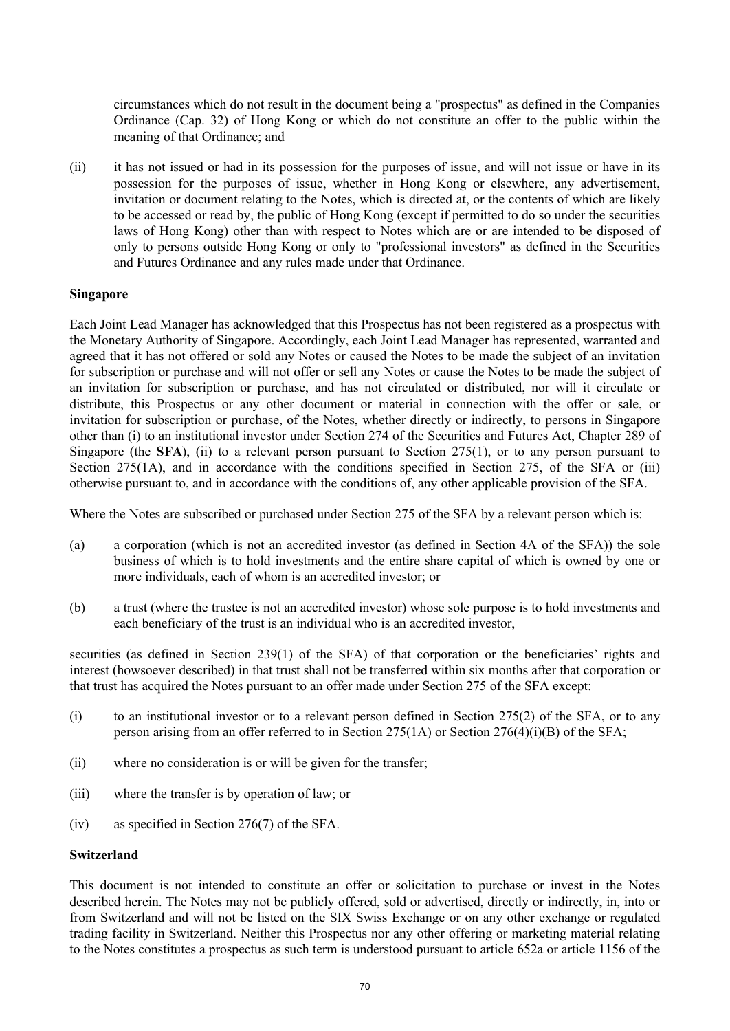circumstances which do not result in the document being a "prospectus" as defined in the Companies Ordinance (Cap. 32) of Hong Kong or which do not constitute an offer to the public within the meaning of that Ordinance; and

(ii) it has not issued or had in its possession for the purposes of issue, and will not issue or have in its possession for the purposes of issue, whether in Hong Kong or elsewhere, any advertisement, invitation or document relating to the Notes, which is directed at, or the contents of which are likely to be accessed or read by, the public of Hong Kong (except if permitted to do so under the securities laws of Hong Kong) other than with respect to Notes which are or are intended to be disposed of only to persons outside Hong Kong or only to "professional investors" as defined in the Securities and Futures Ordinance and any rules made under that Ordinance.

**Singapore**

Each Joint Lead Manager has acknowledged that this Prospectus has not been registered as a prospectus with the Monetary Authority of Singapore. Accordingly, each Joint Lead Manager has represented, warranted and agreed that it has not offered or sold any Notes or caused the Notes to be made the subject of an invitation for subscription or purchase and will not offer or sell any Notes or cause the Notes to be made the subject of an invitation for subscription or purchase, and has not circulated or distributed, nor will it circulate or distribute, this Prospectus or any other document or material in connection with the offer or sale, or invitation for subscription or purchase, of the Notes, whether directly or indirectly, to persons in Singapore other than (i) to an institutional investor under Section 274 of the Securities and Futures Act, Chapter 289 of Singapore (the **SFA**), (ii) to a relevant person pursuant to Section 275(1), or to any person pursuant to Section 275(1A), and in accordance with the conditions specified in Section 275, of the SFA or (iii) otherwise pursuant to, and in accordance with the conditions of, any other applicable provision of the SFA.

Where the Notes are subscribed or purchased under Section 275 of the SFA by a relevant person which is:

(a) a corporation (which is not an accredited investor (as defined in Section 4A of the SFA)) the sole business of which is to hold investments and the entire share capital of which is owned by one or more individuals, each of whom is an accredited investor; or

(b) a trust (where the trustee is not an accredited investor) whose sole purpose is to hold investments and each beneficiary of the trust is an individual who is an accredited investor,

securities (as defined in Section 239(1) of the SFA) of that corporation or the beneficiaries' rights and interest (howsoever described) in that trust shall not be transferred within six months after that corporation or that trust has acquired the Notes pursuant to an offer made under Section 275 of the SFA except:

(i) to an institutional investor or to a relevant person defined in Section 275(2) of the SFA, or to any person arising from an offer referred to in Section 275(1A) or Section 276(4)(i)(B) of the SFA;

(ii) where no consideration is or will be given for the transfer;

(iii) where the transfer is by operation of law; or

(iv) as specified in Section 276(7) of the SFA.

**Switzerland**

This document is not intended to constitute an offer or solicitation to purchase or invest in the Notes described herein. The Notes may not be publicly offered, sold or advertised, directly or indirectly, in, into or from Switzerland and will not be listed on the SIX Swiss Exchange or on any other exchange or regulated trading facility in Switzerland. Neither this Prospectus nor any other offering or marketing material relating to the Notes constitutes a prospectus as such term is understood pursuant to article 652a or article 1156 of the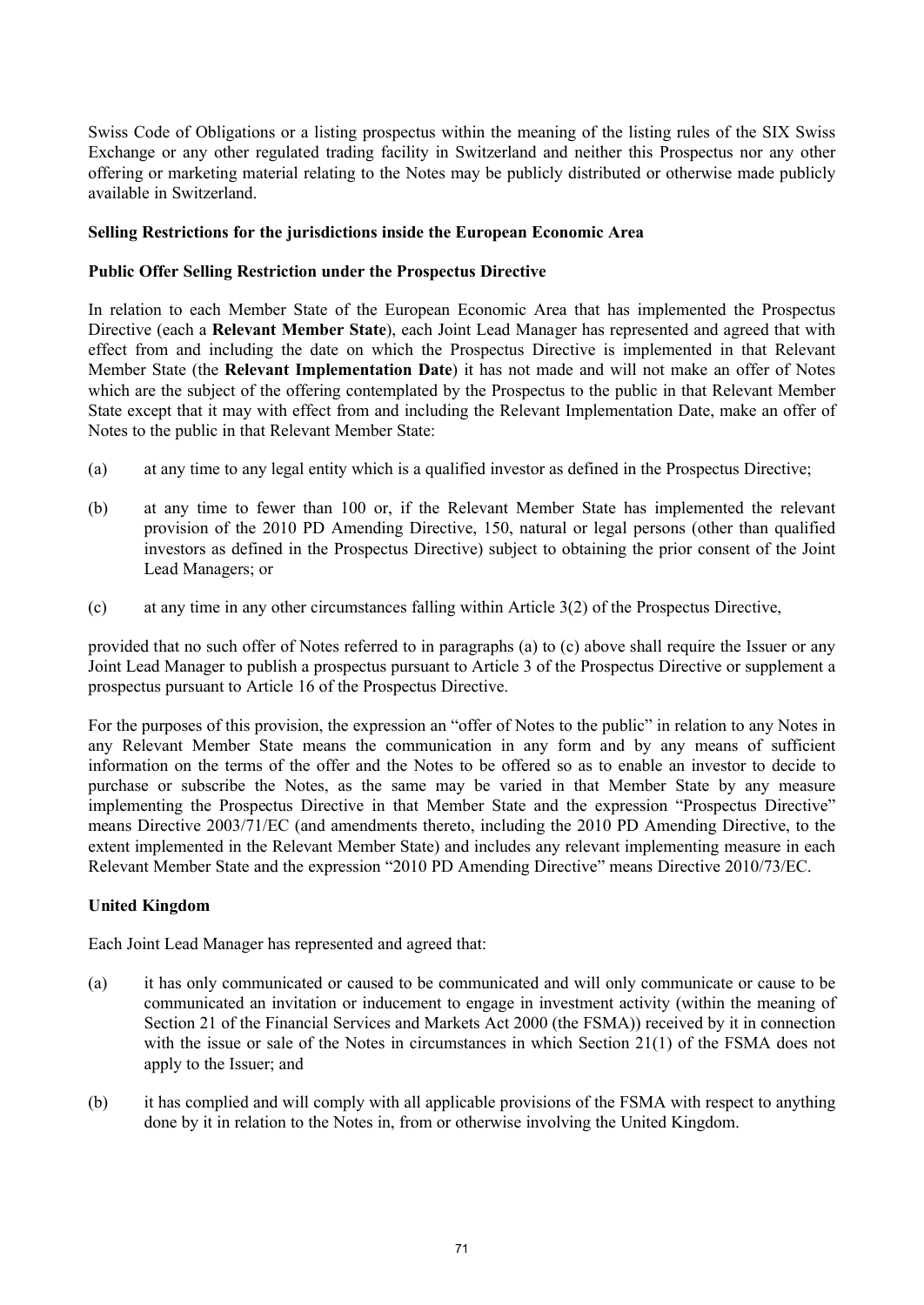Swiss Code of Obligations or a listing prospectus within the meaning of the listing rules of the SIX Swiss Exchange or any other regulated trading facility in Switzerland and neither this Prospectus nor any other offering or marketing material relating to the Notes may be publicly distributed or otherwise made publicly available in Switzerland.

**Selling Restrictions for the jurisdictions inside the European Economic Area**

**Public Offer Selling Restriction under the Prospectus Directive**

In relation to each Member State of the European Economic Area that has implemented the Prospectus Directive (each a **Relevant Member State**), each Joint Lead Manager has represented and agreed that with effect from and including the date on which the Prospectus Directive is implemented in that Relevant Member State (the **Relevant Implementation Date**) it has not made and will not make an offer of Notes which are the subject of the offering contemplated by the Prospectus to the public in that Relevant Member State except that it may with effect from and including the Relevant Implementation Date, make an offer of Notes to the public in that Relevant Member State:

(a) at any time to any legal entity which is a qualified investor as defined in the Prospectus Directive;

(b) at any time to fewer than 100 or, if the Relevant Member State has implemented the relevant provision of the 2010 PD Amending Directive, 150, natural or legal persons (other than qualified investors as defined in the Prospectus Directive) subject to obtaining the prior consent of the Joint Lead Managers; or

(c) at any time in any other circumstances falling within Article 3(2) of the Prospectus Directive,

provided that no such offer of Notes referred to in paragraphs (a) to (c) above shall require the Issuer or any Joint Lead Manager to publish a prospectus pursuant to Article 3 of the Prospectus Directive or supplement a prospectus pursuant to Article 16 of the Prospectus Directive.

For the purposes of this provision, the expression an "offer of Notes to the public" in relation to any Notes in any Relevant Member State means the communication in any form and by any means of sufficient information on the terms of the offer and the Notes to be offered so as to enable an investor to decide to purchase or subscribe the Notes, as the same may be varied in that Member State by any measure implementing the Prospectus Directive in that Member State and the expression "Prospectus Directive" means Directive 2003/71/EC (and amendments thereto, including the 2010 PD Amending Directive, to the extent implemented in the Relevant Member State) and includes any relevant implementing measure in each Relevant Member State and the expression "2010 PD Amending Directive" means Directive 2010/73/EC.

**United Kingdom**

Each Joint Lead Manager has represented and agreed that:

(a) it has only communicated or caused to be communicated and will only communicate or cause to be communicated an invitation or inducement to engage in investment activity (within the meaning of Section 21 of the Financial Services and Markets Act 2000 (the FSMA)) received by it in connection with the issue or sale of the Notes in circumstances in which Section 21(1) of the FSMA does not apply to the Issuer; and

(b) it has complied and will comply with all applicable provisions of the FSMA with respect to anything done by it in relation to the Notes in, from or otherwise involving the United Kingdom.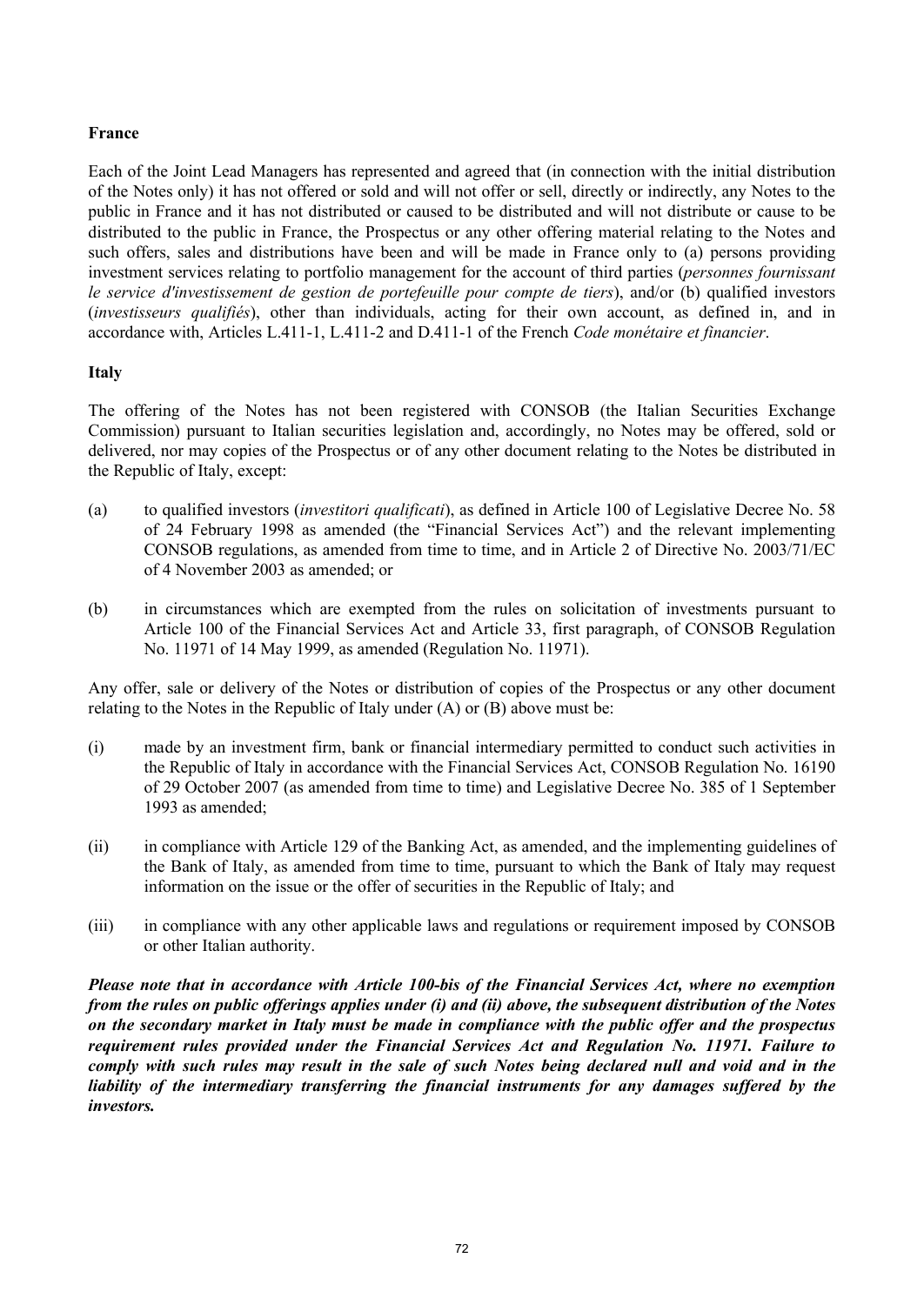**France**

Each of the Joint Lead Managers has represented and agreed that (in connection with the initial distribution of the Notes only) it has not offered or sold and will not offer or sell, directly or indirectly, any Notes to the public in France and it has not distributed or caused to be distributed and will not distribute or cause to be distributed to the public in France, the Prospectus or any other offering material relating to the Notes and such offers, sales and distributions have been and will be made in France only to (a) persons providing investment services relating to portfolio management for the account of third parties (*personnes fournissant le service d'investissement de gestion de portefeuille pour compte de tiers*), and/or (b) qualified investors (*investisseurs qualifiés*), other than individuals, acting for their own account, as defined in, and in accordance with, Articles L.411-1, L.411-2 and D.411-1 of the French *Code monétaire et financier*.

**Italy**

The offering of the Notes has not been registered with CONSOB (the Italian Securities Exchange Commission) pursuant to Italian securities legislation and, accordingly, no Notes may be offered, sold or delivered, nor may copies of the Prospectus or of any other document relating to the Notes be distributed in the Republic of Italy, except:

(a) to qualified investors (*investitori qualificati*), as defined in Article 100 of Legislative Decree No. 58 of 24 February 1998 as amended (the "Financial Services Act") and the relevant implementing CONSOB regulations, as amended from time to time, and in Article 2 of Directive No. 2003/71/EC of 4 November 2003 as amended; or

(b) in circumstances which are exempted from the rules on solicitation of investments pursuant to Article 100 of the Financial Services Act and Article 33, first paragraph, of CONSOB Regulation No. 11971 of 14 May 1999, as amended (Regulation No. 11971).

Any offer, sale or delivery of the Notes or distribution of copies of the Prospectus or any other document relating to the Notes in the Republic of Italy under (A) or (B) above must be:

(i) made by an investment firm, bank or financial intermediary permitted to conduct such activities in the Republic of Italy in accordance with the Financial Services Act, CONSOB Regulation No. 16190 of 29 October 2007 (as amended from time to time) and Legislative Decree No. 385 of 1 September 1993 as amended;

(ii) in compliance with Article 129 of the Banking Act, as amended, and the implementing guidelines of the Bank of Italy, as amended from time to time, pursuant to which the Bank of Italy may request information on the issue or the offer of securities in the Republic of Italy; and

(iii) in compliance with any other applicable laws and regulations or requirement imposed by CONSOB or other Italian authority.

***Please note that in accordance with Article 100-bis of the Financial Services Act, where no exemption from the rules on public offerings applies under (i) and (ii) above, the subsequent distribution of the Notes on the secondary market in Italy must be made in compliance with the public offer and the prospectus requirement rules provided under the Financial Services Act and Regulation No. 11971. Failure to comply with such rules may result in the sale of such Notes being declared null and void and in the liability of the intermediary transferring the financial instruments for any damages suffered by the investors.***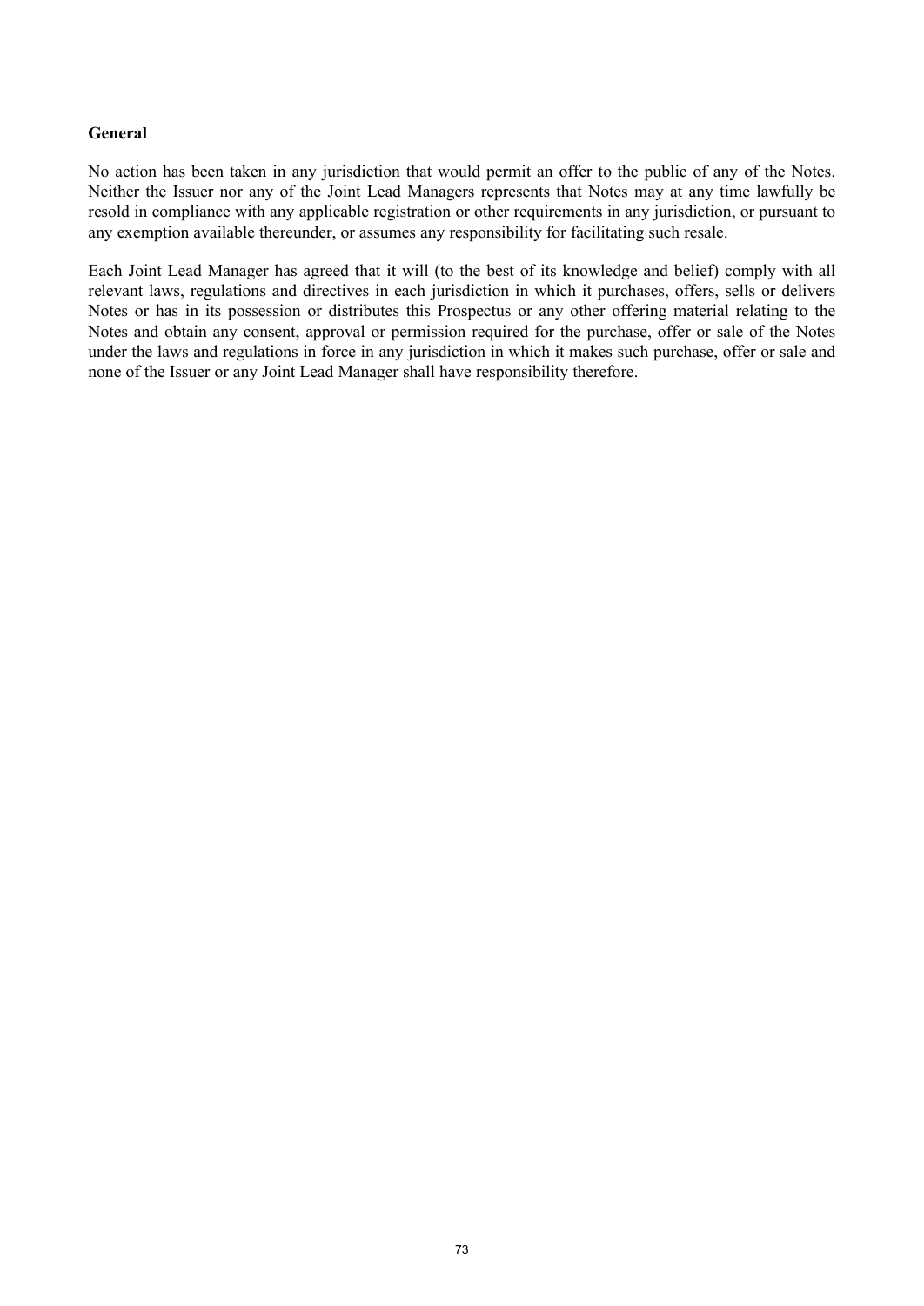**General**

No action has been taken in any jurisdiction that would permit an offer to the public of any of the Notes. Neither the Issuer nor any of the Joint Lead Managers represents that Notes may at any time lawfully be resold in compliance with any applicable registration or other requirements in any jurisdiction, or pursuant to any exemption available thereunder, or assumes any responsibility for facilitating such resale.

Each Joint Lead Manager has agreed that it will (to the best of its knowledge and belief) comply with all relevant laws, regulations and directives in each jurisdiction in which it purchases, offers, sells or delivers Notes or has in its possession or distributes this Prospectus or any other offering material relating to the Notes and obtain any consent, approval or permission required for the purchase, offer or sale of the Notes under the laws and regulations in force in any jurisdiction in which it makes such purchase, offer or sale and none of the Issuer or any Joint Lead Manager shall have responsibility therefore.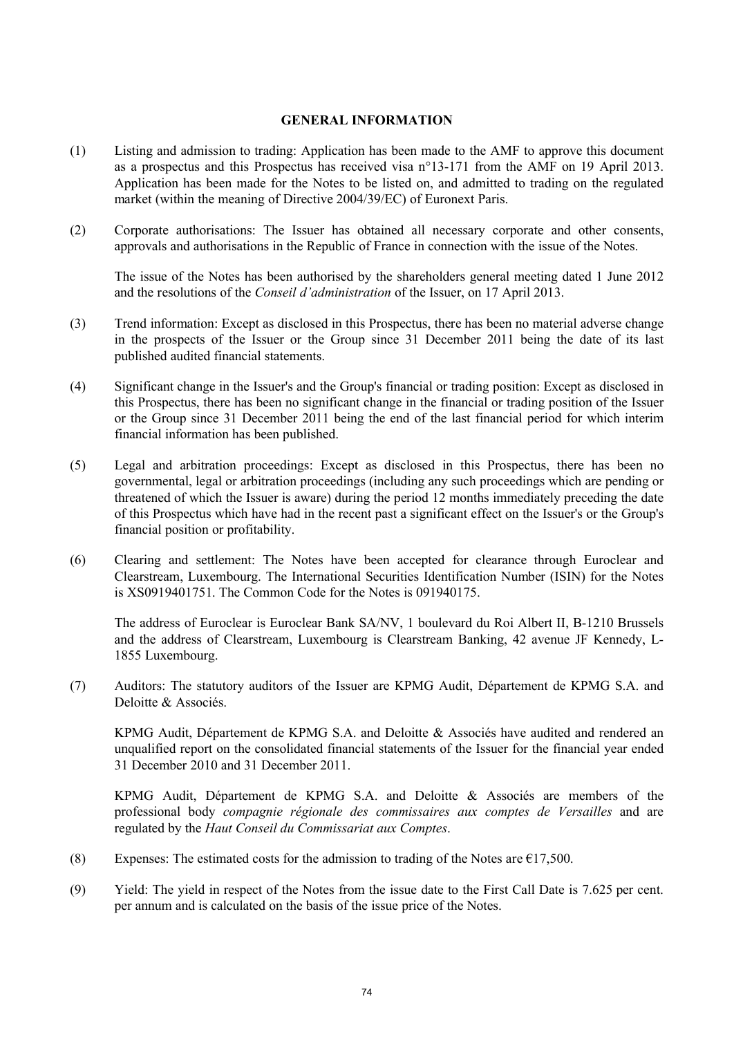## GENERAL INFORMATION

(1) Listing and admission to trading: Application has been made to the AMF to approve this document as a prospectus and this Prospectus has received visa n°13-171 from the AMF on 19 April 2013. Application has been made for the Notes to be listed on, and admitted to trading on the regulated market (within the meaning of Directive 2004/39/EC) of Euronext Paris.

(2) Corporate authorisations: The Issuer has obtained all necessary corporate and other consents, approvals and authorisations in the Republic of France in connection with the issue of the Notes.

The issue of the Notes has been authorised by the shareholders general meeting dated 1 June 2012 and the resolutions of the *Conseil d'administration* of the Issuer, on 17 April 2013.

(3) Trend information: Except as disclosed in this Prospectus, there has been no material adverse change in the prospects of the Issuer or the Group since 31 December 2011 being the date of its last published audited financial statements.

(4) Significant change in the Issuer's and the Group's financial or trading position: Except as disclosed in this Prospectus, there has been no significant change in the financial or trading position of the Issuer or the Group since 31 December 2011 being the end of the last financial period for which interim financial information has been published.

(5) Legal and arbitration proceedings: Except as disclosed in this Prospectus, there has been no governmental, legal or arbitration proceedings (including any such proceedings which are pending or threatened of which the Issuer is aware) during the period 12 months immediately preceding the date of this Prospectus which have had in the recent past a significant effect on the Issuer's or the Group's financial position or profitability.

(6) Clearing and settlement: The Notes have been accepted for clearance through Euroclear and Clearstream, Luxembourg. The International Securities Identification Number (ISIN) for the Notes is XS0919401751. The Common Code for the Notes is 091940175.

The address of Euroclear is Euroclear Bank SA/NV, 1 boulevard du Roi Albert II, B-1210 Brussels and the address of Clearstream, Luxembourg is Clearstream Banking, 42 avenue JF Kennedy, L-1855 Luxembourg.

(7) Auditors: The statutory auditors of the Issuer are KPMG Audit, Département de KPMG S.A. and Deloitte & Associés.

KPMG Audit, Département de KPMG S.A. and Deloitte & Associés have audited and rendered an unqualified report on the consolidated financial statements of the Issuer for the financial year ended 31 December 2010 and 31 December 2011.

KPMG Audit, Département de KPMG S.A. and Deloitte & Associés are members of the professional body *compagnie régionale des commissaires aux comptes de Versailles* and are regulated by the *Haut Conseil du Commissariat aux Comptes*.

(8) Expenses: The estimated costs for the admission to trading of the Notes are €17,500.

(9) Yield: The yield in respect of the Notes from the issue date to the First Call Date is 7.625 per cent. per annum and is calculated on the basis of the issue price of the Notes.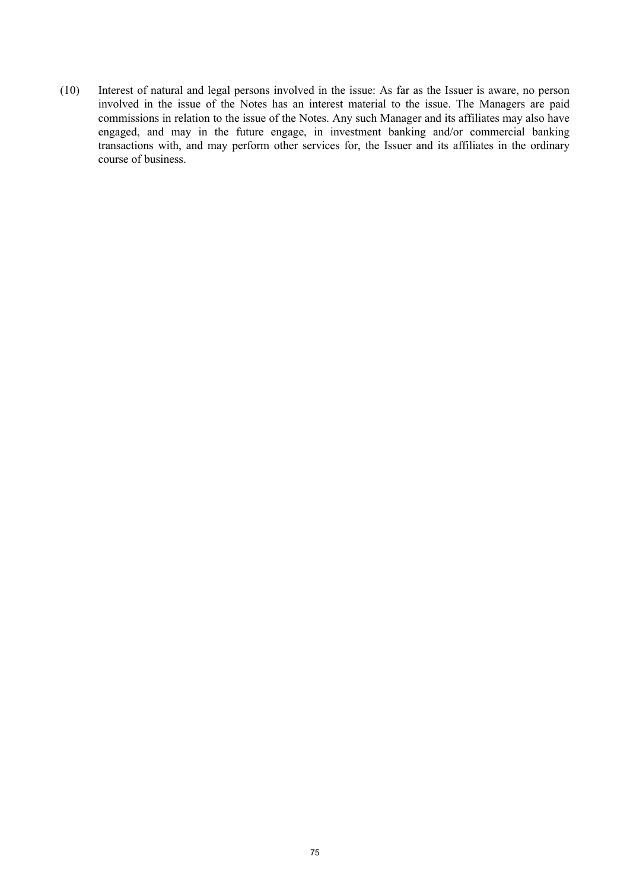(10) Interest of natural and legal persons involved in the issue: As far as the Issuer is aware, no person involved in the issue of the Notes has an interest material to the issue. The Managers are paid commissions in relation to the issue of the Notes. Any such Manager and its affiliates may also have engaged, and may in the future engage, in investment banking and/or commercial banking transactions with, and may perform other services for, the Issuer and its affiliates in the ordinary course of business.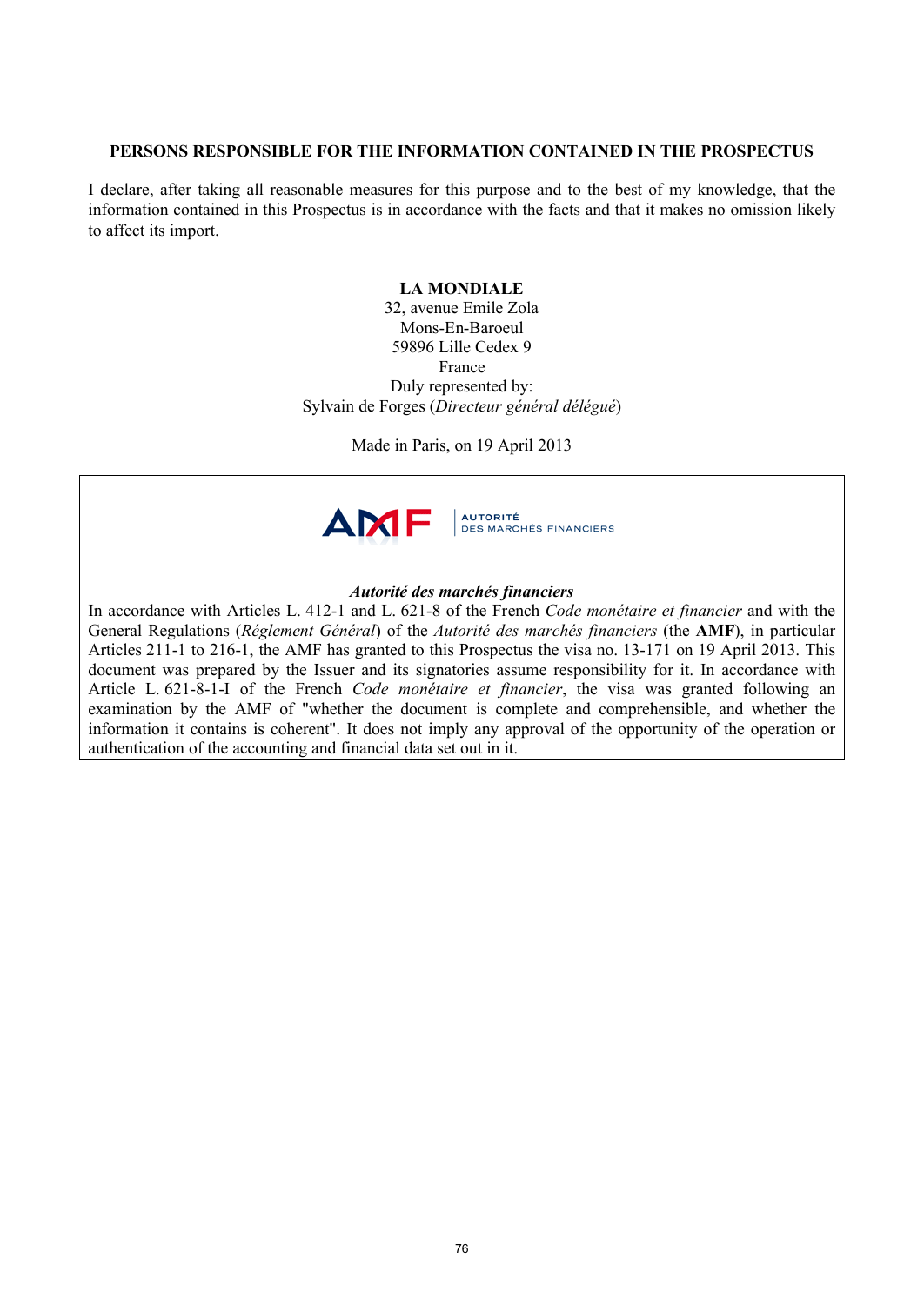## PERSONS RESPONSIBLE FOR THE INFORMATION CONTAINED IN THE PROSPECTUS

I declare, after taking all reasonable measures for this purpose and to the best of my knowledge, that the information contained in this Prospectus is in accordance with the facts and that it makes no omission likely to affect its import.

**LA MONDIALE**
32, avenue Emile Zola
Mons-En-Baroeul
59896 Lille Cedex 9
France
Duly represented by:
Sylvain de Forges (*Directeur général délégué*)

Made in Paris, on 19 April 2013

AMF | AUTORITÉ DES MARCHÉS FINANCIERS

***Autorité des marchés financiers***

In accordance with Articles L. 412-1 and L. 621-8 of the French *Code monétaire et financier* and with the General Regulations (*Réglement Général*) of the *Autorité des marchés financiers* (the **AMF**), in particular Articles 211-1 to 216-1, the AMF has granted to this Prospectus the visa no. 13-171 on 19 April 2013. This document was prepared by the Issuer and its signatories assume responsibility for it. In accordance with Article L. 621-8-1-I of the French *Code monétaire et financier*, the visa was granted following an examination by the AMF of "whether the document is complete and comprehensible, and whether the information it contains is coherent". It does not imply any approval of the opportunity of the operation or authentication of the accounting and financial data set out in it.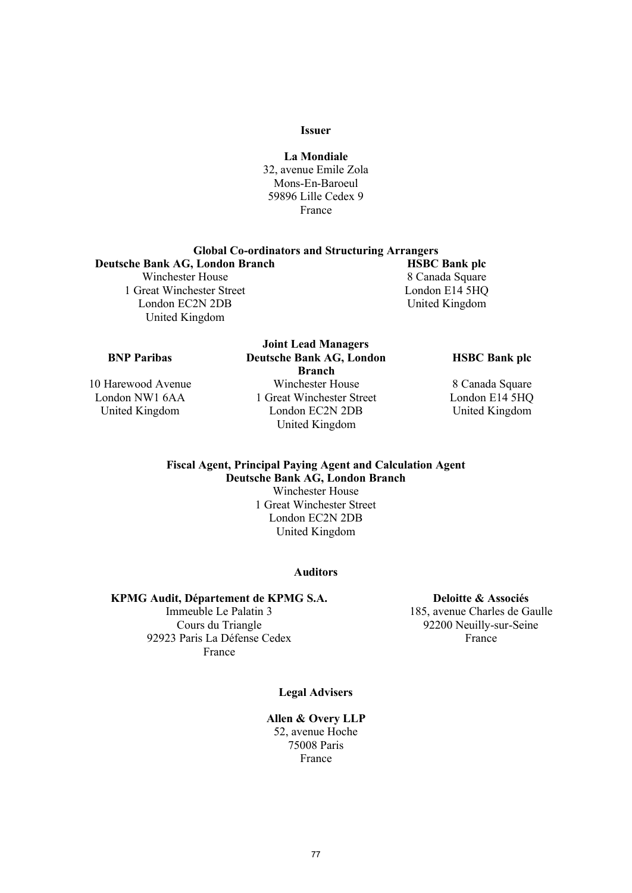**Issuer**

**La Mondiale**
32, avenue Emile Zola
Mons-En-Baroeul
59896 Lille Cedex 9
France

**Global Co-ordinators and Structuring Arrangers**

**Deutsche Bank AG, London Branch**
Winchester House
1 Great Winchester Street
London EC2N 2DB
United Kingdom

**HSBC Bank plc**
8 Canada Square
London E14 5HQ
United Kingdom

**Joint Lead Managers**

**BNP Paribas**
10 Harewood Avenue
London NW1 6AA
United Kingdom

**Deutsche Bank AG, London Branch**
Winchester House
1 Great Winchester Street
London EC2N 2DB
United Kingdom

**HSBC Bank plc**
8 Canada Square
London E14 5HQ
United Kingdom

**Fiscal Agent, Principal Paying Agent and Calculation Agent**

**Deutsche Bank AG, London Branch**
Winchester House
1 Great Winchester Street
London EC2N 2DB
United Kingdom

**Auditors**

**KPMG Audit, Département de KPMG S.A.**
Immeuble Le Palatin 3
Cours du Triangle
92923 Paris La Défense Cedex
France

**Deloitte & Associés**
185, avenue Charles de Gaulle
92200 Neuilly-sur-Seine
France

**Legal Advisers**

**Allen & Overy LLP**
52, avenue Hoche
75008 Paris
France